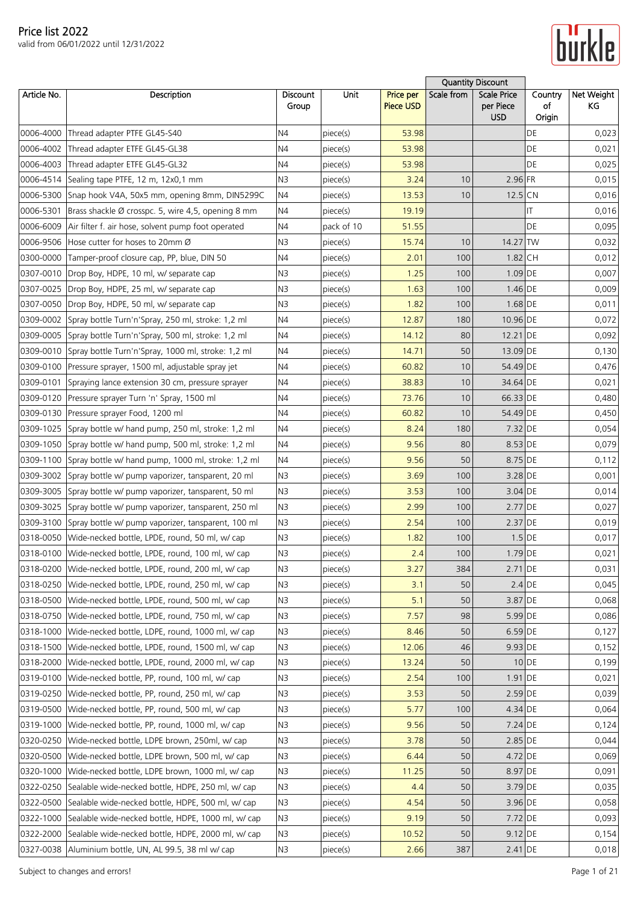# Price list 2022

valid from 06/01/2022 until 12/31/2022

| Article No. | Description | Discount Group | Unit | Price per Piece USD | Quantity Discount | | Country of Origin | Net Weight KG |
|---|---|---|---|---|---|---|---|---|
| | | | | | Scale from | Scale Price per Piece USD | | |
| 0006-4000 | Thread adapter PTFE GL45-S40 | N4 | piece(s) | 53.98 | | | DE | 0,023 |
| 0006-4002 | Thread adapter ETFE GL45-GL38 | N4 | piece(s) | 53.98 | | | DE | 0,021 |
| 0006-4003 | Thread adapter ETFE GL45-GL32 | N4 | piece(s) | 53.98 | | | DE | 0,025 |
| 0006-4514 | Sealing tape PTFE, 12 m, 12x0,1 mm | N3 | piece(s) | 3.24 | 10 | 2.96 | FR | 0,015 |
| 0006-5300 | Snap hook V4A, 50x5 mm, opening 8mm, DIN5299C | N4 | piece(s) | 13.53 | 10 | 12.5 | CN | 0,016 |
| 0006-5301 | Brass shackle Ø crosspc. 5, wire 4,5, opening 8 mm | N4 | piece(s) | 19.19 | | | IT | 0,016 |
| 0006-6009 | Air filter f. air hose, solvent pump foot operated | N4 | pack of 10 | 51.55 | | | DE | 0,095 |
| 0006-9506 | Hose cutter for hoses to 20mm Ø | N3 | piece(s) | 15.74 | 10 | 14.27 | TW | 0,032 |
| 0300-0000 | Tamper-proof closure cap, PP, blue, DIN 50 | N4 | piece(s) | 2.01 | 100 | 1.82 | CH | 0,012 |
| 0307-0010 | Drop Boy, HDPE, 10 ml, w/ separate cap | N3 | piece(s) | 1.25 | 100 | 1.09 | DE | 0,007 |
| 0307-0025 | Drop Boy, HDPE, 25 ml, w/ separate cap | N3 | piece(s) | 1.63 | 100 | 1.46 | DE | 0,009 |
| 0307-0050 | Drop Boy, HDPE, 50 ml, w/ separate cap | N3 | piece(s) | 1.82 | 100 | 1.68 | DE | 0,011 |
| 0309-0002 | Spray bottle Turn'n'Spray, 250 ml, stroke: 1,2 ml | N4 | piece(s) | 12.87 | 180 | 10.96 | DE | 0,072 |
| 0309-0005 | Spray bottle Turn'n'Spray, 500 ml, stroke: 1,2 ml | N4 | piece(s) | 14.12 | 80 | 12.21 | DE | 0,092 |
| 0309-0010 | Spray bottle Turn'n'Spray, 1000 ml, stroke: 1,2 ml | N4 | piece(s) | 14.71 | 50 | 13.09 | DE | 0,130 |
| 0309-0100 | Pressure sprayer, 1500 ml, adjustable spray jet | N4 | piece(s) | 60.82 | 10 | 54.49 | DE | 0,476 |
| 0309-0101 | Spraying lance extension 30 cm, pressure sprayer | N4 | piece(s) | 38.83 | 10 | 34.64 | DE | 0,021 |
| 0309-0120 | Pressure sprayer Turn 'n' Spray, 1500 ml | N4 | piece(s) | 73.76 | 10 | 66.33 | DE | 0,480 |
| 0309-0130 | Pressure sprayer Food, 1200 ml | N4 | piece(s) | 60.82 | 10 | 54.49 | DE | 0,450 |
| 0309-1025 | Spray bottle w/ hand pump, 250 ml, stroke: 1,2 ml | N4 | piece(s) | 8.24 | 180 | 7.32 | DE | 0,054 |
| 0309-1050 | Spray bottle w/ hand pump, 500 ml, stroke: 1,2 ml | N4 | piece(s) | 9.56 | 80 | 8.53 | DE | 0,079 |
| 0309-1100 | Spray bottle w/ hand pump, 1000 ml, stroke: 1,2 ml | N4 | piece(s) | 9.56 | 50 | 8.75 | DE | 0,112 |
| 0309-3002 | Spray bottle w/ pump vaporizer, tansparent, 20 ml | N3 | piece(s) | 3.69 | 100 | 3.28 | DE | 0,001 |
| 0309-3005 | Spray bottle w/ pump vaporizer, tansparent, 50 ml | N3 | piece(s) | 3.53 | 100 | 3.04 | DE | 0,014 |
| 0309-3025 | Spray bottle w/ pump vaporizer, tansparent, 250 ml | N3 | piece(s) | 2.99 | 100 | 2.77 | DE | 0,027 |
| 0309-3100 | Spray bottle w/ pump vaporizer, tansparent, 100 ml | N3 | piece(s) | 2.54 | 100 | 2.37 | DE | 0,019 |
| 0318-0050 | Wide-necked bottle, LPDE, round, 50 ml, w/ cap | N3 | piece(s) | 1.82 | 100 | 1.5 | DE | 0,017 |
| 0318-0100 | Wide-necked bottle, LPDE, round, 100 ml, w/ cap | N3 | piece(s) | 2.4 | 100 | 1.79 | DE | 0,021 |
| 0318-0200 | Wide-necked bottle, LPDE, round, 200 ml, w/ cap | N3 | piece(s) | 3.27 | 384 | 2.71 | DE | 0,031 |
| 0318-0250 | Wide-necked bottle, LPDE, round, 250 ml, w/ cap | N3 | piece(s) | 3.1 | 50 | 2.4 | DE | 0,045 |
| 0318-0500 | Wide-necked bottle, LPDE, round, 500 ml, w/ cap | N3 | piece(s) | 5.1 | 50 | 3.87 | DE | 0,068 |
| 0318-0750 | Wide-necked bottle, LPDE, round, 750 ml, w/ cap | N3 | piece(s) | 7.57 | 98 | 5.99 | DE | 0,086 |
| 0318-1000 | Wide-necked bottle, LDPE, round, 1000 ml, w/ cap | N3 | piece(s) | 8.46 | 50 | 6.59 | DE | 0,127 |
| 0318-1500 | Wide-necked bottle, LPDE, round, 1500 ml, w/ cap | N3 | piece(s) | 12.06 | 46 | 9.93 | DE | 0,152 |
| 0318-2000 | Wide-necked bottle, LPDE, round, 2000 ml, w/ cap | N3 | piece(s) | 13.24 | 50 | 10 | DE | 0,199 |
| 0319-0100 | Wide-necked bottle, PP, round, 100 ml, w/ cap | N3 | piece(s) | 2.54 | 100 | 1.91 | DE | 0,021 |
| 0319-0250 | Wide-necked bottle, PP, round, 250 ml, w/ cap | N3 | piece(s) | 3.53 | 50 | 2.59 | DE | 0,039 |
| 0319-0500 | Wide-necked bottle, PP, round, 500 ml, w/ cap | N3 | piece(s) | 5.77 | 100 | 4.34 | DE | 0,064 |
| 0319-1000 | Wide-necked bottle, PP, round, 1000 ml, w/ cap | N3 | piece(s) | 9.56 | 50 | 7.24 | DE | 0,124 |
| 0320-0250 | Wide-necked bottle, LDPE brown, 250ml, w/ cap | N3 | piece(s) | 3.78 | 50 | 2.85 | DE | 0,044 |
| 0320-0500 | Wide-necked bottle, LDPE brown, 500 ml, w/ cap | N3 | piece(s) | 6.44 | 50 | 4.72 | DE | 0,069 |
| 0320-1000 | Wide-necked bottle, LDPE brown, 1000 ml, w/ cap | N3 | piece(s) | 11.25 | 50 | 8.97 | DE | 0,091 |
| 0322-0250 | Sealable wide-necked bottle, HDPE, 250 ml, w/ cap | N3 | piece(s) | 4.4 | 50 | 3.79 | DE | 0,035 |
| 0322-0500 | Sealable wide-necked bottle, HDPE, 500 ml, w/ cap | N3 | piece(s) | 4.54 | 50 | 3.96 | DE | 0,058 |
| 0322-1000 | Sealable wide-necked bottle, HDPE, 1000 ml, w/ cap | N3 | piece(s) | 9.19 | 50 | 7.72 | DE | 0,093 |
| 0322-2000 | Sealable wide-necked bottle, HDPE, 2000 ml, w/ cap | N3 | piece(s) | 10.52 | 50 | 9.12 | DE | 0,154 |
| 0327-0038 | Aluminium bottle, UN, AL 99.5, 38 ml w/ cap | N3 | piece(s) | 2.66 | 387 | 2.41 | DE | 0,018 |

Subject to changes and errors!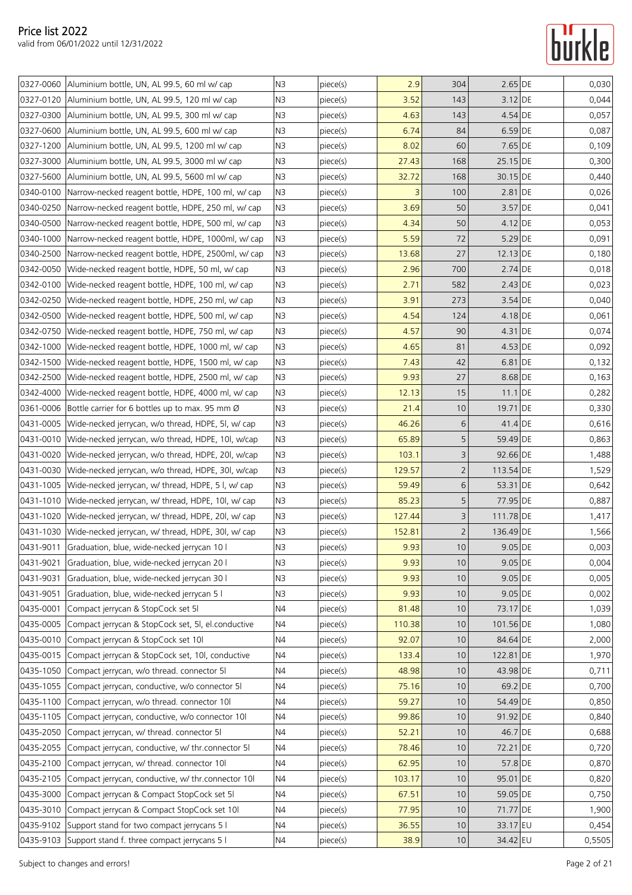# Price list 2022

valid from 06/01/2022 until 12/31/2022

| | | | | | | | | |
|---|---|---|---|---|---|---|---|---|
| 0327-0060 | Aluminium bottle, UN, AL 99.5, 60 ml w/ cap | N3 | piece(s) | 2.9 | 304 | 2.65 | DE | 0,030 |
| 0327-0120 | Aluminium bottle, UN, AL 99.5, 120 ml w/ cap | N3 | piece(s) | 3.52 | 143 | 3.12 | DE | 0,044 |
| 0327-0300 | Aluminium bottle, UN, AL 99.5, 300 ml w/ cap | N3 | piece(s) | 4.63 | 143 | 4.54 | DE | 0,057 |
| 0327-0600 | Aluminium bottle, UN, AL 99.5, 600 ml w/ cap | N3 | piece(s) | 6.74 | 84 | 6.59 | DE | 0,087 |
| 0327-1200 | Aluminium bottle, UN, AL 99.5, 1200 ml w/ cap | N3 | piece(s) | 8.02 | 60 | 7.65 | DE | 0,109 |
| 0327-3000 | Aluminium bottle, UN, AL 99.5, 3000 ml w/ cap | N3 | piece(s) | 27.43 | 168 | 25.15 | DE | 0,300 |
| 0327-5600 | Aluminium bottle, UN, AL 99.5, 5600 ml w/ cap | N3 | piece(s) | 32.72 | 168 | 30.15 | DE | 0,440 |
| 0340-0100 | Narrow-necked reagent bottle, HDPE, 100 ml, w/ cap | N3 | piece(s) | 3 | 100 | 2.81 | DE | 0,026 |
| 0340-0250 | Narrow-necked reagent bottle, HDPE, 250 ml, w/ cap | N3 | piece(s) | 3.69 | 50 | 3.57 | DE | 0,041 |
| 0340-0500 | Narrow-necked reagent bottle, HDPE, 500 ml, w/ cap | N3 | piece(s) | 4.34 | 50 | 4.12 | DE | 0,053 |
| 0340-1000 | Narrow-necked reagent bottle, HDPE, 1000ml, w/ cap | N3 | piece(s) | 5.59 | 72 | 5.29 | DE | 0,091 |
| 0340-2500 | Narrow-necked reagent bottle, HDPE, 2500ml, w/ cap | N3 | piece(s) | 13.68 | 27 | 12.13 | DE | 0,180 |
| 0342-0050 | Wide-necked reagent bottle, HDPE, 50 ml, w/ cap | N3 | piece(s) | 2.96 | 700 | 2.74 | DE | 0,018 |
| 0342-0100 | Wide-necked reagent bottle, HDPE, 100 ml, w/ cap | N3 | piece(s) | 2.71 | 582 | 2.43 | DE | 0,023 |
| 0342-0250 | Wide-necked reagent bottle, HDPE, 250 ml, w/ cap | N3 | piece(s) | 3.91 | 273 | 3.54 | DE | 0,040 |
| 0342-0500 | Wide-necked reagent bottle, HDPE, 500 ml, w/ cap | N3 | piece(s) | 4.54 | 124 | 4.18 | DE | 0,061 |
| 0342-0750 | Wide-necked reagent bottle, HDPE, 750 ml, w/ cap | N3 | piece(s) | 4.57 | 90 | 4.31 | DE | 0,074 |
| 0342-1000 | Wide-necked reagent bottle, HDPE, 1000 ml, w/ cap | N3 | piece(s) | 4.65 | 81 | 4.53 | DE | 0,092 |
| 0342-1500 | Wide-necked reagent bottle, HDPE, 1500 ml, w/ cap | N3 | piece(s) | 7.43 | 42 | 6.81 | DE | 0,132 |
| 0342-2500 | Wide-necked reagent bottle, HDPE, 2500 ml, w/ cap | N3 | piece(s) | 9.93 | 27 | 8.68 | DE | 0,163 |
| 0342-4000 | Wide-necked reagent bottle, HDPE, 4000 ml, w/ cap | N3 | piece(s) | 12.13 | 15 | 11.1 | DE | 0,282 |
| 0361-0006 | Bottle carrier for 6 bottles up to max. 95 mm Ø | N3 | piece(s) | 21.4 | 10 | 19.71 | DE | 0,330 |
| 0431-0005 | Wide-necked jerrycan, w/o thread, HDPE, 5l, w/ cap | N3 | piece(s) | 46.26 | 6 | 41.4 | DE | 0,616 |
| 0431-0010 | Wide-necked jerrycan, w/o thread, HDPE, 10l, w/cap | N3 | piece(s) | 65.89 | 5 | 59.49 | DE | 0,863 |
| 0431-0020 | Wide-necked jerrycan, w/o thread, HDPE, 20l, w/cap | N3 | piece(s) | 103.1 | 3 | 92.66 | DE | 1,488 |
| 0431-0030 | Wide-necked jerrycan, w/o thread, HDPE, 30l, w/cap | N3 | piece(s) | 129.57 | 2 | 113.54 | DE | 1,529 |
| 0431-1005 | Wide-necked jerrycan, w/ thread, HDPE, 5 l, w/ cap | N3 | piece(s) | 59.49 | 6 | 53.31 | DE | 0,642 |
| 0431-1010 | Wide-necked jerrycan, w/ thread, HDPE, 10l, w/ cap | N3 | piece(s) | 85.23 | 5 | 77.95 | DE | 0,887 |
| 0431-1020 | Wide-necked jerrycan, w/ thread, HDPE, 20l, w/ cap | N3 | piece(s) | 127.44 | 3 | 111.78 | DE | 1,417 |
| 0431-1030 | Wide-necked jerrycan, w/ thread, HDPE, 30l, w/ cap | N3 | piece(s) | 152.81 | 2 | 136.49 | DE | 1,566 |
| 0431-9011 | Graduation, blue, wide-necked jerrycan 10 l | N3 | piece(s) | 9.93 | 10 | 9.05 | DE | 0,003 |
| 0431-9021 | Graduation, blue, wide-necked jerrycan 20 l | N3 | piece(s) | 9.93 | 10 | 9.05 | DE | 0,004 |
| 0431-9031 | Graduation, blue, wide-necked jerrycan 30 l | N3 | piece(s) | 9.93 | 10 | 9.05 | DE | 0,005 |
| 0431-9051 | Graduation, blue, wide-necked jerrycan 5 l | N3 | piece(s) | 9.93 | 10 | 9.05 | DE | 0,002 |
| 0435-0001 | Compact jerrycan & StopCock set 5l | N4 | piece(s) | 81.48 | 10 | 73.17 | DE | 1,039 |
| 0435-0005 | Compact jerrycan & StopCock set, 5l, el.conductive | N4 | piece(s) | 110.38 | 10 | 101.56 | DE | 1,080 |
| 0435-0010 | Compact jerrycan & StopCock set 10l | N4 | piece(s) | 92.07 | 10 | 84.64 | DE | 2,000 |
| 0435-0015 | Compact jerrycan & StopCock set, 10l, conductive | N4 | piece(s) | 133.4 | 10 | 122.81 | DE | 1,970 |
| 0435-1050 | Compact jerrycan, w/o thread. connector 5l | N4 | piece(s) | 48.98 | 10 | 43.98 | DE | 0,711 |
| 0435-1055 | Compact jerrycan, conductive, w/o connector 5l | N4 | piece(s) | 75.16 | 10 | 69.2 | DE | 0,700 |
| 0435-1100 | Compact jerrycan, w/o thread. connector 10l | N4 | piece(s) | 59.27 | 10 | 54.49 | DE | 0,850 |
| 0435-1105 | Compact jerrycan, conductive, w/o connector 10l | N4 | piece(s) | 99.86 | 10 | 91.92 | DE | 0,840 |
| 0435-2050 | Compact jerrycan, w/ thread. connector 5l | N4 | piece(s) | 52.21 | 10 | 46.7 | DE | 0,688 |
| 0435-2055 | Compact jerrycan, conductive, w/ thr.connector 5l | N4 | piece(s) | 78.46 | 10 | 72.21 | DE | 0,720 |
| 0435-2100 | Compact jerrycan, w/ thread. connector 10l | N4 | piece(s) | 62.95 | 10 | 57.8 | DE | 0,870 |
| 0435-2105 | Compact jerrycan, conductive, w/ thr.connector 10l | N4 | piece(s) | 103.17 | 10 | 95.01 | DE | 0,820 |
| 0435-3000 | Compact jerrycan & Compact StopCock set 5l | N4 | piece(s) | 67.51 | 10 | 59.05 | DE | 0,750 |
| 0435-3010 | Compact jerrycan & Compact StopCock set 10l | N4 | piece(s) | 77.95 | 10 | 71.77 | DE | 1,900 |
| 0435-9102 | Support stand for two compact jerrycans 5 l | N4 | piece(s) | 36.55 | 10 | 33.17 | EU | 0,454 |
| 0435-9103 | Support stand f. three compact jerrycans 5 l | N4 | piece(s) | 38.9 | 10 | 34.42 | EU | 0,5505 |

Subject to changes and errors!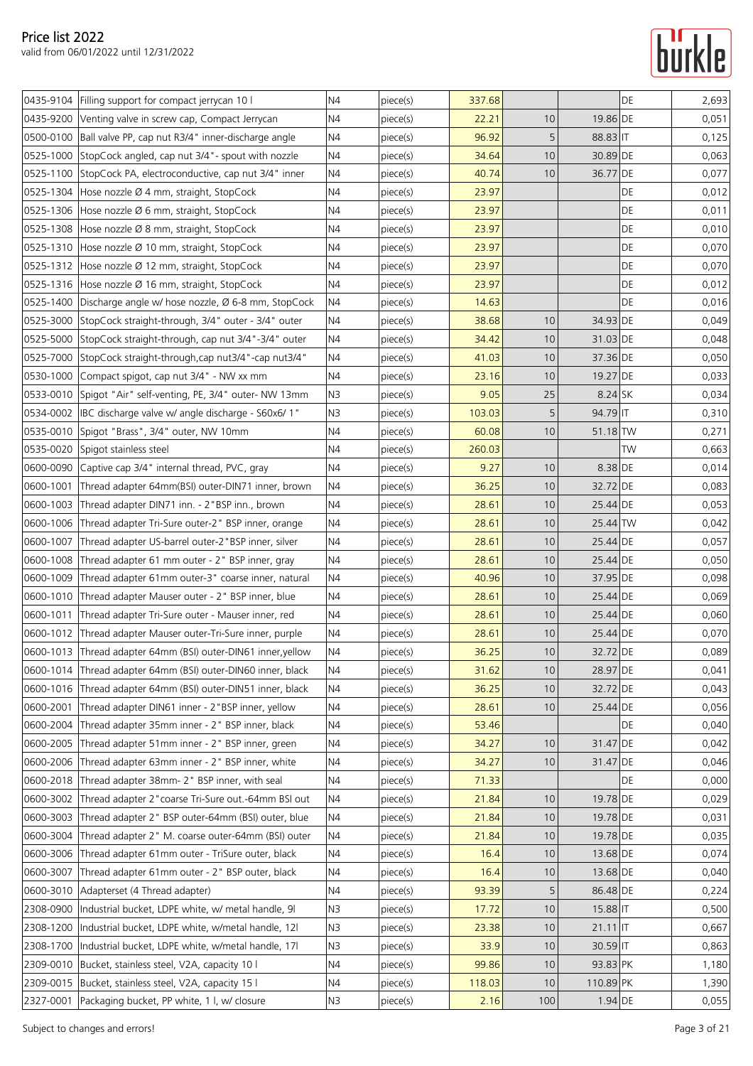# Price list 2022

valid from 06/01/2022 until 12/31/2022

| | | | | | | | | |
|---|---|---|---|---|---|---|---|---|
| 0435-9104 | Filling support for compact jerrycan 10 l | N4 | piece(s) | 337.68 | | | DE | 2,693 |
| 0435-9200 | Venting valve in screw cap, Compact Jerrycan | N4 | piece(s) | 22.21 | 10 | 19.86 | DE | 0,051 |
| 0500-0100 | Ball valve PP, cap nut R3/4" inner-discharge angle | N4 | piece(s) | 96.92 | 5 | 88.83 | IT | 0,125 |
| 0525-1000 | StopCock angled, cap nut 3/4"- spout with nozzle | N4 | piece(s) | 34.64 | 10 | 30.89 | DE | 0,063 |
| 0525-1100 | StopCock PA, electroconductive, cap nut 3/4" inner | N4 | piece(s) | 40.74 | 10 | 36.77 | DE | 0,077 |
| 0525-1304 | Hose nozzle Ø 4 mm, straight, StopCock | N4 | piece(s) | 23.97 | | | DE | 0,012 |
| 0525-1306 | Hose nozzle Ø 6 mm, straight, StopCock | N4 | piece(s) | 23.97 | | | DE | 0,011 |
| 0525-1308 | Hose nozzle Ø 8 mm, straight, StopCock | N4 | piece(s) | 23.97 | | | DE | 0,010 |
| 0525-1310 | Hose nozzle Ø 10 mm, straight, StopCock | N4 | piece(s) | 23.97 | | | DE | 0,070 |
| 0525-1312 | Hose nozzle Ø 12 mm, straight, StopCock | N4 | piece(s) | 23.97 | | | DE | 0,070 |
| 0525-1316 | Hose nozzle Ø 16 mm, straight, StopCock | N4 | piece(s) | 23.97 | | | DE | 0,012 |
| 0525-1400 | Discharge angle w/ hose nozzle, Ø 6-8 mm, StopCock | N4 | piece(s) | 14.63 | | | DE | 0,016 |
| 0525-3000 | StopCock straight-through, 3/4" outer - 3/4" outer | N4 | piece(s) | 38.68 | 10 | 34.93 | DE | 0,049 |
| 0525-5000 | StopCock straight-through, cap nut 3/4"-3/4" outer | N4 | piece(s) | 34.42 | 10 | 31.03 | DE | 0,048 |
| 0525-7000 | StopCock straight-through,cap nut3/4"-cap nut3/4" | N4 | piece(s) | 41.03 | 10 | 37.36 | DE | 0,050 |
| 0530-1000 | Compact spigot, cap nut 3/4" - NW xx mm | N4 | piece(s) | 23.16 | 10 | 19.27 | DE | 0,033 |
| 0533-0010 | Spigot "Air" self-venting, PE, 3/4" outer- NW 13mm | N3 | piece(s) | 9.05 | 25 | 8.24 | SK | 0,034 |
| 0534-0002 | IBC discharge valve w/ angle discharge - S60x6/ 1" | N3 | piece(s) | 103.03 | 5 | 94.79 | IT | 0,310 |
| 0535-0010 | Spigot "Brass", 3/4" outer, NW 10mm | N4 | piece(s) | 60.08 | 10 | 51.18 | TW | 0,271 |
| 0535-0020 | Spigot stainless steel | N4 | piece(s) | 260.03 | | | TW | 0,663 |
| 0600-0090 | Captive cap 3/4" internal thread, PVC, gray | N4 | piece(s) | 9.27 | 10 | 8.38 | DE | 0,014 |
| 0600-1001 | Thread adapter 64mm(BSI) outer-DIN71 inner, brown | N4 | piece(s) | 36.25 | 10 | 32.72 | DE | 0,083 |
| 0600-1003 | Thread adapter DIN71 inn. - 2"BSP inn., brown | N4 | piece(s) | 28.61 | 10 | 25.44 | DE | 0,053 |
| 0600-1006 | Thread adapter Tri-Sure outer-2" BSP inner, orange | N4 | piece(s) | 28.61 | 10 | 25.44 | TW | 0,042 |
| 0600-1007 | Thread adapter US-barrel outer-2"BSP inner, silver | N4 | piece(s) | 28.61 | 10 | 25.44 | DE | 0,057 |
| 0600-1008 | Thread adapter 61 mm outer - 2" BSP inner, gray | N4 | piece(s) | 28.61 | 10 | 25.44 | DE | 0,050 |
| 0600-1009 | Thread adapter 61mm outer-3" coarse inner, natural | N4 | piece(s) | 40.96 | 10 | 37.95 | DE | 0,098 |
| 0600-1010 | Thread adapter Mauser outer - 2" BSP inner, blue | N4 | piece(s) | 28.61 | 10 | 25.44 | DE | 0,069 |
| 0600-1011 | Thread adapter Tri-Sure outer - Mauser inner, red | N4 | piece(s) | 28.61 | 10 | 25.44 | DE | 0,060 |
| 0600-1012 | Thread adapter Mauser outer-Tri-Sure inner, purple | N4 | piece(s) | 28.61 | 10 | 25.44 | DE | 0,070 |
| 0600-1013 | Thread adapter 64mm (BSI) outer-DIN61 inner,yellow | N4 | piece(s) | 36.25 | 10 | 32.72 | DE | 0,089 |
| 0600-1014 | Thread adapter 64mm (BSI) outer-DIN60 inner, black | N4 | piece(s) | 31.62 | 10 | 28.97 | DE | 0,041 |
| 0600-1016 | Thread adapter 64mm (BSI) outer-DIN51 inner, black | N4 | piece(s) | 36.25 | 10 | 32.72 | DE | 0,043 |
| 0600-2001 | Thread adapter DIN61 inner - 2"BSP inner, yellow | N4 | piece(s) | 28.61 | 10 | 25.44 | DE | 0,056 |
| 0600-2004 | Thread adapter 35mm inner - 2" BSP inner, black | N4 | piece(s) | 53.46 | | | DE | 0,040 |
| 0600-2005 | Thread adapter 51mm inner - 2" BSP inner, green | N4 | piece(s) | 34.27 | 10 | 31.47 | DE | 0,042 |
| 0600-2006 | Thread adapter 63mm inner - 2" BSP inner, white | N4 | piece(s) | 34.27 | 10 | 31.47 | DE | 0,046 |
| 0600-2018 | Thread adapter 38mm- 2" BSP inner, with seal | N4 | piece(s) | 71.33 | | | DE | 0,000 |
| 0600-3002 | Thread adapter 2"coarse Tri-Sure out.-64mm BSI out | N4 | piece(s) | 21.84 | 10 | 19.78 | DE | 0,029 |
| 0600-3003 | Thread adapter 2" BSP outer-64mm (BSI) outer, blue | N4 | piece(s) | 21.84 | 10 | 19.78 | DE | 0,031 |
| 0600-3004 | Thread adapter 2" M. coarse outer-64mm (BSI) outer | N4 | piece(s) | 21.84 | 10 | 19.78 | DE | 0,035 |
| 0600-3006 | Thread adapter 61mm outer - TriSure outer, black | N4 | piece(s) | 16.4 | 10 | 13.68 | DE | 0,074 |
| 0600-3007 | Thread adapter 61mm outer - 2" BSP outer, black | N4 | piece(s) | 16.4 | 10 | 13.68 | DE | 0,040 |
| 0600-3010 | Adapterset (4 Thread adapter) | N4 | piece(s) | 93.39 | 5 | 86.48 | DE | 0,224 |
| 2308-0900 | Industrial bucket, LDPE white, w/ metal handle, 9l | N3 | piece(s) | 17.72 | 10 | 15.88 | IT | 0,500 |
| 2308-1200 | Industrial bucket, LDPE white, w/metal handle, 12l | N3 | piece(s) | 23.38 | 10 | 21.11 | IT | 0,667 |
| 2308-1700 | Industrial bucket, LDPE white, w/metal handle, 17l | N3 | piece(s) | 33.9 | 10 | 30.59 | IT | 0,863 |
| 2309-0010 | Bucket, stainless steel, V2A, capacity 10 l | N4 | piece(s) | 99.86 | 10 | 93.83 | PK | 1,180 |
| 2309-0015 | Bucket, stainless steel, V2A, capacity 15 l | N4 | piece(s) | 118.03 | 10 | 110.89 | PK | 1,390 |
| 2327-0001 | Packaging bucket, PP white, 1 l, w/ closure | N3 | piece(s) | 2.16 | 100 | 1.94 | DE | 0,055 |

Subject to changes and errors!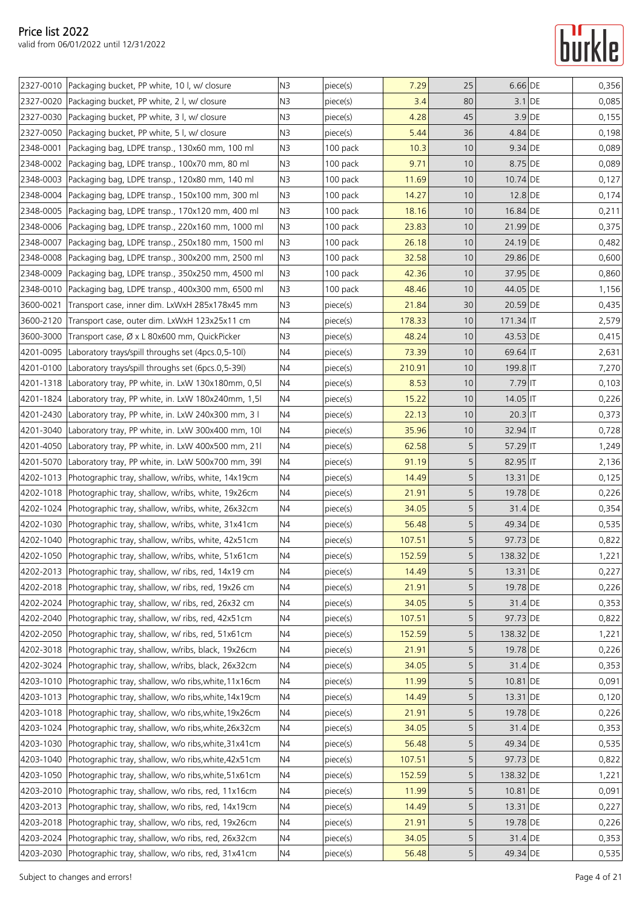# Price list 2022

valid from 06/01/2022 until 12/31/2022

| | | | | | | | | |
|---|---|---|---|---|---|---|---|---|
| 2327-0010 | Packaging bucket, PP white, 10 l, w/ closure | N3 | piece(s) | 7.29 | 25 | 6.66 | DE | 0,356 |
| 2327-0020 | Packaging bucket, PP white, 2 l, w/ closure | N3 | piece(s) | 3.4 | 80 | 3.1 | DE | 0,085 |
| 2327-0030 | Packaging bucket, PP white, 3 l, w/ closure | N3 | piece(s) | 4.28 | 45 | 3.9 | DE | 0,155 |
| 2327-0050 | Packaging bucket, PP white, 5 l, w/ closure | N3 | piece(s) | 5.44 | 36 | 4.84 | DE | 0,198 |
| 2348-0001 | Packaging bag, LDPE transp., 130x60 mm, 100 ml | N3 | 100 pack | 10.3 | 10 | 9.34 | DE | 0,089 |
| 2348-0002 | Packaging bag, LDPE transp., 100x70 mm, 80 ml | N3 | 100 pack | 9.71 | 10 | 8.75 | DE | 0,089 |
| 2348-0003 | Packaging bag, LDPE transp., 120x80 mm, 140 ml | N3 | 100 pack | 11.69 | 10 | 10.74 | DE | 0,127 |
| 2348-0004 | Packaging bag, LDPE transp., 150x100 mm, 300 ml | N3 | 100 pack | 14.27 | 10 | 12.8 | DE | 0,174 |
| 2348-0005 | Packaging bag, LDPE transp., 170x120 mm, 400 ml | N3 | 100 pack | 18.16 | 10 | 16.84 | DE | 0,211 |
| 2348-0006 | Packaging bag, LDPE transp., 220x160 mm, 1000 ml | N3 | 100 pack | 23.83 | 10 | 21.99 | DE | 0,375 |
| 2348-0007 | Packaging bag, LDPE transp., 250x180 mm, 1500 ml | N3 | 100 pack | 26.18 | 10 | 24.19 | DE | 0,482 |
| 2348-0008 | Packaging bag, LDPE transp., 300x200 mm, 2500 ml | N3 | 100 pack | 32.58 | 10 | 29.86 | DE | 0,600 |
| 2348-0009 | Packaging bag, LDPE transp., 350x250 mm, 4500 ml | N3 | 100 pack | 42.36 | 10 | 37.95 | DE | 0,860 |
| 2348-0010 | Packaging bag, LDPE transp., 400x300 mm, 6500 ml | N3 | 100 pack | 48.46 | 10 | 44.05 | DE | 1,156 |
| 3600-0021 | Transport case, inner dim. LxWxH 285x178x45 mm | N3 | piece(s) | 21.84 | 30 | 20.59 | DE | 0,435 |
| 3600-2120 | Transport case, outer dim. LxWxH 123x25x11 cm | N4 | piece(s) | 178.33 | 10 | 171.34 | IT | 2,579 |
| 3600-3000 | Transport case, Ø x L 80x600 mm, QuickPicker | N3 | piece(s) | 48.24 | 10 | 43.53 | DE | 0,415 |
| 4201-0095 | Laboratory trays/spill throughs set (4pcs.0,5-10l) | N4 | piece(s) | 73.39 | 10 | 69.64 | IT | 2,631 |
| 4201-0100 | Laboratory trays/spill throughs set (6pcs.0,5-39l) | N4 | piece(s) | 210.91 | 10 | 199.8 | IT | 7,270 |
| 4201-1318 | Laboratory tray, PP white, in. LxW 130x180mm, 0,5l | N4 | piece(s) | 8.53 | 10 | 7.79 | IT | 0,103 |
| 4201-1824 | Laboratory tray, PP white, in. LxW 180x240mm, 1,5l | N4 | piece(s) | 15.22 | 10 | 14.05 | IT | 0,226 |
| 4201-2430 | Laboratory tray, PP white, in. LxW 240x300 mm, 3 l | N4 | piece(s) | 22.13 | 10 | 20.3 | IT | 0,373 |
| 4201-3040 | Laboratory tray, PP white, in. LxW 300x400 mm, 10l | N4 | piece(s) | 35.96 | 10 | 32.94 | IT | 0,728 |
| 4201-4050 | Laboratory tray, PP white, in. LxW 400x500 mm, 21l | N4 | piece(s) | 62.58 | 5 | 57.29 | IT | 1,249 |
| 4201-5070 | Laboratory tray, PP white, in. LxW 500x700 mm, 39l | N4 | piece(s) | 91.19 | 5 | 82.95 | IT | 2,136 |
| 4202-1013 | Photographic tray, shallow, w/ribs, white, 14x19cm | N4 | piece(s) | 14.49 | 5 | 13.31 | DE | 0,125 |
| 4202-1018 | Photographic tray, shallow, w/ribs, white, 19x26cm | N4 | piece(s) | 21.91 | 5 | 19.78 | DE | 0,226 |
| 4202-1024 | Photographic tray, shallow, w/ribs, white, 26x32cm | N4 | piece(s) | 34.05 | 5 | 31.4 | DE | 0,354 |
| 4202-1030 | Photographic tray, shallow, w/ribs, white, 31x41cm | N4 | piece(s) | 56.48 | 5 | 49.34 | DE | 0,535 |
| 4202-1040 | Photographic tray, shallow, w/ribs, white, 42x51cm | N4 | piece(s) | 107.51 | 5 | 97.73 | DE | 0,822 |
| 4202-1050 | Photographic tray, shallow, w/ribs, white, 51x61cm | N4 | piece(s) | 152.59 | 5 | 138.32 | DE | 1,221 |
| 4202-2013 | Photographic tray, shallow, w/ ribs, red, 14x19 cm | N4 | piece(s) | 14.49 | 5 | 13.31 | DE | 0,227 |
| 4202-2018 | Photographic tray, shallow, w/ ribs, red, 19x26 cm | N4 | piece(s) | 21.91 | 5 | 19.78 | DE | 0,226 |
| 4202-2024 | Photographic tray, shallow, w/ ribs, red, 26x32 cm | N4 | piece(s) | 34.05 | 5 | 31.4 | DE | 0,353 |
| 4202-2040 | Photographic tray, shallow, w/ ribs, red, 42x51cm | N4 | piece(s) | 107.51 | 5 | 97.73 | DE | 0,822 |
| 4202-2050 | Photographic tray, shallow, w/ ribs, red, 51x61cm | N4 | piece(s) | 152.59 | 5 | 138.32 | DE | 1,221 |
| 4202-3018 | Photographic tray, shallow, w/ribs, black, 19x26cm | N4 | piece(s) | 21.91 | 5 | 19.78 | DE | 0,226 |
| 4202-3024 | Photographic tray, shallow, w/ribs, black, 26x32cm | N4 | piece(s) | 34.05 | 5 | 31.4 | DE | 0,353 |
| 4203-1010 | Photographic tray, shallow, w/o ribs,white,11x16cm | N4 | piece(s) | 11.99 | 5 | 10.81 | DE | 0,091 |
| 4203-1013 | Photographic tray, shallow, w/o ribs,white,14x19cm | N4 | piece(s) | 14.49 | 5 | 13.31 | DE | 0,120 |
| 4203-1018 | Photographic tray, shallow, w/o ribs,white,19x26cm | N4 | piece(s) | 21.91 | 5 | 19.78 | DE | 0,226 |
| 4203-1024 | Photographic tray, shallow, w/o ribs,white,26x32cm | N4 | piece(s) | 34.05 | 5 | 31.4 | DE | 0,353 |
| 4203-1030 | Photographic tray, shallow, w/o ribs,white,31x41cm | N4 | piece(s) | 56.48 | 5 | 49.34 | DE | 0,535 |
| 4203-1040 | Photographic tray, shallow, w/o ribs,white,42x51cm | N4 | piece(s) | 107.51 | 5 | 97.73 | DE | 0,822 |
| 4203-1050 | Photographic tray, shallow, w/o ribs,white,51x61cm | N4 | piece(s) | 152.59 | 5 | 138.32 | DE | 1,221 |
| 4203-2010 | Photographic tray, shallow, w/o ribs, red, 11x16cm | N4 | piece(s) | 11.99 | 5 | 10.81 | DE | 0,091 |
| 4203-2013 | Photographic tray, shallow, w/o ribs, red, 14x19cm | N4 | piece(s) | 14.49 | 5 | 13.31 | DE | 0,227 |
| 4203-2018 | Photographic tray, shallow, w/o ribs, red, 19x26cm | N4 | piece(s) | 21.91 | 5 | 19.78 | DE | 0,226 |
| 4203-2024 | Photographic tray, shallow, w/o ribs, red, 26x32cm | N4 | piece(s) | 34.05 | 5 | 31.4 | DE | 0,353 |
| 4203-2030 | Photographic tray, shallow, w/o ribs, red, 31x41cm | N4 | piece(s) | 56.48 | 5 | 49.34 | DE | 0,535 |

Subject to changes and errors!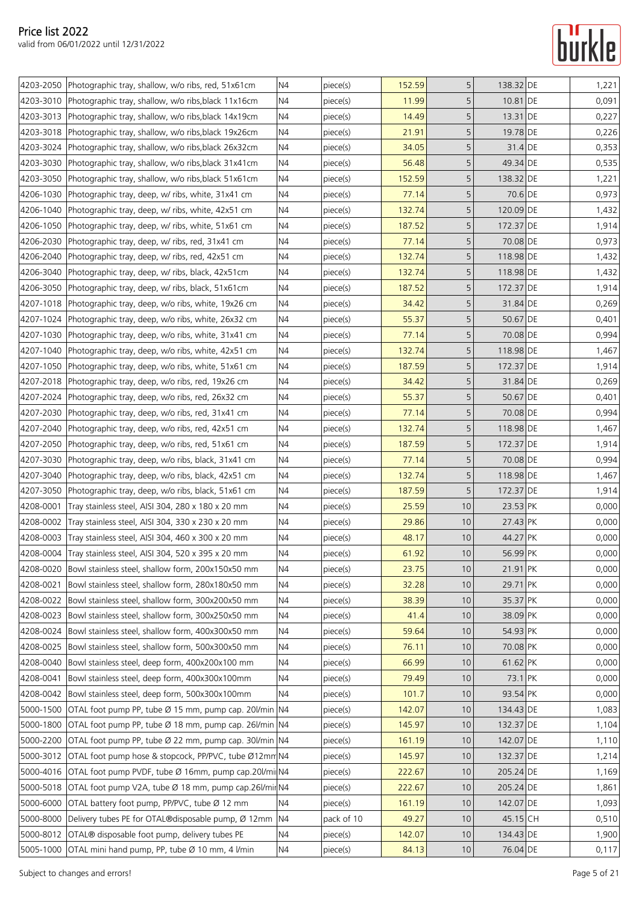| | | | | | | | | |
|---|---|---|---|---|---|---|---|---|
| 4203-2050 | Photographic tray, shallow, w/o ribs, red, 51x61cm | N4 | piece(s) | 152.59 | 5 | 138.32 | DE | 1,221 |
| 4203-3010 | Photographic tray, shallow, w/o ribs,black 11x16cm | N4 | piece(s) | 11.99 | 5 | 10.81 | DE | 0,091 |
| 4203-3013 | Photographic tray, shallow, w/o ribs,black 14x19cm | N4 | piece(s) | 14.49 | 5 | 13.31 | DE | 0,227 |
| 4203-3018 | Photographic tray, shallow, w/o ribs,black 19x26cm | N4 | piece(s) | 21.91 | 5 | 19.78 | DE | 0,226 |
| 4203-3024 | Photographic tray, shallow, w/o ribs,black 26x32cm | N4 | piece(s) | 34.05 | 5 | 31.4 | DE | 0,353 |
| 4203-3030 | Photographic tray, shallow, w/o ribs,black 31x41cm | N4 | piece(s) | 56.48 | 5 | 49.34 | DE | 0,535 |
| 4203-3050 | Photographic tray, shallow, w/o ribs,black 51x61cm | N4 | piece(s) | 152.59 | 5 | 138.32 | DE | 1,221 |
| 4206-1030 | Photographic tray, deep, w/ ribs, white, 31x41 cm | N4 | piece(s) | 77.14 | 5 | 70.6 | DE | 0,973 |
| 4206-1040 | Photographic tray, deep, w/ ribs, white, 42x51 cm | N4 | piece(s) | 132.74 | 5 | 120.09 | DE | 1,432 |
| 4206-1050 | Photographic tray, deep, w/ ribs, white, 51x61 cm | N4 | piece(s) | 187.52 | 5 | 172.37 | DE | 1,914 |
| 4206-2030 | Photographic tray, deep, w/ ribs, red, 31x41 cm | N4 | piece(s) | 77.14 | 5 | 70.08 | DE | 0,973 |
| 4206-2040 | Photographic tray, deep, w/ ribs, red, 42x51 cm | N4 | piece(s) | 132.74 | 5 | 118.98 | DE | 1,432 |
| 4206-3040 | Photographic tray, deep, w/ ribs, black, 42x51cm | N4 | piece(s) | 132.74 | 5 | 118.98 | DE | 1,432 |
| 4206-3050 | Photographic tray, deep, w/ ribs, black, 51x61cm | N4 | piece(s) | 187.52 | 5 | 172.37 | DE | 1,914 |
| 4207-1018 | Photographic tray, deep, w/o ribs, white, 19x26 cm | N4 | piece(s) | 34.42 | 5 | 31.84 | DE | 0,269 |
| 4207-1024 | Photographic tray, deep, w/o ribs, white, 26x32 cm | N4 | piece(s) | 55.37 | 5 | 50.67 | DE | 0,401 |
| 4207-1030 | Photographic tray, deep, w/o ribs, white, 31x41 cm | N4 | piece(s) | 77.14 | 5 | 70.08 | DE | 0,994 |
| 4207-1040 | Photographic tray, deep, w/o ribs, white, 42x51 cm | N4 | piece(s) | 132.74 | 5 | 118.98 | DE | 1,467 |
| 4207-1050 | Photographic tray, deep, w/o ribs, white, 51x61 cm | N4 | piece(s) | 187.59 | 5 | 172.37 | DE | 1,914 |
| 4207-2018 | Photographic tray, deep, w/o ribs, red, 19x26 cm | N4 | piece(s) | 34.42 | 5 | 31.84 | DE | 0,269 |
| 4207-2024 | Photographic tray, deep, w/o ribs, red, 26x32 cm | N4 | piece(s) | 55.37 | 5 | 50.67 | DE | 0,401 |
| 4207-2030 | Photographic tray, deep, w/o ribs, red, 31x41 cm | N4 | piece(s) | 77.14 | 5 | 70.08 | DE | 0,994 |
| 4207-2040 | Photographic tray, deep, w/o ribs, red, 42x51 cm | N4 | piece(s) | 132.74 | 5 | 118.98 | DE | 1,467 |
| 4207-2050 | Photographic tray, deep, w/o ribs, red, 51x61 cm | N4 | piece(s) | 187.59 | 5 | 172.37 | DE | 1,914 |
| 4207-3030 | Photographic tray, deep, w/o ribs, black, 31x41 cm | N4 | piece(s) | 77.14 | 5 | 70.08 | DE | 0,994 |
| 4207-3040 | Photographic tray, deep, w/o ribs, black, 42x51 cm | N4 | piece(s) | 132.74 | 5 | 118.98 | DE | 1,467 |
| 4207-3050 | Photographic tray, deep, w/o ribs, black, 51x61 cm | N4 | piece(s) | 187.59 | 5 | 172.37 | DE | 1,914 |
| 4208-0001 | Tray stainless steel, AISI 304, 280 x 180 x 20 mm | N4 | piece(s) | 25.59 | 10 | 23.53 | PK | 0,000 |
| 4208-0002 | Tray stainless steel, AISI 304, 330 x 230 x 20 mm | N4 | piece(s) | 29.86 | 10 | 27.43 | PK | 0,000 |
| 4208-0003 | Tray stainless steel, AISI 304, 460 x 300 x 20 mm | N4 | piece(s) | 48.17 | 10 | 44.27 | PK | 0,000 |
| 4208-0004 | Tray stainless steel, AISI 304, 520 x 395 x 20 mm | N4 | piece(s) | 61.92 | 10 | 56.99 | PK | 0,000 |
| 4208-0020 | Bowl stainless steel, shallow form, 200x150x50 mm | N4 | piece(s) | 23.75 | 10 | 21.91 | PK | 0,000 |
| 4208-0021 | Bowl stainless steel, shallow form, 280x180x50 mm | N4 | piece(s) | 32.28 | 10 | 29.71 | PK | 0,000 |
| 4208-0022 | Bowl stainless steel, shallow form, 300x200x50 mm | N4 | piece(s) | 38.39 | 10 | 35.37 | PK | 0,000 |
| 4208-0023 | Bowl stainless steel, shallow form, 300x250x50 mm | N4 | piece(s) | 41.4 | 10 | 38.09 | PK | 0,000 |
| 4208-0024 | Bowl stainless steel, shallow form, 400x300x50 mm | N4 | piece(s) | 59.64 | 10 | 54.93 | PK | 0,000 |
| 4208-0025 | Bowl stainless steel, shallow form, 500x300x50 mm | N4 | piece(s) | 76.11 | 10 | 70.08 | PK | 0,000 |
| 4208-0040 | Bowl stainless steel, deep form, 400x200x100 mm | N4 | piece(s) | 66.99 | 10 | 61.62 | PK | 0,000 |
| 4208-0041 | Bowl stainless steel, deep form, 400x300x100mm | N4 | piece(s) | 79.49 | 10 | 73.1 | PK | 0,000 |
| 4208-0042 | Bowl stainless steel, deep form, 500x300x100mm | N4 | piece(s) | 101.7 | 10 | 93.54 | PK | 0,000 |
| 5000-1500 | OTAL foot pump PP, tube Ø 15 mm, pump cap. 20l/min | N4 | piece(s) | 142.07 | 10 | 134.43 | DE | 1,083 |
| 5000-1800 | OTAL foot pump PP, tube Ø 18 mm, pump cap. 26l/min | N4 | piece(s) | 145.97 | 10 | 132.37 | DE | 1,104 |
| 5000-2200 | OTAL foot pump PP, tube Ø 22 mm, pump cap. 30l/min | N4 | piece(s) | 161.19 | 10 | 142.07 | DE | 1,110 |
| 5000-3012 | OTAL foot pump hose & stopcock, PP/PVC, tube Ø12mm | N4 | piece(s) | 145.97 | 10 | 132.37 | DE | 1,214 |
| 5000-4016 | OTAL foot pump PVDF, tube Ø 16mm, pump cap.20l/mi | N4 | piece(s) | 222.67 | 10 | 205.24 | DE | 1,169 |
| 5000-5018 | OTAL foot pump V2A, tube Ø 18 mm, pump cap.26l/mi | N4 | piece(s) | 222.67 | 10 | 205.24 | DE | 1,861 |
| 5000-6000 | OTAL battery foot pump, PP/PVC, tube Ø 12 mm | N4 | piece(s) | 161.19 | 10 | 142.07 | DE | 1,093 |
| 5000-8000 | Delivery tubes PE for OTAL®disposable pump, Ø 12mm | N4 | pack of 10 | 49.27 | 10 | 45.15 | CH | 0,510 |
| 5000-8012 | OTAL® disposable foot pump, delivery tubes PE | N4 | piece(s) | 142.07 | 10 | 134.43 | DE | 1,900 |
| 5005-1000 | OTAL mini hand pump, PP, tube Ø 10 mm, 4 l/min | N4 | piece(s) | 84.13 | 10 | 76.04 | DE | 0,117 |

Subject to changes and errors!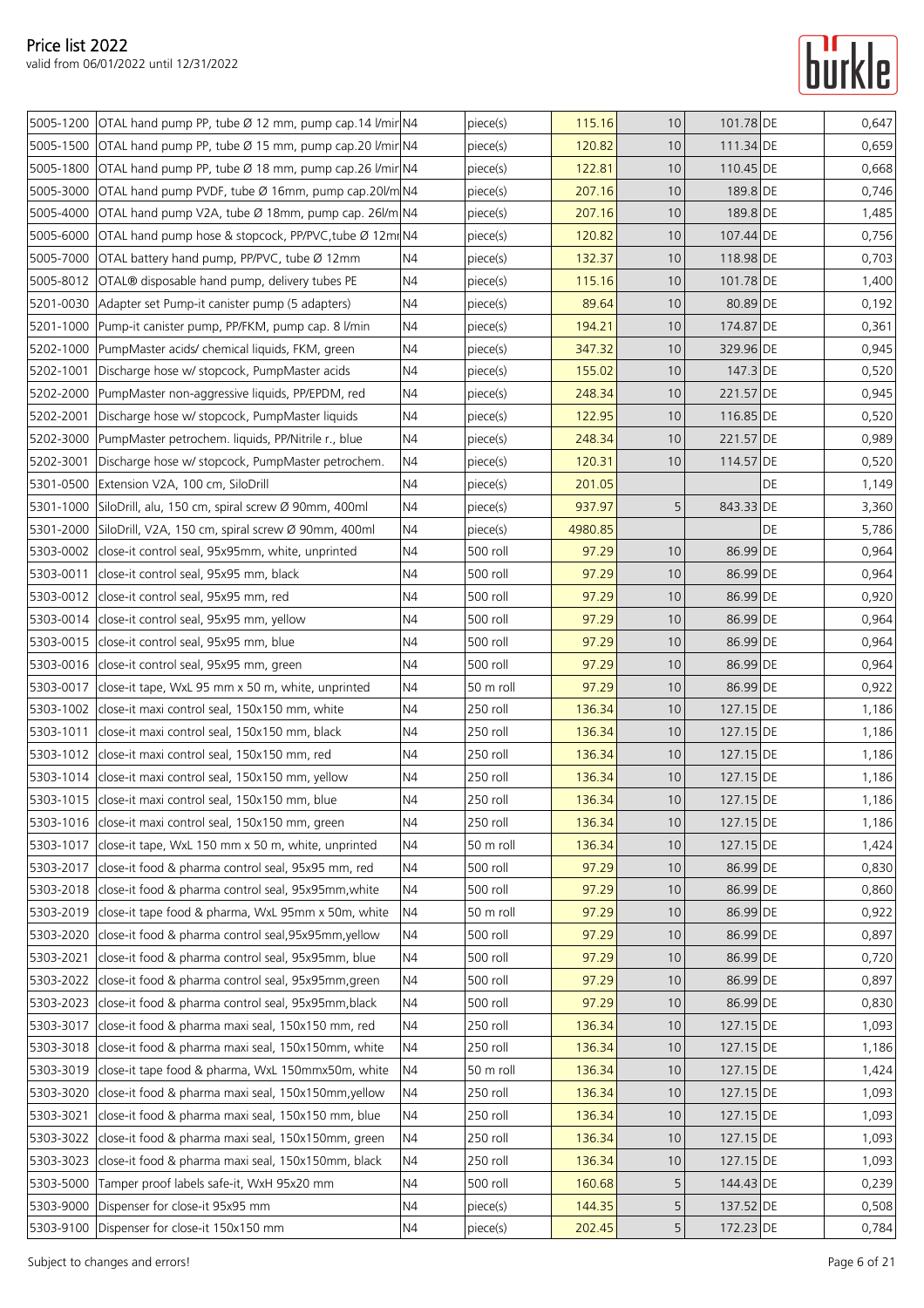# Price list 2022

valid from 06/01/2022 until 12/31/2022

| | | | | | | | | |
|---|---|---|---|---|---|---|---|---|
| 5005-1200 | OTAL hand pump PP, tube Ø 12 mm, pump cap.14 l/mir | N4 | piece(s) | 115.16 | 10 | 101.78 | DE | 0,647 |
| 5005-1500 | OTAL hand pump PP, tube Ø 15 mm, pump cap.20 l/mir | N4 | piece(s) | 120.82 | 10 | 111.34 | DE | 0,659 |
| 5005-1800 | OTAL hand pump PP, tube Ø 18 mm, pump cap.26 l/mir | N4 | piece(s) | 122.81 | 10 | 110.45 | DE | 0,668 |
| 5005-3000 | OTAL hand pump PVDF, tube Ø 16mm, pump cap.20l/m | N4 | piece(s) | 207.16 | 10 | 189.8 | DE | 0,746 |
| 5005-4000 | OTAL hand pump V2A, tube Ø 18mm, pump cap. 26l/m | N4 | piece(s) | 207.16 | 10 | 189.8 | DE | 1,485 |
| 5005-6000 | OTAL hand pump hose & stopcock, PP/PVC,tube Ø 12mr | N4 | piece(s) | 120.82 | 10 | 107.44 | DE | 0,756 |
| 5005-7000 | OTAL battery hand pump, PP/PVC, tube Ø 12mm | N4 | piece(s) | 132.37 | 10 | 118.98 | DE | 0,703 |
| 5005-8012 | OTAL® disposable hand pump, delivery tubes PE | N4 | piece(s) | 115.16 | 10 | 101.78 | DE | 1,400 |
| 5201-0030 | Adapter set Pump-it canister pump (5 adapters) | N4 | piece(s) | 89.64 | 10 | 80.89 | DE | 0,192 |
| 5201-1000 | Pump-it canister pump, PP/FKM, pump cap. 8 l/min | N4 | piece(s) | 194.21 | 10 | 174.87 | DE | 0,361 |
| 5202-1000 | PumpMaster acids/ chemical liquids, FKM, green | N4 | piece(s) | 347.32 | 10 | 329.96 | DE | 0,945 |
| 5202-1001 | Discharge hose w/ stopcock, PumpMaster acids | N4 | piece(s) | 155.02 | 10 | 147.3 | DE | 0,520 |
| 5202-2000 | PumpMaster non-aggressive liquids, PP/EPDM, red | N4 | piece(s) | 248.34 | 10 | 221.57 | DE | 0,945 |
| 5202-2001 | Discharge hose w/ stopcock, PumpMaster liquids | N4 | piece(s) | 122.95 | 10 | 116.85 | DE | 0,520 |
| 5202-3000 | PumpMaster petrochem. liquids, PP/Nitrile r., blue | N4 | piece(s) | 248.34 | 10 | 221.57 | DE | 0,989 |
| 5202-3001 | Discharge hose w/ stopcock, PumpMaster petrochem. | N4 | piece(s) | 120.31 | 10 | 114.57 | DE | 0,520 |
| 5301-0500 | Extension V2A, 100 cm, SiloDrill | N4 | piece(s) | 201.05 | | | DE | 1,149 |
| 5301-1000 | SiloDrill, alu, 150 cm, spiral screw Ø 90mm, 400ml | N4 | piece(s) | 937.97 | 5 | 843.33 | DE | 3,360 |
| 5301-2000 | SiloDrill, V2A, 150 cm, spiral screw Ø 90mm, 400ml | N4 | piece(s) | 4980.85 | | | DE | 5,786 |
| 5303-0002 | close-it control seal, 95x95mm, white, unprinted | N4 | 500 roll | 97.29 | 10 | 86.99 | DE | 0,964 |
| 5303-0011 | close-it control seal, 95x95 mm, black | N4 | 500 roll | 97.29 | 10 | 86.99 | DE | 0,964 |
| 5303-0012 | close-it control seal, 95x95 mm, red | N4 | 500 roll | 97.29 | 10 | 86.99 | DE | 0,920 |
| 5303-0014 | close-it control seal, 95x95 mm, yellow | N4 | 500 roll | 97.29 | 10 | 86.99 | DE | 0,964 |
| 5303-0015 | close-it control seal, 95x95 mm, blue | N4 | 500 roll | 97.29 | 10 | 86.99 | DE | 0,964 |
| 5303-0016 | close-it control seal, 95x95 mm, green | N4 | 500 roll | 97.29 | 10 | 86.99 | DE | 0,964 |
| 5303-0017 | close-it tape, WxL 95 mm x 50 m, white, unprinted | N4 | 50 m roll | 97.29 | 10 | 86.99 | DE | 0,922 |
| 5303-1002 | close-it maxi control seal, 150x150 mm, white | N4 | 250 roll | 136.34 | 10 | 127.15 | DE | 1,186 |
| 5303-1011 | close-it maxi control seal, 150x150 mm, black | N4 | 250 roll | 136.34 | 10 | 127.15 | DE | 1,186 |
| 5303-1012 | close-it maxi control seal, 150x150 mm, red | N4 | 250 roll | 136.34 | 10 | 127.15 | DE | 1,186 |
| 5303-1014 | close-it maxi control seal, 150x150 mm, yellow | N4 | 250 roll | 136.34 | 10 | 127.15 | DE | 1,186 |
| 5303-1015 | close-it maxi control seal, 150x150 mm, blue | N4 | 250 roll | 136.34 | 10 | 127.15 | DE | 1,186 |
| 5303-1016 | close-it maxi control seal, 150x150 mm, green | N4 | 250 roll | 136.34 | 10 | 127.15 | DE | 1,186 |
| 5303-1017 | close-it tape, WxL 150 mm x 50 m, white, unprinted | N4 | 50 m roll | 136.34 | 10 | 127.15 | DE | 1,424 |
| 5303-2017 | close-it food & pharma control seal, 95x95 mm, red | N4 | 500 roll | 97.29 | 10 | 86.99 | DE | 0,830 |
| 5303-2018 | close-it food & pharma control seal, 95x95mm,white | N4 | 500 roll | 97.29 | 10 | 86.99 | DE | 0,860 |
| 5303-2019 | close-it tape food & pharma, WxL 95mm x 50m, white | N4 | 50 m roll | 97.29 | 10 | 86.99 | DE | 0,922 |
| 5303-2020 | close-it food & pharma control seal,95x95mm,yellow | N4 | 500 roll | 97.29 | 10 | 86.99 | DE | 0,897 |
| 5303-2021 | close-it food & pharma control seal, 95x95mm, blue | N4 | 500 roll | 97.29 | 10 | 86.99 | DE | 0,720 |
| 5303-2022 | close-it food & pharma control seal, 95x95mm,green | N4 | 500 roll | 97.29 | 10 | 86.99 | DE | 0,897 |
| 5303-2023 | close-it food & pharma control seal, 95x95mm,black | N4 | 500 roll | 97.29 | 10 | 86.99 | DE | 0,830 |
| 5303-3017 | close-it food & pharma maxi seal, 150x150 mm, red | N4 | 250 roll | 136.34 | 10 | 127.15 | DE | 1,093 |
| 5303-3018 | close-it food & pharma maxi seal, 150x150mm, white | N4 | 250 roll | 136.34 | 10 | 127.15 | DE | 1,186 |
| 5303-3019 | close-it tape food & pharma, WxL 150mmx50m, white | N4 | 50 m roll | 136.34 | 10 | 127.15 | DE | 1,424 |
| 5303-3020 | close-it food & pharma maxi seal, 150x150mm,yellow | N4 | 250 roll | 136.34 | 10 | 127.15 | DE | 1,093 |
| 5303-3021 | close-it food & pharma maxi seal, 150x150 mm, blue | N4 | 250 roll | 136.34 | 10 | 127.15 | DE | 1,093 |
| 5303-3022 | close-it food & pharma maxi seal, 150x150mm, green | N4 | 250 roll | 136.34 | 10 | 127.15 | DE | 1,093 |
| 5303-3023 | close-it food & pharma maxi seal, 150x150mm, black | N4 | 250 roll | 136.34 | 10 | 127.15 | DE | 1,093 |
| 5303-5000 | Tamper proof labels safe-it, WxH 95x20 mm | N4 | 500 roll | 160.68 | 5 | 144.43 | DE | 0,239 |
| 5303-9000 | Dispenser for close-it 95x95 mm | N4 | piece(s) | 144.35 | 5 | 137.52 | DE | 0,508 |
| 5303-9100 | Dispenser for close-it 150x150 mm | N4 | piece(s) | 202.45 | 5 | 172.23 | DE | 0,784 |

Subject to changes and errors!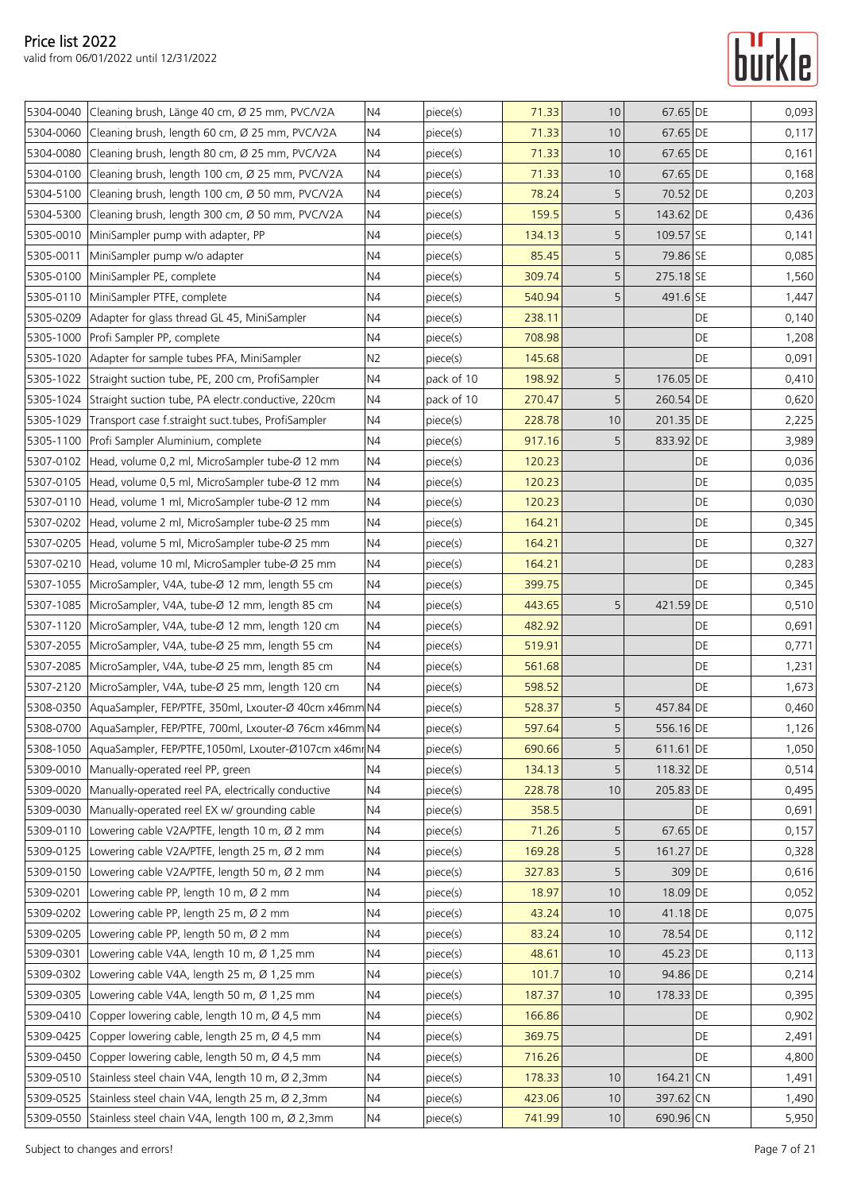# Price list 2022

valid from 06/01/2022 until 12/31/2022

| | | | | | | | | |
|---|---|---|---|---|---|---|---|---|
| 5304-0040 | Cleaning brush, Länge 40 cm, Ø 25 mm, PVC/V2A | N4 | piece(s) | 71.33 | 10 | 67.65 | DE | 0,093 |
| 5304-0060 | Cleaning brush, length 60 cm, Ø 25 mm, PVC/V2A | N4 | piece(s) | 71.33 | 10 | 67.65 | DE | 0,117 |
| 5304-0080 | Cleaning brush, length 80 cm, Ø 25 mm, PVC/V2A | N4 | piece(s) | 71.33 | 10 | 67.65 | DE | 0,161 |
| 5304-0100 | Cleaning brush, length 100 cm, Ø 25 mm, PVC/V2A | N4 | piece(s) | 71.33 | 10 | 67.65 | DE | 0,168 |
| 5304-5100 | Cleaning brush, length 100 cm, Ø 50 mm, PVC/V2A | N4 | piece(s) | 78.24 | 5 | 70.52 | DE | 0,203 |
| 5304-5300 | Cleaning brush, length 300 cm, Ø 50 mm, PVC/V2A | N4 | piece(s) | 159.5 | 5 | 143.62 | DE | 0,436 |
| 5305-0010 | MiniSampler pump with adapter, PP | N4 | piece(s) | 134.13 | 5 | 109.57 | SE | 0,141 |
| 5305-0011 | MiniSampler pump w/o adapter | N4 | piece(s) | 85.45 | 5 | 79.86 | SE | 0,085 |
| 5305-0100 | MiniSampler PE, complete | N4 | piece(s) | 309.74 | 5 | 275.18 | SE | 1,560 |
| 5305-0110 | MiniSampler PTFE, complete | N4 | piece(s) | 540.94 | 5 | 491.6 | SE | 1,447 |
| 5305-0209 | Adapter for glass thread GL 45, MiniSampler | N4 | piece(s) | 238.11 | | | DE | 0,140 |
| 5305-1000 | Profi Sampler PP, complete | N4 | piece(s) | 708.98 | | | DE | 1,208 |
| 5305-1020 | Adapter for sample tubes PFA, MiniSampler | N2 | piece(s) | 145.68 | | | DE | 0,091 |
| 5305-1022 | Straight suction tube, PE, 200 cm, ProfiSampler | N4 | pack of 10 | 198.92 | 5 | 176.05 | DE | 0,410 |
| 5305-1024 | Straight suction tube, PA electr.conductive, 220cm | N4 | pack of 10 | 270.47 | 5 | 260.54 | DE | 0,620 |
| 5305-1029 | Transport case f.straight suct.tubes, ProfiSampler | N4 | piece(s) | 228.78 | 10 | 201.35 | DE | 2,225 |
| 5305-1100 | Profi Sampler Aluminium, complete | N4 | piece(s) | 917.16 | 5 | 833.92 | DE | 3,989 |
| 5307-0102 | Head, volume 0,2 ml, MicroSampler tube-Ø 12 mm | N4 | piece(s) | 120.23 | | | DE | 0,036 |
| 5307-0105 | Head, volume 0,5 ml, MicroSampler tube-Ø 12 mm | N4 | piece(s) | 120.23 | | | DE | 0,035 |
| 5307-0110 | Head, volume 1 ml, MicroSampler tube-Ø 12 mm | N4 | piece(s) | 120.23 | | | DE | 0,030 |
| 5307-0202 | Head, volume 2 ml, MicroSampler tube-Ø 25 mm | N4 | piece(s) | 164.21 | | | DE | 0,345 |
| 5307-0205 | Head, volume 5 ml, MicroSampler tube-Ø 25 mm | N4 | piece(s) | 164.21 | | | DE | 0,327 |
| 5307-0210 | Head, volume 10 ml, MicroSampler tube-Ø 25 mm | N4 | piece(s) | 164.21 | | | DE | 0,283 |
| 5307-1055 | MicroSampler, V4A, tube-Ø 12 mm, length 55 cm | N4 | piece(s) | 399.75 | | | DE | 0,345 |
| 5307-1085 | MicroSampler, V4A, tube-Ø 12 mm, length 85 cm | N4 | piece(s) | 443.65 | 5 | 421.59 | DE | 0,510 |
| 5307-1120 | MicroSampler, V4A, tube-Ø 12 mm, length 120 cm | N4 | piece(s) | 482.92 | | | DE | 0,691 |
| 5307-2055 | MicroSampler, V4A, tube-Ø 25 mm, length 55 cm | N4 | piece(s) | 519.91 | | | DE | 0,771 |
| 5307-2085 | MicroSampler, V4A, tube-Ø 25 mm, length 85 cm | N4 | piece(s) | 561.68 | | | DE | 1,231 |
| 5307-2120 | MicroSampler, V4A, tube-Ø 25 mm, length 120 cm | N4 | piece(s) | 598.52 | | | DE | 1,673 |
| 5308-0350 | AquaSampler, FEP/PTFE, 350ml, Lxouter-Ø 40cm x46mm | N4 | piece(s) | 528.37 | 5 | 457.84 | DE | 0,460 |
| 5308-0700 | AquaSampler, FEP/PTFE, 700ml, Lxouter-Ø 76cm x46mm | N4 | piece(s) | 597.64 | 5 | 556.16 | DE | 1,126 |
| 5308-1050 | AquaSampler, FEP/PTFE,1050ml, Lxouter-Ø107cm x46mr | N4 | piece(s) | 690.66 | 5 | 611.61 | DE | 1,050 |
| 5309-0010 | Manually-operated reel PP, green | N4 | piece(s) | 134.13 | 5 | 118.32 | DE | 0,514 |
| 5309-0020 | Manually-operated reel PA, electrically conductive | N4 | piece(s) | 228.78 | 10 | 205.83 | DE | 0,495 |
| 5309-0030 | Manually-operated reel EX w/ grounding cable | N4 | piece(s) | 358.5 | | | DE | 0,691 |
| 5309-0110 | Lowering cable V2A/PTFE, length 10 m, Ø 2 mm | N4 | piece(s) | 71.26 | 5 | 67.65 | DE | 0,157 |
| 5309-0125 | Lowering cable V2A/PTFE, length 25 m, Ø 2 mm | N4 | piece(s) | 169.28 | 5 | 161.27 | DE | 0,328 |
| 5309-0150 | Lowering cable V2A/PTFE, length 50 m, Ø 2 mm | N4 | piece(s) | 327.83 | 5 | 309 | DE | 0,616 |
| 5309-0201 | Lowering cable PP, length 10 m, Ø 2 mm | N4 | piece(s) | 18.97 | 10 | 18.09 | DE | 0,052 |
| 5309-0202 | Lowering cable PP, length 25 m, Ø 2 mm | N4 | piece(s) | 43.24 | 10 | 41.18 | DE | 0,075 |
| 5309-0205 | Lowering cable PP, length 50 m, Ø 2 mm | N4 | piece(s) | 83.24 | 10 | 78.54 | DE | 0,112 |
| 5309-0301 | Lowering cable V4A, length 10 m, Ø 1,25 mm | N4 | piece(s) | 48.61 | 10 | 45.23 | DE | 0,113 |
| 5309-0302 | Lowering cable V4A, length 25 m, Ø 1,25 mm | N4 | piece(s) | 101.7 | 10 | 94.86 | DE | 0,214 |
| 5309-0305 | Lowering cable V4A, length 50 m, Ø 1,25 mm | N4 | piece(s) | 187.37 | 10 | 178.33 | DE | 0,395 |
| 5309-0410 | Copper lowering cable, length 10 m, Ø 4,5 mm | N4 | piece(s) | 166.86 | | | DE | 0,902 |
| 5309-0425 | Copper lowering cable, length 25 m, Ø 4,5 mm | N4 | piece(s) | 369.75 | | | DE | 2,491 |
| 5309-0450 | Copper lowering cable, length 50 m, Ø 4,5 mm | N4 | piece(s) | 716.26 | | | DE | 4,800 |
| 5309-0510 | Stainless steel chain V4A, length 10 m, Ø 2,3mm | N4 | piece(s) | 178.33 | 10 | 164.21 | CN | 1,491 |
| 5309-0525 | Stainless steel chain V4A, length 25 m, Ø 2,3mm | N4 | piece(s) | 423.06 | 10 | 397.62 | CN | 1,490 |
| 5309-0550 | Stainless steel chain V4A, length 100 m, Ø 2,3mm | N4 | piece(s) | 741.99 | 10 | 690.96 | CN | 5,950 |

Subject to changes and errors!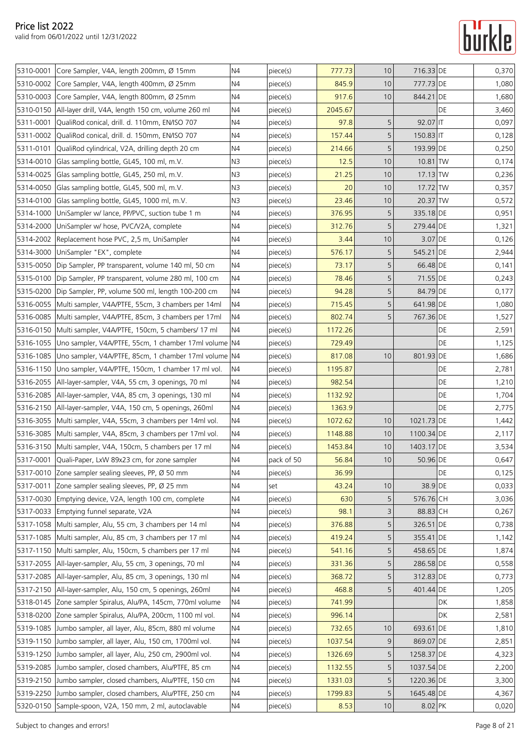# Price list 2022

valid from 06/01/2022 until 12/31/2022

| | | | | | | | | |
|---|---|---|---|---|---|---|---|---|
| 5310-0001 | Core Sampler, V4A, length 200mm, Ø 15mm | N4 | piece(s) | 777.73 | 10 | 716.33 | DE | 0,370 |
| 5310-0002 | Core Sampler, V4A, length 400mm, Ø 25mm | N4 | piece(s) | 845.9 | 10 | 777.73 | DE | 1,080 |
| 5310-0003 | Core Sampler, V4A, length 800mm, Ø 25mm | N4 | piece(s) | 917.6 | 10 | 844.21 | DE | 1,680 |
| 5310-0150 | All-layer drill, V4A, length 150 cm, volume 260 ml | N4 | piece(s) | 2045.67 | | | DE | 3,460 |
| 5311-0001 | QualiRod conical, drill. d. 110mm, EN/ISO 707 | N4 | piece(s) | 97.8 | 5 | 92.07 | IT | 0,097 |
| 5311-0002 | QualiRod conical, drill. d. 150mm, EN/ISO 707 | N4 | piece(s) | 157.44 | 5 | 150.83 | IT | 0,128 |
| 5311-0101 | QualiRod cylindrical, V2A, drilling depth 20 cm | N4 | piece(s) | 214.66 | 5 | 193.99 | DE | 0,250 |
| 5314-0010 | Glas sampling bottle, GL45, 100 ml, m.V. | N3 | piece(s) | 12.5 | 10 | 10.81 | TW | 0,174 |
| 5314-0025 | Glas sampling bottle, GL45, 250 ml, m.V. | N3 | piece(s) | 21.25 | 10 | 17.13 | TW | 0,236 |
| 5314-0050 | Glas sampling bottle, GL45, 500 ml, m.V. | N3 | piece(s) | 20 | 10 | 17.72 | TW | 0,357 |
| 5314-0100 | Glas sampling bottle, GL45, 1000 ml, m.V. | N3 | piece(s) | 23.46 | 10 | 20.37 | TW | 0,572 |
| 5314-1000 | UniSampler w/ lance, PP/PVC, suction tube 1 m | N4 | piece(s) | 376.95 | 5 | 335.18 | DE | 0,951 |
| 5314-2000 | UniSampler w/ hose, PVC/V2A, complete | N4 | piece(s) | 312.76 | 5 | 279.44 | DE | 1,321 |
| 5314-2002 | Replacement hose PVC, 2,5 m, UniSampler | N4 | piece(s) | 3.44 | 10 | 3.07 | DE | 0,126 |
| 5314-3000 | UniSampler "EX", complete | N4 | piece(s) | 576.17 | 5 | 545.21 | DE | 2,944 |
| 5315-0050 | Dip Sampler, PP transparent, volume 140 ml, 50 cm | N4 | piece(s) | 73.17 | 5 | 66.48 | DE | 0,141 |
| 5315-0100 | Dip Sampler, PP transparent, volume 280 ml, 100 cm | N4 | piece(s) | 78.46 | 5 | 71.55 | DE | 0,243 |
| 5315-0200 | Dip Sampler, PP, volume 500 ml, length 100-200 cm | N4 | piece(s) | 94.28 | 5 | 84.79 | DE | 0,177 |
| 5316-0055 | Multi sampler, V4A/PTFE, 55cm, 3 chambers per 14ml | N4 | piece(s) | 715.45 | 5 | 641.98 | DE | 1,080 |
| 5316-0085 | Multi sampler, V4A/PTFE, 85cm, 3 chambers per 17ml | N4 | piece(s) | 802.74 | 5 | 767.36 | DE | 1,527 |
| 5316-0150 | Multi sampler, V4A/PTFE, 150cm, 5 chambers/ 17 ml | N4 | piece(s) | 1172.26 | | | DE | 2,591 |
| 5316-1055 | Uno sampler, V4A/PTFE, 55cm, 1 chamber 17ml volume | N4 | piece(s) | 729.49 | | | DE | 1,125 |
| 5316-1085 | Uno sampler, V4A/PTFE, 85cm, 1 chamber 17ml volume | N4 | piece(s) | 817.08 | 10 | 801.93 | DE | 1,686 |
| 5316-1150 | Uno sampler, V4A/PTFE, 150cm, 1 chamber 17 ml vol. | N4 | piece(s) | 1195.87 | | | DE | 2,781 |
| 5316-2055 | All-layer-sampler, V4A, 55 cm, 3 openings, 70 ml | N4 | piece(s) | 982.54 | | | DE | 1,210 |
| 5316-2085 | All-layer-sampler, V4A, 85 cm, 3 openings, 130 ml | N4 | piece(s) | 1132.92 | | | DE | 1,704 |
| 5316-2150 | All-layer-sampler, V4A, 150 cm, 5 openings, 260ml | N4 | piece(s) | 1363.9 | | | DE | 2,775 |
| 5316-3055 | Multi sampler, V4A, 55cm, 3 chambers per 14ml vol. | N4 | piece(s) | 1072.62 | 10 | 1021.73 | DE | 1,442 |
| 5316-3085 | Multi sampler, V4A, 85cm, 3 chambers per 17ml vol. | N4 | piece(s) | 1148.88 | 10 | 1100.34 | DE | 2,117 |
| 5316-3150 | Multi sampler, V4A, 150cm, 5 chambers per 17 ml | N4 | piece(s) | 1453.84 | 10 | 1403.17 | DE | 3,534 |
| 5317-0001 | Quali-Paper, LxW 89x23 cm, for zone sampler | N4 | pack of 50 | 56.84 | 10 | 50.96 | DE | 0,647 |
| 5317-0010 | Zone sampler sealing sleeves, PP, Ø 50 mm | N4 | piece(s) | 36.99 | | | DE | 0,125 |
| 5317-0011 | Zone sampler sealing sleeves, PP, Ø 25 mm | N4 | set | 43.24 | 10 | 38.9 | DE | 0,033 |
| 5317-0030 | Emptying device, V2A, length 100 cm, complete | N4 | piece(s) | 630 | 5 | 576.76 | CH | 3,036 |
| 5317-0033 | Emptying funnel separate, V2A | N4 | piece(s) | 98.1 | 3 | 88.83 | CH | 0,267 |
| 5317-1058 | Multi sampler, Alu, 55 cm, 3 chambers per 14 ml | N4 | piece(s) | 376.88 | 5 | 326.51 | DE | 0,738 |
| 5317-1085 | Multi sampler, Alu, 85 cm, 3 chambers per 17 ml | N4 | piece(s) | 419.24 | 5 | 355.41 | DE | 1,142 |
| 5317-1150 | Multi sampler, Alu, 150cm, 5 chambers per 17 ml | N4 | piece(s) | 541.16 | 5 | 458.65 | DE | 1,874 |
| 5317-2055 | All-layer-sampler, Alu, 55 cm, 3 openings, 70 ml | N4 | piece(s) | 331.36 | 5 | 286.58 | DE | 0,558 |
| 5317-2085 | All-layer-sampler, Alu, 85 cm, 3 openings, 130 ml | N4 | piece(s) | 368.72 | 5 | 312.83 | DE | 0,773 |
| 5317-2150 | All-layer-sampler, Alu, 150 cm, 5 openings, 260ml | N4 | piece(s) | 468.8 | 5 | 401.44 | DE | 1,205 |
| 5318-0145 | Zone sampler Spiralus, Alu/PA, 145cm, 770ml volume | N4 | piece(s) | 741.99 | | | DK | 1,858 |
| 5318-0200 | Zone sampler Spiralus, Alu/PA, 200cm, 1100 ml vol. | N4 | piece(s) | 996.14 | | | DK | 2,581 |
| 5319-1085 | Jumbo sampler, all layer, Alu, 85cm, 880 ml volume | N4 | piece(s) | 732.65 | 10 | 693.61 | DE | 1,810 |
| 5319-1150 | Jumbo sampler, all layer, Alu, 150 cm, 1700ml vol. | N4 | piece(s) | 1037.54 | 9 | 869.07 | DE | 2,851 |
| 5319-1250 | Jumbo sampler, all layer, Alu, 250 cm, 2900ml vol. | N4 | piece(s) | 1326.69 | 5 | 1258.37 | DE | 4,323 |
| 5319-2085 | Jumbo sampler, closed chambers, Alu/PTFE, 85 cm | N4 | piece(s) | 1132.55 | 5 | 1037.54 | DE | 2,200 |
| 5319-2150 | Jumbo sampler, closed chambers, Alu/PTFE, 150 cm | N4 | piece(s) | 1331.03 | 5 | 1220.36 | DE | 3,300 |
| 5319-2250 | Jumbo sampler, closed chambers, Alu/PTFE, 250 cm | N4 | piece(s) | 1799.83 | 5 | 1645.48 | DE | 4,367 |
| 5320-0150 | Sample-spoon, V2A, 150 mm, 2 ml, autoclavable | N4 | piece(s) | 8.53 | 10 | 8.02 | PK | 0,020 |

Subject to changes and errors!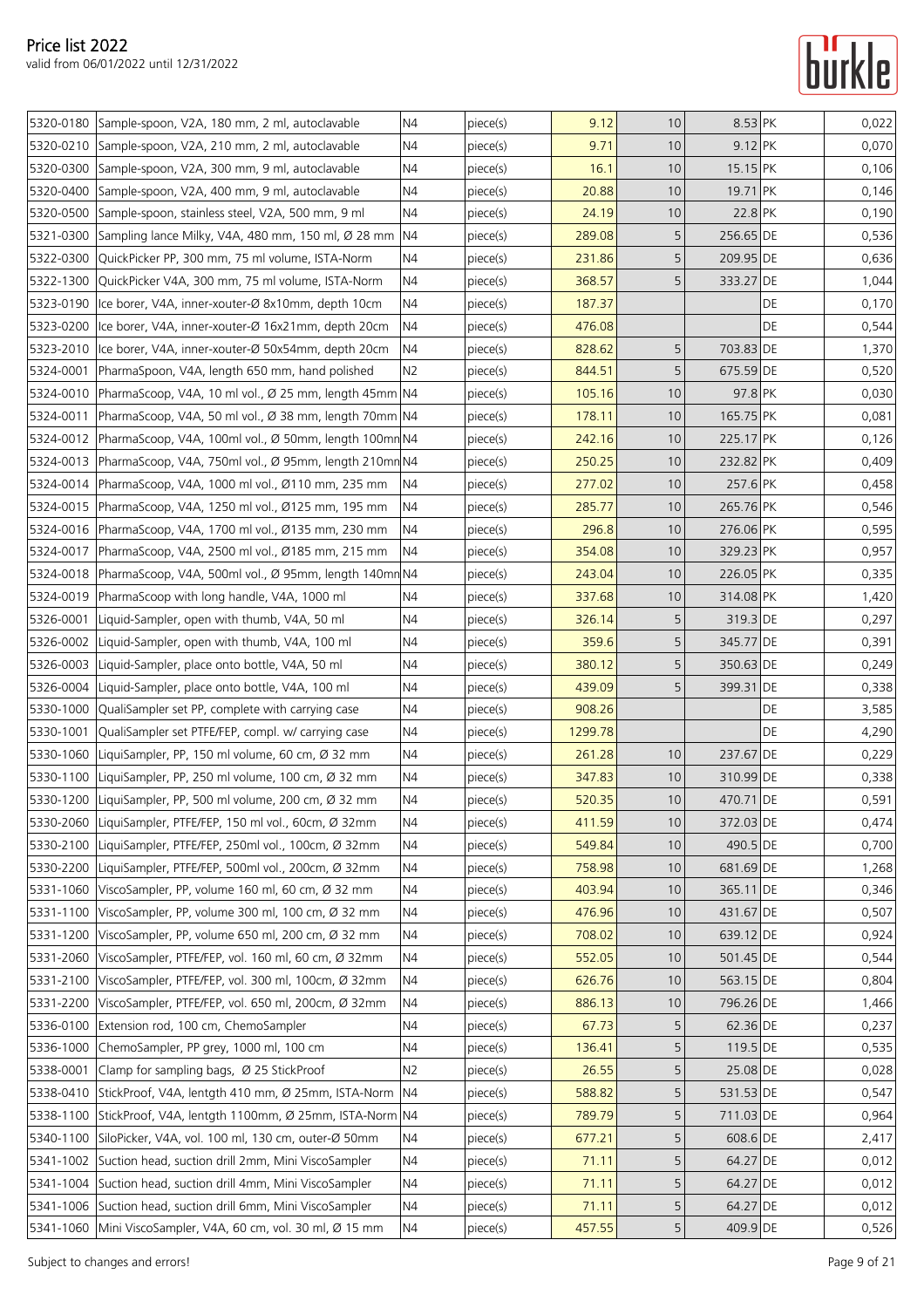# Price list 2022

valid from 06/01/2022 until 12/31/2022

| | | | | | | | | |
|---|---|---|---|---|---|---|---|---|
| 5320-0180 | Sample-spoon, V2A, 180 mm, 2 ml, autoclavable | N4 | piece(s) | 9.12 | 10 | 8.53 | PK | 0,022 |
| 5320-0210 | Sample-spoon, V2A, 210 mm, 2 ml, autoclavable | N4 | piece(s) | 9.71 | 10 | 9.12 | PK | 0,070 |
| 5320-0300 | Sample-spoon, V2A, 300 mm, 9 ml, autoclavable | N4 | piece(s) | 16.1 | 10 | 15.15 | PK | 0,106 |
| 5320-0400 | Sample-spoon, V2A, 400 mm, 9 ml, autoclavable | N4 | piece(s) | 20.88 | 10 | 19.71 | PK | 0,146 |
| 5320-0500 | Sample-spoon, stainless steel, V2A, 500 mm, 9 ml | N4 | piece(s) | 24.19 | 10 | 22.8 | PK | 0,190 |
| 5321-0300 | Sampling lance Milky, V4A, 480 mm, 150 ml, Ø 28 mm | N4 | piece(s) | 289.08 | 5 | 256.65 | DE | 0,536 |
| 5322-0300 | QuickPicker PP, 300 mm, 75 ml volume, ISTA-Norm | N4 | piece(s) | 231.86 | 5 | 209.95 | DE | 0,636 |
| 5322-1300 | QuickPicker V4A, 300 mm, 75 ml volume, ISTA-Norm | N4 | piece(s) | 368.57 | 5 | 333.27 | DE | 1,044 |
| 5323-0190 | Ice borer, V4A, inner-xouter-Ø 8x10mm, depth 10cm | N4 | piece(s) | 187.37 | | | DE | 0,170 |
| 5323-0200 | Ice borer, V4A, inner-xouter-Ø 16x21mm, depth 20cm | N4 | piece(s) | 476.08 | | | DE | 0,544 |
| 5323-2010 | Ice borer, V4A, inner-xouter-Ø 50x54mm, depth 20cm | N4 | piece(s) | 828.62 | 5 | 703.83 | DE | 1,370 |
| 5324-0001 | PharmaSpoon, V4A, length 650 mm, hand polished | N2 | piece(s) | 844.51 | 5 | 675.59 | DE | 0,520 |
| 5324-0010 | PharmaScoop, V4A, 10 ml vol., Ø 25 mm, length 45mm | N4 | piece(s) | 105.16 | 10 | 97.8 | PK | 0,030 |
| 5324-0011 | PharmaScoop, V4A, 50 ml vol., Ø 38 mm, length 70mm | N4 | piece(s) | 178.11 | 10 | 165.75 | PK | 0,081 |
| 5324-0012 | PharmaScoop, V4A, 100ml vol., Ø 50mm, length 100mm | N4 | piece(s) | 242.16 | 10 | 225.17 | PK | 0,126 |
| 5324-0013 | PharmaScoop, V4A, 750ml vol., Ø 95mm, length 210mm | N4 | piece(s) | 250.25 | 10 | 232.82 | PK | 0,409 |
| 5324-0014 | PharmaScoop, V4A, 1000 ml vol., Ø110 mm, 235 mm | N4 | piece(s) | 277.02 | 10 | 257.6 | PK | 0,458 |
| 5324-0015 | PharmaScoop, V4A, 1250 ml vol., Ø125 mm, 195 mm | N4 | piece(s) | 285.77 | 10 | 265.76 | PK | 0,546 |
| 5324-0016 | PharmaScoop, V4A, 1700 ml vol., Ø135 mm, 230 mm | N4 | piece(s) | 296.8 | 10 | 276.06 | PK | 0,595 |
| 5324-0017 | PharmaScoop, V4A, 2500 ml vol., Ø185 mm, 215 mm | N4 | piece(s) | 354.08 | 10 | 329.23 | PK | 0,957 |
| 5324-0018 | PharmaScoop, V4A, 500ml vol., Ø 95mm, length 140mm | N4 | piece(s) | 243.04 | 10 | 226.05 | PK | 0,335 |
| 5324-0019 | PharmaScoop with long handle, V4A, 1000 ml | N4 | piece(s) | 337.68 | 10 | 314.08 | PK | 1,420 |
| 5326-0001 | Liquid-Sampler, open with thumb, V4A, 50 ml | N4 | piece(s) | 326.14 | 5 | 319.3 | DE | 0,297 |
| 5326-0002 | Liquid-Sampler, open with thumb, V4A, 100 ml | N4 | piece(s) | 359.6 | 5 | 345.77 | DE | 0,391 |
| 5326-0003 | Liquid-Sampler, place onto bottle, V4A, 50 ml | N4 | piece(s) | 380.12 | 5 | 350.63 | DE | 0,249 |
| 5326-0004 | Liquid-Sampler, place onto bottle, V4A, 100 ml | N4 | piece(s) | 439.09 | 5 | 399.31 | DE | 0,338 |
| 5330-1000 | QualiSampler set PP, complete with carrying case | N4 | piece(s) | 908.26 | | | DE | 3,585 |
| 5330-1001 | QualiSampler set PTFE/FEP, compl. w/ carrying case | N4 | piece(s) | 1299.78 | | | DE | 4,290 |
| 5330-1060 | LiquiSampler, PP, 150 ml volume, 60 cm, Ø 32 mm | N4 | piece(s) | 261.28 | 10 | 237.67 | DE | 0,229 |
| 5330-1100 | LiquiSampler, PP, 250 ml volume, 100 cm, Ø 32 mm | N4 | piece(s) | 347.83 | 10 | 310.99 | DE | 0,338 |
| 5330-1200 | LiquiSampler, PP, 500 ml volume, 200 cm, Ø 32 mm | N4 | piece(s) | 520.35 | 10 | 470.71 | DE | 0,591 |
| 5330-2060 | LiquiSampler, PTFE/FEP, 150 ml vol., 60cm, Ø 32mm | N4 | piece(s) | 411.59 | 10 | 372.03 | DE | 0,474 |
| 5330-2100 | LiquiSampler, PTFE/FEP, 250ml vol., 100cm, Ø 32mm | N4 | piece(s) | 549.84 | 10 | 490.5 | DE | 0,700 |
| 5330-2200 | LiquiSampler, PTFE/FEP, 500ml vol., 200cm, Ø 32mm | N4 | piece(s) | 758.98 | 10 | 681.69 | DE | 1,268 |
| 5331-1060 | ViscoSampler, PP, volume 160 ml, 60 cm, Ø 32 mm | N4 | piece(s) | 403.94 | 10 | 365.11 | DE | 0,346 |
| 5331-1100 | ViscoSampler, PP, volume 300 ml, 100 cm, Ø 32 mm | N4 | piece(s) | 476.96 | 10 | 431.67 | DE | 0,507 |
| 5331-1200 | ViscoSampler, PP, volume 650 ml, 200 cm, Ø 32 mm | N4 | piece(s) | 708.02 | 10 | 639.12 | DE | 0,924 |
| 5331-2060 | ViscoSampler, PTFE/FEP, vol. 160 ml, 60 cm, Ø 32mm | N4 | piece(s) | 552.05 | 10 | 501.45 | DE | 0,544 |
| 5331-2100 | ViscoSampler, PTFE/FEP, vol. 300 ml, 100cm, Ø 32mm | N4 | piece(s) | 626.76 | 10 | 563.15 | DE | 0,804 |
| 5331-2200 | ViscoSampler, PTFE/FEP, vol. 650 ml, 200cm, Ø 32mm | N4 | piece(s) | 886.13 | 10 | 796.26 | DE | 1,466 |
| 5336-0100 | Extension rod, 100 cm, ChemoSampler | N4 | piece(s) | 67.73 | 5 | 62.36 | DE | 0,237 |
| 5336-1000 | ChemoSampler, PP grey, 1000 ml, 100 cm | N4 | piece(s) | 136.41 | 5 | 119.5 | DE | 0,535 |
| 5338-0001 | Clamp for sampling bags, Ø 25 StickProof | N2 | piece(s) | 26.55 | 5 | 25.08 | DE | 0,028 |
| 5338-0410 | StickProof, V4A, lentgth 410 mm, Ø 25mm, ISTA-Norm | N4 | piece(s) | 588.82 | 5 | 531.53 | DE | 0,547 |
| 5338-1100 | StickProof, V4A, lentgth 1100mm, Ø 25mm, ISTA-Norm | N4 | piece(s) | 789.79 | 5 | 711.03 | DE | 0,964 |
| 5340-1100 | SiloPicker, V4A, vol. 100 ml, 130 cm, outer-Ø 50mm | N4 | piece(s) | 677.21 | 5 | 608.6 | DE | 2,417 |
| 5341-1002 | Suction head, suction drill 2mm, Mini ViscoSampler | N4 | piece(s) | 71.11 | 5 | 64.27 | DE | 0,012 |
| 5341-1004 | Suction head, suction drill 4mm, Mini ViscoSampler | N4 | piece(s) | 71.11 | 5 | 64.27 | DE | 0,012 |
| 5341-1006 | Suction head, suction drill 6mm, Mini ViscoSampler | N4 | piece(s) | 71.11 | 5 | 64.27 | DE | 0,012 |
| 5341-1060 | Mini ViscoSampler, V4A, 60 cm, vol. 30 ml, Ø 15 mm | N4 | piece(s) | 457.55 | 5 | 409.9 | DE | 0,526 |

Subject to changes and errors!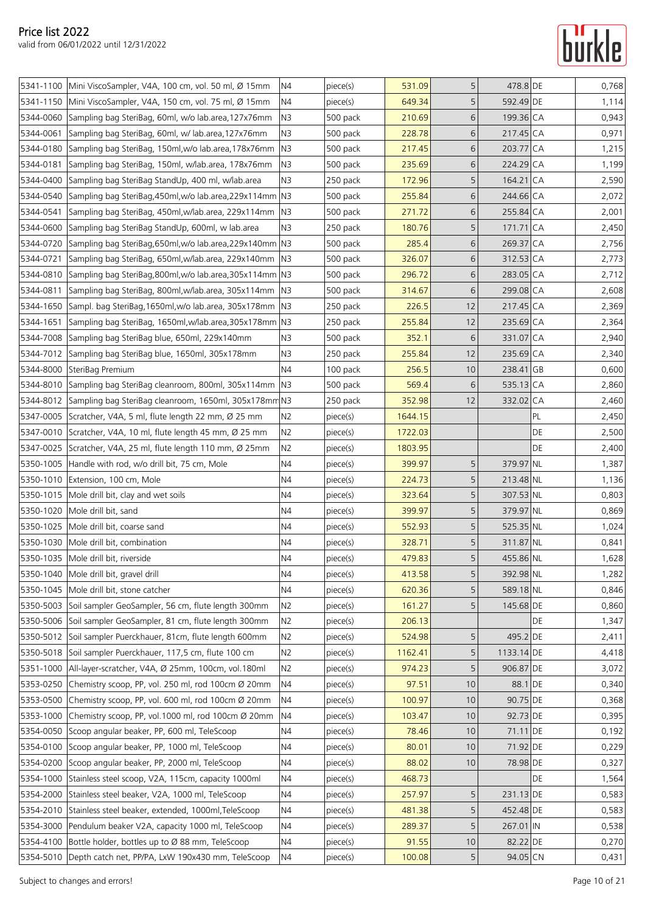| | | | | | | | | |
|---|---|---|---|---|---|---|---|---|
| 5341-1100 | Mini ViscoSampler, V4A, 100 cm, vol. 50 ml, Ø 15mm | N4 | piece(s) | 531.09 | 5 | 478.8 | DE | 0,768 |
| 5341-1150 | Mini ViscoSampler, V4A, 150 cm, vol. 75 ml, Ø 15mm | N4 | piece(s) | 649.34 | 5 | 592.49 | DE | 1,114 |
| 5344-0060 | Sampling bag SteriBag, 60ml, w/o lab.area,127x76mm | N3 | 500 pack | 210.69 | 6 | 199.36 | CA | 0,943 |
| 5344-0061 | Sampling bag SteriBag, 60ml, w/ lab.area,127x76mm | N3 | 500 pack | 228.78 | 6 | 217.45 | CA | 0,971 |
| 5344-0180 | Sampling bag SteriBag, 150ml,w/o lab.area,178x76mm | N3 | 500 pack | 217.45 | 6 | 203.77 | CA | 1,215 |
| 5344-0181 | Sampling bag SteriBag, 150ml, w/lab.area, 178x76mm | N3 | 500 pack | 235.69 | 6 | 224.29 | CA | 1,199 |
| 5344-0400 | Sampling bag SteriBag StandUp, 400 ml, w/lab.area | N3 | 250 pack | 172.96 | 5 | 164.21 | CA | 2,590 |
| 5344-0540 | Sampling bag SteriBag,450ml,w/o lab.area,229x114mm | N3 | 500 pack | 255.84 | 6 | 244.66 | CA | 2,072 |
| 5344-0541 | Sampling bag SteriBag, 450ml,w/lab.area, 229x114mm | N3 | 500 pack | 271.72 | 6 | 255.84 | CA | 2,001 |
| 5344-0600 | Sampling bag SteriBag StandUp, 600ml, w lab.area | N3 | 250 pack | 180.76 | 5 | 171.71 | CA | 2,450 |
| 5344-0720 | Sampling bag SteriBag,650ml,w/o lab.area,229x140mm | N3 | 500 pack | 285.4 | 6 | 269.37 | CA | 2,756 |
| 5344-0721 | Sampling bag SteriBag, 650ml,w/lab.area, 229x140mm | N3 | 500 pack | 326.07 | 6 | 312.53 | CA | 2,773 |
| 5344-0810 | Sampling bag SteriBag,800ml,w/o lab.area,305x114mm | N3 | 500 pack | 296.72 | 6 | 283.05 | CA | 2,712 |
| 5344-0811 | Sampling bag SteriBag, 800ml,w/lab.area, 305x114mm | N3 | 500 pack | 314.67 | 6 | 299.08 | CA | 2,608 |
| 5344-1650 | Sampl. bag SteriBag,1650ml,w/o lab.area, 305x178mm | N3 | 250 pack | 226.5 | 12 | 217.45 | CA | 2,369 |
| 5344-1651 | Sampling bag SteriBag, 1650ml,w/lab.area,305x178mm | N3 | 250 pack | 255.84 | 12 | 235.69 | CA | 2,364 |
| 5344-7008 | Sampling bag SteriBag blue, 650ml, 229x140mm | N3 | 500 pack | 352.1 | 6 | 331.07 | CA | 2,940 |
| 5344-7012 | Sampling bag SteriBag blue, 1650ml, 305x178mm | N3 | 250 pack | 255.84 | 12 | 235.69 | CA | 2,340 |
| 5344-8000 | SteriBag Premium | N4 | 100 pack | 256.5 | 10 | 238.41 | GB | 0,600 |
| 5344-8010 | Sampling bag SteriBag cleanroom, 800ml, 305x114mm | N3 | 500 pack | 569.4 | 6 | 535.13 | CA | 2,860 |
| 5344-8012 | Sampling bag SteriBag cleanroom, 1650ml, 305x178mm | N3 | 250 pack | 352.98 | 12 | 332.02 | CA | 2,460 |
| 5347-0005 | Scratcher, V4A, 5 ml, flute length 22 mm, Ø 25 mm | N2 | piece(s) | 1644.15 | | | PL | 2,450 |
| 5347-0010 | Scratcher, V4A, 10 ml, flute length 45 mm, Ø 25 mm | N2 | piece(s) | 1722.03 | | | DE | 2,500 |
| 5347-0025 | Scratcher, V4A, 25 ml, flute length 110 mm, Ø 25mm | N2 | piece(s) | 1803.95 | | | DE | 2,400 |
| 5350-1005 | Handle with rod, w/o drill bit, 75 cm, Mole | N4 | piece(s) | 399.97 | 5 | 379.97 | NL | 1,387 |
| 5350-1010 | Extension, 100 cm, Mole | N4 | piece(s) | 224.73 | 5 | 213.48 | NL | 1,136 |
| 5350-1015 | Mole drill bit, clay and wet soils | N4 | piece(s) | 323.64 | 5 | 307.53 | NL | 0,803 |
| 5350-1020 | Mole drill bit, sand | N4 | piece(s) | 399.97 | 5 | 379.97 | NL | 0,869 |
| 5350-1025 | Mole drill bit, coarse sand | N4 | piece(s) | 552.93 | 5 | 525.35 | NL | 1,024 |
| 5350-1030 | Mole drill bit, combination | N4 | piece(s) | 328.71 | 5 | 311.87 | NL | 0,841 |
| 5350-1035 | Mole drill bit, riverside | N4 | piece(s) | 479.83 | 5 | 455.86 | NL | 1,628 |
| 5350-1040 | Mole drill bit, gravel drill | N4 | piece(s) | 413.58 | 5 | 392.98 | NL | 1,282 |
| 5350-1045 | Mole drill bit, stone catcher | N4 | piece(s) | 620.36 | 5 | 589.18 | NL | 0,846 |
| 5350-5003 | Soil sampler GeoSampler, 56 cm, flute length 300mm | N2 | piece(s) | 161.27 | 5 | 145.68 | DE | 0,860 |
| 5350-5006 | Soil sampler GeoSampler, 81 cm, flute length 300mm | N2 | piece(s) | 206.13 | | | DE | 1,347 |
| 5350-5012 | Soil sampler Puerckhauer, 81cm, flute length 600mm | N2 | piece(s) | 524.98 | 5 | 495.2 | DE | 2,411 |
| 5350-5018 | Soil sampler Puerckhauer, 117,5 cm, flute 100 cm | N2 | piece(s) | 1162.41 | 5 | 1133.14 | DE | 4,418 |
| 5351-1000 | All-layer-scratcher, V4A, Ø 25mm, 100cm, vol.180ml | N2 | piece(s) | 974.23 | 5 | 906.87 | DE | 3,072 |
| 5353-0250 | Chemistry scoop, PP, vol. 250 ml, rod 100cm Ø 20mm | N4 | piece(s) | 97.51 | 10 | 88.1 | DE | 0,340 |
| 5353-0500 | Chemistry scoop, PP, vol. 600 ml, rod 100cm Ø 20mm | N4 | piece(s) | 100.97 | 10 | 90.75 | DE | 0,368 |
| 5353-1000 | Chemistry scoop, PP, vol.1000 ml, rod 100cm Ø 20mm | N4 | piece(s) | 103.47 | 10 | 92.73 | DE | 0,395 |
| 5354-0050 | Scoop angular beaker, PP, 600 ml, TeleScoop | N4 | piece(s) | 78.46 | 10 | 71.11 | DE | 0,192 |
| 5354-0100 | Scoop angular beaker, PP, 1000 ml, TeleScoop | N4 | piece(s) | 80.01 | 10 | 71.92 | DE | 0,229 |
| 5354-0200 | Scoop angular beaker, PP, 2000 ml, TeleScoop | N4 | piece(s) | 88.02 | 10 | 78.98 | DE | 0,327 |
| 5354-1000 | Stainless steel scoop, V2A, 115cm, capacity 1000ml | N4 | piece(s) | 468.73 | | | DE | 1,564 |
| 5354-2000 | Stainless steel beaker, V2A, 1000 ml, TeleScoop | N4 | piece(s) | 257.97 | 5 | 231.13 | DE | 0,583 |
| 5354-2010 | Stainless steel beaker, extended, 1000ml,TeleScoop | N4 | piece(s) | 481.38 | 5 | 452.48 | DE | 0,583 |
| 5354-3000 | Pendulum beaker V2A, capacity 1000 ml, TeleScoop | N4 | piece(s) | 289.37 | 5 | 267.01 | IN | 0,538 |
| 5354-4100 | Bottle holder, bottles up to Ø 88 mm, TeleScoop | N4 | piece(s) | 91.55 | 10 | 82.22 | DE | 0,270 |
| 5354-5010 | Depth catch net, PP/PA, LxW 190x430 mm, TeleScoop | N4 | piece(s) | 100.08 | 5 | 94.05 | CN | 0,431 |

Subject to changes and errors!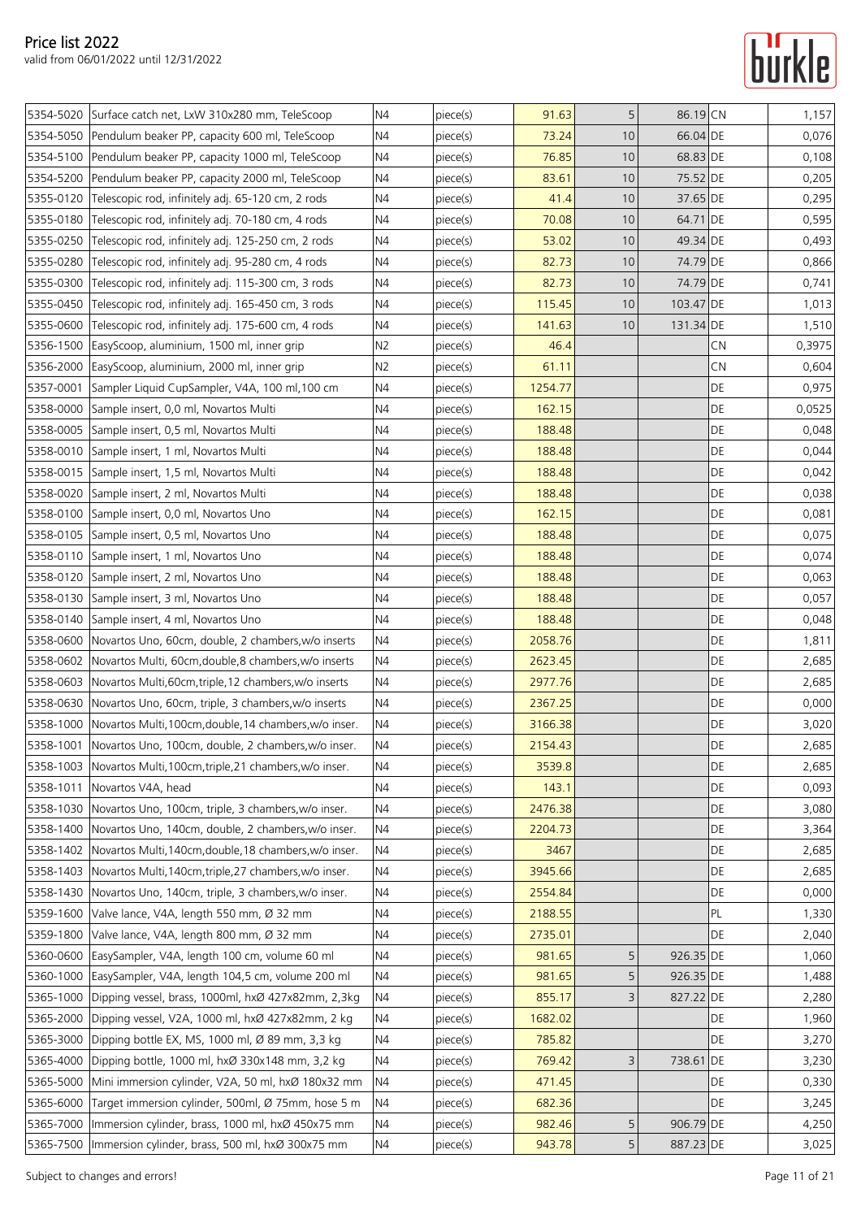# Price list 2022

valid from 06/01/2022 until 12/31/2022

| | | | | | | | | |
|---|---|---|---|---|---|---|---|---|
| 5354-5020 | Surface catch net, LxW 310x280 mm, TeleScoop | N4 | piece(s) | 91.63 | 5 | 86.19 | CN | 1,157 |
| 5354-5050 | Pendulum beaker PP, capacity 600 ml, TeleScoop | N4 | piece(s) | 73.24 | 10 | 66.04 | DE | 0,076 |
| 5354-5100 | Pendulum beaker PP, capacity 1000 ml, TeleScoop | N4 | piece(s) | 76.85 | 10 | 68.83 | DE | 0,108 |
| 5354-5200 | Pendulum beaker PP, capacity 2000 ml, TeleScoop | N4 | piece(s) | 83.61 | 10 | 75.52 | DE | 0,205 |
| 5355-0120 | Telescopic rod, infinitely adj. 65-120 cm, 2 rods | N4 | piece(s) | 41.4 | 10 | 37.65 | DE | 0,295 |
| 5355-0180 | Telescopic rod, infinitely adj. 70-180 cm, 4 rods | N4 | piece(s) | 70.08 | 10 | 64.71 | DE | 0,595 |
| 5355-0250 | Telescopic rod, infinitely adj. 125-250 cm, 2 rods | N4 | piece(s) | 53.02 | 10 | 49.34 | DE | 0,493 |
| 5355-0280 | Telescopic rod, infinitely adj. 95-280 cm, 4 rods | N4 | piece(s) | 82.73 | 10 | 74.79 | DE | 0,866 |
| 5355-0300 | Telescopic rod, infinitely adj. 115-300 cm, 3 rods | N4 | piece(s) | 82.73 | 10 | 74.79 | DE | 0,741 |
| 5355-0450 | Telescopic rod, infinitely adj. 165-450 cm, 3 rods | N4 | piece(s) | 115.45 | 10 | 103.47 | DE | 1,013 |
| 5355-0600 | Telescopic rod, infinitely adj. 175-600 cm, 4 rods | N4 | piece(s) | 141.63 | 10 | 131.34 | DE | 1,510 |
| 5356-1500 | EasyScoop, aluminium, 1500 ml, inner grip | N2 | piece(s) | 46.4 | | | CN | 0,3975 |
| 5356-2000 | EasyScoop, aluminium, 2000 ml, inner grip | N2 | piece(s) | 61.11 | | | CN | 0,604 |
| 5357-0001 | Sampler Liquid CupSampler, V4A, 100 ml,100 cm | N4 | piece(s) | 1254.77 | | | DE | 0,975 |
| 5358-0000 | Sample insert, 0,0 ml, Novartos Multi | N4 | piece(s) | 162.15 | | | DE | 0,0525 |
| 5358-0005 | Sample insert, 0,5 ml, Novartos Multi | N4 | piece(s) | 188.48 | | | DE | 0,048 |
| 5358-0010 | Sample insert, 1 ml, Novartos Multi | N4 | piece(s) | 188.48 | | | DE | 0,044 |
| 5358-0015 | Sample insert, 1,5 ml, Novartos Multi | N4 | piece(s) | 188.48 | | | DE | 0,042 |
| 5358-0020 | Sample insert, 2 ml, Novartos Multi | N4 | piece(s) | 188.48 | | | DE | 0,038 |
| 5358-0100 | Sample insert, 0,0 ml, Novartos Uno | N4 | piece(s) | 162.15 | | | DE | 0,081 |
| 5358-0105 | Sample insert, 0,5 ml, Novartos Uno | N4 | piece(s) | 188.48 | | | DE | 0,075 |
| 5358-0110 | Sample insert, 1 ml, Novartos Uno | N4 | piece(s) | 188.48 | | | DE | 0,074 |
| 5358-0120 | Sample insert, 2 ml, Novartos Uno | N4 | piece(s) | 188.48 | | | DE | 0,063 |
| 5358-0130 | Sample insert, 3 ml, Novartos Uno | N4 | piece(s) | 188.48 | | | DE | 0,057 |
| 5358-0140 | Sample insert, 4 ml, Novartos Uno | N4 | piece(s) | 188.48 | | | DE | 0,048 |
| 5358-0600 | Novartos Uno, 60cm, double, 2 chambers,w/o inserts | N4 | piece(s) | 2058.76 | | | DE | 1,811 |
| 5358-0602 | Novartos Multi, 60cm,double,8 chambers,w/o inserts | N4 | piece(s) | 2623.45 | | | DE | 2,685 |
| 5358-0603 | Novartos Multi,60cm,triple,12 chambers,w/o inserts | N4 | piece(s) | 2977.76 | | | DE | 2,685 |
| 5358-0630 | Novartos Uno, 60cm, triple, 3 chambers,w/o inserts | N4 | piece(s) | 2367.25 | | | DE | 0,000 |
| 5358-1000 | Novartos Multi,100cm,double,14 chambers,w/o inser. | N4 | piece(s) | 3166.38 | | | DE | 3,020 |
| 5358-1001 | Novartos Uno, 100cm, double, 2 chambers,w/o inser. | N4 | piece(s) | 2154.43 | | | DE | 2,685 |
| 5358-1003 | Novartos Multi,100cm,triple,21 chambers,w/o inser. | N4 | piece(s) | 3539.8 | | | DE | 2,685 |
| 5358-1011 | Novartos V4A, head | N4 | piece(s) | 143.1 | | | DE | 0,093 |
| 5358-1030 | Novartos Uno, 100cm, triple, 3 chambers,w/o inser. | N4 | piece(s) | 2476.38 | | | DE | 3,080 |
| 5358-1400 | Novartos Uno, 140cm, double, 2 chambers,w/o inser. | N4 | piece(s) | 2204.73 | | | DE | 3,364 |
| 5358-1402 | Novartos Multi,140cm,double,18 chambers,w/o inser. | N4 | piece(s) | 3467 | | | DE | 2,685 |
| 5358-1403 | Novartos Multi,140cm,triple,27 chambers,w/o inser. | N4 | piece(s) | 3945.66 | | | DE | 2,685 |
| 5358-1430 | Novartos Uno, 140cm, triple, 3 chambers,w/o inser. | N4 | piece(s) | 2554.84 | | | DE | 0,000 |
| 5359-1600 | Valve lance, V4A, length 550 mm, Ø 32 mm | N4 | piece(s) | 2188.55 | | | PL | 1,330 |
| 5359-1800 | Valve lance, V4A, length 800 mm, Ø 32 mm | N4 | piece(s) | 2735.01 | | | DE | 2,040 |
| 5360-0600 | EasySampler, V4A, length 100 cm, volume 60 ml | N4 | piece(s) | 981.65 | 5 | 926.35 | DE | 1,060 |
| 5360-1000 | EasySampler, V4A, length 104,5 cm, volume 200 ml | N4 | piece(s) | 981.65 | 5 | 926.35 | DE | 1,488 |
| 5365-1000 | Dipping vessel, brass, 1000ml, hxØ 427x82mm, 2,3kg | N4 | piece(s) | 855.17 | 3 | 827.22 | DE | 2,280 |
| 5365-2000 | Dipping vessel, V2A, 1000 ml, hxØ 427x82mm, 2 kg | N4 | piece(s) | 1682.02 | | | DE | 1,960 |
| 5365-3000 | Dipping bottle EX, MS, 1000 ml, Ø 89 mm, 3,3 kg | N4 | piece(s) | 785.82 | | | DE | 3,270 |
| 5365-4000 | Dipping bottle, 1000 ml, hxØ 330x148 mm, 3,2 kg | N4 | piece(s) | 769.42 | 3 | 738.61 | DE | 3,230 |
| 5365-5000 | Mini immersion cylinder, V2A, 50 ml, hxØ 180x32 mm | N4 | piece(s) | 471.45 | | | DE | 0,330 |
| 5365-6000 | Target immersion cylinder, 500ml, Ø 75mm, hose 5 m | N4 | piece(s) | 682.36 | | | DE | 3,245 |
| 5365-7000 | Immersion cylinder, brass, 1000 ml, hxØ 450x75 mm | N4 | piece(s) | 982.46 | 5 | 906.79 | DE | 4,250 |
| 5365-7500 | Immersion cylinder, brass, 500 ml, hxØ 300x75 mm | N4 | piece(s) | 943.78 | 5 | 887.23 | DE | 3,025 |

Subject to changes and errors!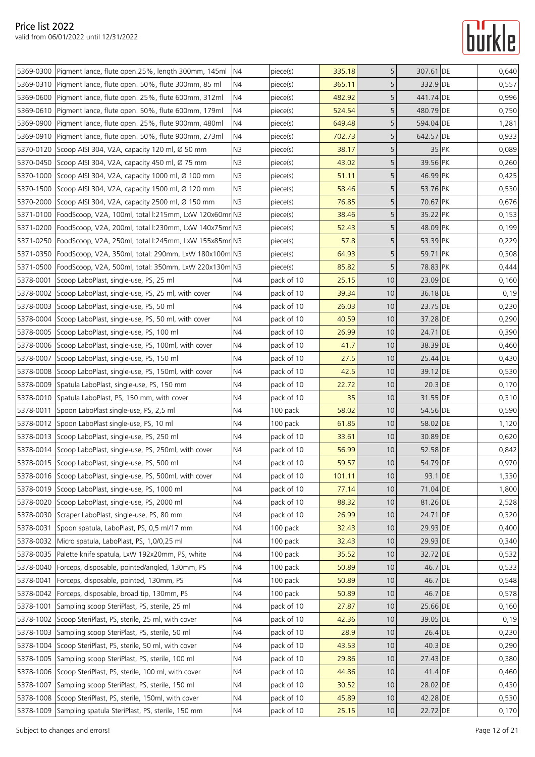# Price list 2022

valid from 06/01/2022 until 12/31/2022

| | | | | | | | | |
|---|---|---|---|---|---|---|---|---|
| 5369-0300 | Pigment lance, flute open.25%, length 300mm, 145ml | N4 | piece(s) | 335.18 | 5 | 307.61 | DE | 0,640 |
| 5369-0310 | Pigment lance, flute open. 50%, flute 300mm, 85 ml | N4 | piece(s) | 365.11 | 5 | 332.9 | DE | 0,557 |
| 5369-0600 | Pigment lance, flute open. 25%, flute 600mm, 312ml | N4 | piece(s) | 482.92 | 5 | 441.74 | DE | 0,996 |
| 5369-0610 | Pigment lance, flute open. 50%, flute 600mm, 179ml | N4 | piece(s) | 524.54 | 5 | 480.79 | DE | 0,750 |
| 5369-0900 | Pigment lance, flute open. 25%, flute 900mm, 480ml | N4 | piece(s) | 649.48 | 5 | 594.04 | DE | 1,281 |
| 5369-0910 | Pigment lance, flute open. 50%, flute 900mm, 273ml | N4 | piece(s) | 702.73 | 5 | 642.57 | DE | 0,933 |
| 5370-0120 | Scoop AISI 304, V2A, capacity 120 ml, Ø 50 mm | N3 | piece(s) | 38.17 | 5 | 35 | PK | 0,089 |
| 5370-0450 | Scoop AISI 304, V2A, capacity 450 ml, Ø 75 mm | N3 | piece(s) | 43.02 | 5 | 39.56 | PK | 0,260 |
| 5370-1000 | Scoop AISI 304, V2A, capacity 1000 ml, Ø 100 mm | N3 | piece(s) | 51.11 | 5 | 46.99 | PK | 0,425 |
| 5370-1500 | Scoop AISI 304, V2A, capacity 1500 ml, Ø 120 mm | N3 | piece(s) | 58.46 | 5 | 53.76 | PK | 0,530 |
| 5370-2000 | Scoop AISI 304, V2A, capacity 2500 ml, Ø 150 mm | N3 | piece(s) | 76.85 | 5 | 70.67 | PK | 0,676 |
| 5371-0100 | FoodScoop, V2A, 100ml, total l:215mm, LxW 120x60mm | N3 | piece(s) | 38.46 | 5 | 35.22 | PK | 0,153 |
| 5371-0200 | FoodScoop, V2A, 200ml, total l:230mm, LxW 140x75mm | N3 | piece(s) | 52.43 | 5 | 48.09 | PK | 0,199 |
| 5371-0250 | FoodScoop, V2A, 250ml, total l:245mm, LxW 155x85mm | N3 | piece(s) | 57.8 | 5 | 53.39 | PK | 0,229 |
| 5371-0350 | FoodScoop, V2A, 350ml, total: 290mm, LxW 180x100m | N3 | piece(s) | 64.93 | 5 | 59.71 | PK | 0,308 |
| 5371-0500 | FoodScoop, V2A, 500ml, total: 350mm, LxW 220x130m | N3 | piece(s) | 85.82 | 5 | 78.83 | PK | 0,444 |
| 5378-0001 | Scoop LaboPlast, single-use, PS, 25 ml | N4 | pack of 10 | 25.15 | 10 | 23.09 | DE | 0,160 |
| 5378-0002 | Scoop LaboPlast, single-use, PS, 25 ml, with cover | N4 | pack of 10 | 39.34 | 10 | 36.18 | DE | 0,19 |
| 5378-0003 | Scoop LaboPlast, single-use, PS, 50 ml | N4 | pack of 10 | 26.03 | 10 | 23.75 | DE | 0,230 |
| 5378-0004 | Scoop LaboPlast, single-use, PS, 50 ml, with cover | N4 | pack of 10 | 40.59 | 10 | 37.28 | DE | 0,290 |
| 5378-0005 | Scoop LaboPlast, single-use, PS, 100 ml | N4 | pack of 10 | 26.99 | 10 | 24.71 | DE | 0,390 |
| 5378-0006 | Scoop LaboPlast, single-use, PS, 100ml, with cover | N4 | pack of 10 | 41.7 | 10 | 38.39 | DE | 0,460 |
| 5378-0007 | Scoop LaboPlast, single-use, PS, 150 ml | N4 | pack of 10 | 27.5 | 10 | 25.44 | DE | 0,430 |
| 5378-0008 | Scoop LaboPlast, single-use, PS, 150ml, with cover | N4 | pack of 10 | 42.5 | 10 | 39.12 | DE | 0,530 |
| 5378-0009 | Spatula LaboPlast, single-use, PS, 150 mm | N4 | pack of 10 | 22.72 | 10 | 20.3 | DE | 0,170 |
| 5378-0010 | Spatula LaboPlast, PS, 150 mm, with cover | N4 | pack of 10 | 35 | 10 | 31.55 | DE | 0,310 |
| 5378-0011 | Spoon LaboPlast single-use, PS, 2,5 ml | N4 | 100 pack | 58.02 | 10 | 54.56 | DE | 0,590 |
| 5378-0012 | Spoon LaboPlast single-use, PS, 10 ml | N4 | 100 pack | 61.85 | 10 | 58.02 | DE | 1,120 |
| 5378-0013 | Scoop LaboPlast, single-use, PS, 250 ml | N4 | pack of 10 | 33.61 | 10 | 30.89 | DE | 0,620 |
| 5378-0014 | Scoop LaboPlast, single-use, PS, 250ml, with cover | N4 | pack of 10 | 56.99 | 10 | 52.58 | DE | 0,842 |
| 5378-0015 | Scoop LaboPlast, single-use, PS, 500 ml | N4 | pack of 10 | 59.57 | 10 | 54.79 | DE | 0,970 |
| 5378-0016 | Scoop LaboPlast, single-use, PS, 500ml, with cover | N4 | pack of 10 | 101.11 | 10 | 93.1 | DE | 1,330 |
| 5378-0019 | Scoop LaboPlast, single-use, PS, 1000 ml | N4 | pack of 10 | 77.14 | 10 | 71.04 | DE | 1,800 |
| 5378-0020 | Scoop LaboPlast, single-use, PS, 2000 ml | N4 | pack of 10 | 88.32 | 10 | 81.26 | DE | 2,528 |
| 5378-0030 | Scraper LaboPlast, single-use, PS, 80 mm | N4 | pack of 10 | 26.99 | 10 | 24.71 | DE | 0,320 |
| 5378-0031 | Spoon spatula, LaboPlast, PS, 0,5 ml/17 mm | N4 | 100 pack | 32.43 | 10 | 29.93 | DE | 0,400 |
| 5378-0032 | Micro spatula, LaboPlast, PS, 1,0/0,25 ml | N4 | 100 pack | 32.43 | 10 | 29.93 | DE | 0,340 |
| 5378-0035 | Palette knife spatula, LxW 192x20mm, PS, white | N4 | 100 pack | 35.52 | 10 | 32.72 | DE | 0,532 |
| 5378-0040 | Forceps, disposable, pointed/angled, 130mm, PS | N4 | 100 pack | 50.89 | 10 | 46.7 | DE | 0,533 |
| 5378-0041 | Forceps, disposable, pointed, 130mm, PS | N4 | 100 pack | 50.89 | 10 | 46.7 | DE | 0,548 |
| 5378-0042 | Forceps, disposable, broad tip, 130mm, PS | N4 | 100 pack | 50.89 | 10 | 46.7 | DE | 0,578 |
| 5378-1001 | Sampling scoop SteriPlast, PS, sterile, 25 ml | N4 | pack of 10 | 27.87 | 10 | 25.66 | DE | 0,160 |
| 5378-1002 | Scoop SteriPlast, PS, sterile, 25 ml, with cover | N4 | pack of 10 | 42.36 | 10 | 39.05 | DE | 0,19 |
| 5378-1003 | Sampling scoop SteriPlast, PS, sterile, 50 ml | N4 | pack of 10 | 28.9 | 10 | 26.4 | DE | 0,230 |
| 5378-1004 | Scoop SteriPlast, PS, sterile, 50 ml, with cover | N4 | pack of 10 | 43.53 | 10 | 40.3 | DE | 0,290 |
| 5378-1005 | Sampling scoop SteriPlast, PS, sterile, 100 ml | N4 | pack of 10 | 29.86 | 10 | 27.43 | DE | 0,380 |
| 5378-1006 | Scoop SteriPlast, PS, sterile, 100 ml, with cover | N4 | pack of 10 | 44.86 | 10 | 41.4 | DE | 0,460 |
| 5378-1007 | Sampling scoop SteriPlast, PS, sterile, 150 ml | N4 | pack of 10 | 30.52 | 10 | 28.02 | DE | 0,430 |
| 5378-1008 | Scoop SteriPlast, PS, sterile, 150ml, with cover | N4 | pack of 10 | 45.89 | 10 | 42.28 | DE | 0,530 |
| 5378-1009 | Sampling spatula SteriPlast, PS, sterile, 150 mm | N4 | pack of 10 | 25.15 | 10 | 22.72 | DE | 0,170 |

Subject to changes and errors!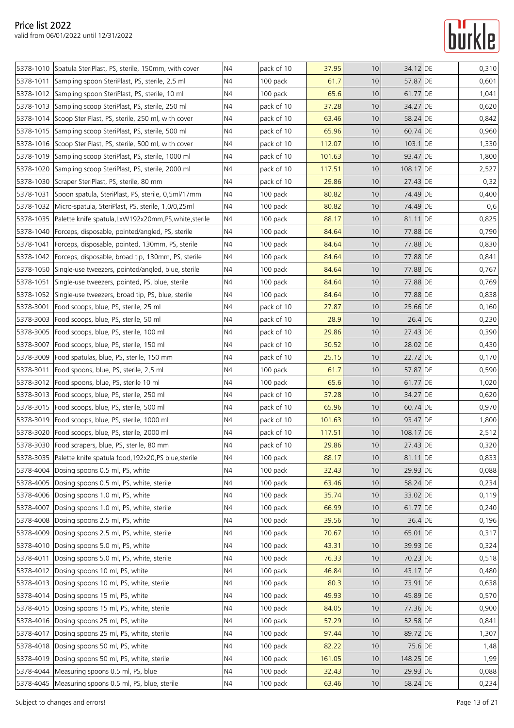# Price list 2022

valid from 06/01/2022 until 12/31/2022

| | | | | | | | | |
|---|---|---|---|---|---|---|---|---|
| 5378-1010 | Spatula SteriPlast, PS, sterile, 150mm, with cover | N4 | pack of 10 | 37.95 | 10 | 34.12 | DE | 0,310 |
| 5378-1011 | Sampling spoon SteriPlast, PS, sterile, 2,5 ml | N4 | 100 pack | 61.7 | 10 | 57.87 | DE | 0,601 |
| 5378-1012 | Sampling spoon SteriPlast, PS, sterile, 10 ml | N4 | 100 pack | 65.6 | 10 | 61.77 | DE | 1,041 |
| 5378-1013 | Sampling scoop SteriPlast, PS, sterile, 250 ml | N4 | pack of 10 | 37.28 | 10 | 34.27 | DE | 0,620 |
| 5378-1014 | Scoop SteriPlast, PS, sterile, 250 ml, with cover | N4 | pack of 10 | 63.46 | 10 | 58.24 | DE | 0,842 |
| 5378-1015 | Sampling scoop SteriPlast, PS, sterile, 500 ml | N4 | pack of 10 | 65.96 | 10 | 60.74 | DE | 0,960 |
| 5378-1016 | Scoop SteriPlast, PS, sterile, 500 ml, with cover | N4 | pack of 10 | 112.07 | 10 | 103.1 | DE | 1,330 |
| 5378-1019 | Sampling scoop SteriPlast, PS, sterile, 1000 ml | N4 | pack of 10 | 101.63 | 10 | 93.47 | DE | 1,800 |
| 5378-1020 | Sampling scoop SteriPlast, PS, sterile, 2000 ml | N4 | pack of 10 | 117.51 | 10 | 108.17 | DE | 2,527 |
| 5378-1030 | Scraper SteriPlast, PS, sterile, 80 mm | N4 | pack of 10 | 29.86 | 10 | 27.43 | DE | 0,32 |
| 5378-1031 | Spoon spatula, SteriPlast, PS, sterile, 0,5ml/17mm | N4 | 100 pack | 80.82 | 10 | 74.49 | DE | 0,400 |
| 5378-1032 | Micro-spatula, SteriPlast, PS, sterile, 1,0/0,25ml | N4 | 100 pack | 80.82 | 10 | 74.49 | DE | 0,6 |
| 5378-1035 | Palette knife spatula,LxW192x20mm,PS,white,sterile | N4 | 100 pack | 88.17 | 10 | 81.11 | DE | 0,825 |
| 5378-1040 | Forceps, disposable, pointed/angled, PS, sterile | N4 | 100 pack | 84.64 | 10 | 77.88 | DE | 0,790 |
| 5378-1041 | Forceps, disposable, pointed, 130mm, PS, sterile | N4 | 100 pack | 84.64 | 10 | 77.88 | DE | 0,830 |
| 5378-1042 | Forceps, disposable, broad tip, 130mm, PS, sterile | N4 | 100 pack | 84.64 | 10 | 77.88 | DE | 0,841 |
| 5378-1050 | Single-use tweezers, pointed/angled, blue, sterile | N4 | 100 pack | 84.64 | 10 | 77.88 | DE | 0,767 |
| 5378-1051 | Single-use tweezers, pointed, PS, blue, sterile | N4 | 100 pack | 84.64 | 10 | 77.88 | DE | 0,769 |
| 5378-1052 | Single-use tweezers, broad tip, PS, blue, sterile | N4 | 100 pack | 84.64 | 10 | 77.88 | DE | 0,838 |
| 5378-3001 | Food scoops, blue, PS, sterile, 25 ml | N4 | pack of 10 | 27.87 | 10 | 25.66 | DE | 0,160 |
| 5378-3003 | Food scoops, blue, PS, sterile, 50 ml | N4 | pack of 10 | 28.9 | 10 | 26.4 | DE | 0,230 |
| 5378-3005 | Food scoops, blue, PS, sterile, 100 ml | N4 | pack of 10 | 29.86 | 10 | 27.43 | DE | 0,390 |
| 5378-3007 | Food scoops, blue, PS, sterile, 150 ml | N4 | pack of 10 | 30.52 | 10 | 28.02 | DE | 0,430 |
| 5378-3009 | Food spatulas, blue, PS, sterile, 150 mm | N4 | pack of 10 | 25.15 | 10 | 22.72 | DE | 0,170 |
| 5378-3011 | Food spoons, blue, PS, sterile, 2,5 ml | N4 | 100 pack | 61.7 | 10 | 57.87 | DE | 0,590 |
| 5378-3012 | Food spoons, blue, PS, sterile 10 ml | N4 | 100 pack | 65.6 | 10 | 61.77 | DE | 1,020 |
| 5378-3013 | Food scoops, blue, PS, sterile, 250 ml | N4 | pack of 10 | 37.28 | 10 | 34.27 | DE | 0,620 |
| 5378-3015 | Food scoops, blue, PS, sterile, 500 ml | N4 | pack of 10 | 65.96 | 10 | 60.74 | DE | 0,970 |
| 5378-3019 | Food scoops, blue, PS, sterile, 1000 ml | N4 | pack of 10 | 101.63 | 10 | 93.47 | DE | 1,800 |
| 5378-3020 | Food scoops, blue, PS, sterile, 2000 ml | N4 | pack of 10 | 117.51 | 10 | 108.17 | DE | 2,512 |
| 5378-3030 | Food scrapers, blue, PS, sterile, 80 mm | N4 | pack of 10 | 29.86 | 10 | 27.43 | DE | 0,320 |
| 5378-3035 | Palette knife spatula food,192x20,PS blue,sterile | N4 | 100 pack | 88.17 | 10 | 81.11 | DE | 0,833 |
| 5378-4004 | Dosing spoons 0.5 ml, PS, white | N4 | 100 pack | 32.43 | 10 | 29.93 | DE | 0,088 |
| 5378-4005 | Dosing spoons 0.5 ml, PS, white, sterile | N4 | 100 pack | 63.46 | 10 | 58.24 | DE | 0,234 |
| 5378-4006 | Dosing spoons 1.0 ml, PS, white | N4 | 100 pack | 35.74 | 10 | 33.02 | DE | 0,119 |
| 5378-4007 | Dosing spoons 1.0 ml, PS, white, sterile | N4 | 100 pack | 66.99 | 10 | 61.77 | DE | 0,240 |
| 5378-4008 | Dosing spoons 2.5 ml, PS, white | N4 | 100 pack | 39.56 | 10 | 36.4 | DE | 0,196 |
| 5378-4009 | Dosing spoons 2.5 ml, PS, white, sterile | N4 | 100 pack | 70.67 | 10 | 65.01 | DE | 0,317 |
| 5378-4010 | Dosing spoons 5.0 ml, PS, white | N4 | 100 pack | 43.31 | 10 | 39.93 | DE | 0,324 |
| 5378-4011 | Dosing spoons 5.0 ml, PS, white, sterile | N4 | 100 pack | 76.33 | 10 | 70.23 | DE | 0,518 |
| 5378-4012 | Dosing spoons 10 ml, PS, white | N4 | 100 pack | 46.84 | 10 | 43.17 | DE | 0,480 |
| 5378-4013 | Dosing spoons 10 ml, PS, white, sterile | N4 | 100 pack | 80.3 | 10 | 73.91 | DE | 0,638 |
| 5378-4014 | Dosing spoons 15 ml, PS, white | N4 | 100 pack | 49.93 | 10 | 45.89 | DE | 0,570 |
| 5378-4015 | Dosing spoons 15 ml, PS, white, sterile | N4 | 100 pack | 84.05 | 10 | 77.36 | DE | 0,900 |
| 5378-4016 | Dosing spoons 25 ml, PS, white | N4 | 100 pack | 57.29 | 10 | 52.58 | DE | 0,841 |
| 5378-4017 | Dosing spoons 25 ml, PS, white, sterile | N4 | 100 pack | 97.44 | 10 | 89.72 | DE | 1,307 |
| 5378-4018 | Dosing spoons 50 ml, PS, white | N4 | 100 pack | 82.22 | 10 | 75.6 | DE | 1,48 |
| 5378-4019 | Dosing spoons 50 ml, PS, white, sterile | N4 | 100 pack | 161.05 | 10 | 148.25 | DE | 1,99 |
| 5378-4044 | Measuring spoons 0.5 ml, PS, blue | N4 | 100 pack | 32.43 | 10 | 29.93 | DE | 0,088 |
| 5378-4045 | Measuring spoons 0.5 ml, PS, blue, sterile | N4 | 100 pack | 63.46 | 10 | 58.24 | DE | 0,234 |

Subject to changes and errors!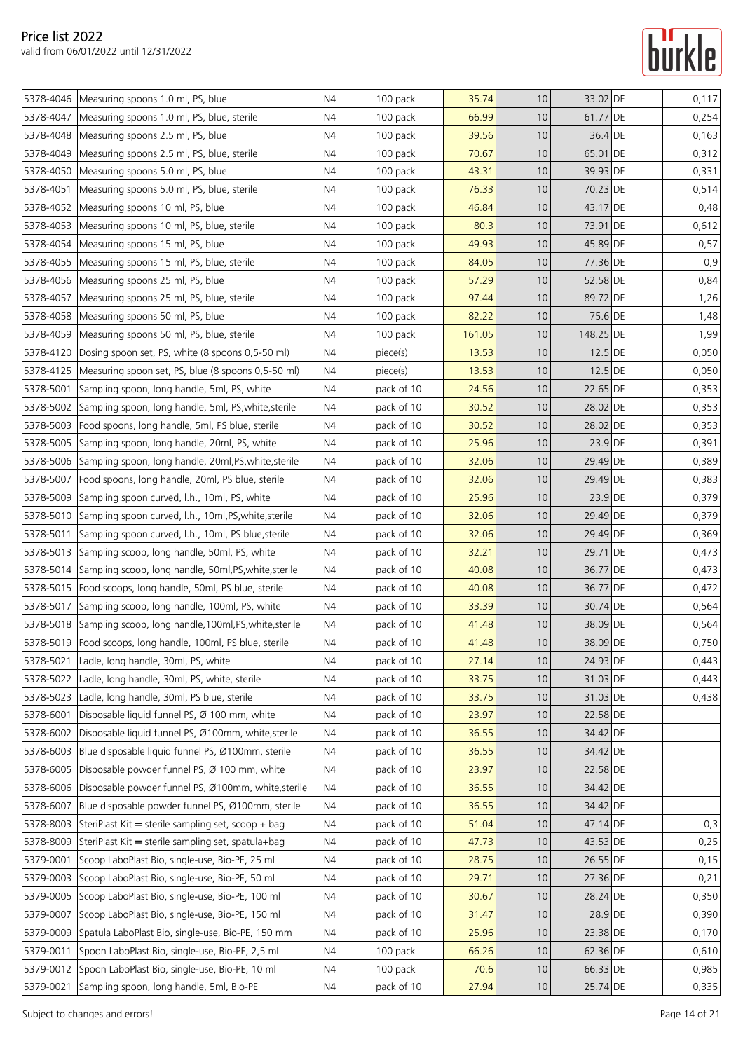# Price list 2022

valid from 06/01/2022 until 12/31/2022

| | | | | | | | | |
|---|---|---|---|---|---|---|---|---|
| 5378-4046 | Measuring spoons 1.0 ml, PS, blue | N4 | 100 pack | 35.74 | 10 | 33.02 | DE | 0,117 |
| 5378-4047 | Measuring spoons 1.0 ml, PS, blue, sterile | N4 | 100 pack | 66.99 | 10 | 61.77 | DE | 0,254 |
| 5378-4048 | Measuring spoons 2.5 ml, PS, blue | N4 | 100 pack | 39.56 | 10 | 36.4 | DE | 0,163 |
| 5378-4049 | Measuring spoons 2.5 ml, PS, blue, sterile | N4 | 100 pack | 70.67 | 10 | 65.01 | DE | 0,312 |
| 5378-4050 | Measuring spoons 5.0 ml, PS, blue | N4 | 100 pack | 43.31 | 10 | 39.93 | DE | 0,331 |
| 5378-4051 | Measuring spoons 5.0 ml, PS, blue, sterile | N4 | 100 pack | 76.33 | 10 | 70.23 | DE | 0,514 |
| 5378-4052 | Measuring spoons 10 ml, PS, blue | N4 | 100 pack | 46.84 | 10 | 43.17 | DE | 0,48 |
| 5378-4053 | Measuring spoons 10 ml, PS, blue, sterile | N4 | 100 pack | 80.3 | 10 | 73.91 | DE | 0,612 |
| 5378-4054 | Measuring spoons 15 ml, PS, blue | N4 | 100 pack | 49.93 | 10 | 45.89 | DE | 0,57 |
| 5378-4055 | Measuring spoons 15 ml, PS, blue, sterile | N4 | 100 pack | 84.05 | 10 | 77.36 | DE | 0,9 |
| 5378-4056 | Measuring spoons 25 ml, PS, blue | N4 | 100 pack | 57.29 | 10 | 52.58 | DE | 0,84 |
| 5378-4057 | Measuring spoons 25 ml, PS, blue, sterile | N4 | 100 pack | 97.44 | 10 | 89.72 | DE | 1,26 |
| 5378-4058 | Measuring spoons 50 ml, PS, blue | N4 | 100 pack | 82.22 | 10 | 75.6 | DE | 1,48 |
| 5378-4059 | Measuring spoons 50 ml, PS, blue, sterile | N4 | 100 pack | 161.05 | 10 | 148.25 | DE | 1,99 |
| 5378-4120 | Dosing spoon set, PS, white (8 spoons 0,5-50 ml) | N4 | piece(s) | 13.53 | 10 | 12.5 | DE | 0,050 |
| 5378-4125 | Measuring spoon set, PS, blue (8 spoons 0,5-50 ml) | N4 | piece(s) | 13.53 | 10 | 12.5 | DE | 0,050 |
| 5378-5001 | Sampling spoon, long handle, 5ml, PS, white | N4 | pack of 10 | 24.56 | 10 | 22.65 | DE | 0,353 |
| 5378-5002 | Sampling spoon, long handle, 5ml, PS,white,sterile | N4 | pack of 10 | 30.52 | 10 | 28.02 | DE | 0,353 |
| 5378-5003 | Food spoons, long handle, 5ml, PS blue, sterile | N4 | pack of 10 | 30.52 | 10 | 28.02 | DE | 0,353 |
| 5378-5005 | Sampling spoon, long handle, 20ml, PS, white | N4 | pack of 10 | 25.96 | 10 | 23.9 | DE | 0,391 |
| 5378-5006 | Sampling spoon, long handle, 20ml,PS,white,sterile | N4 | pack of 10 | 32.06 | 10 | 29.49 | DE | 0,389 |
| 5378-5007 | Food spoons, long handle, 20ml, PS blue, sterile | N4 | pack of 10 | 32.06 | 10 | 29.49 | DE | 0,383 |
| 5378-5009 | Sampling spoon curved, l.h., 10ml, PS, white | N4 | pack of 10 | 25.96 | 10 | 23.9 | DE | 0,379 |
| 5378-5010 | Sampling spoon curved, l.h., 10ml,PS,white,sterile | N4 | pack of 10 | 32.06 | 10 | 29.49 | DE | 0,379 |
| 5378-5011 | Sampling spoon curved, l.h., 10ml, PS blue,sterile | N4 | pack of 10 | 32.06 | 10 | 29.49 | DE | 0,369 |
| 5378-5013 | Sampling scoop, long handle, 50ml, PS, white | N4 | pack of 10 | 32.21 | 10 | 29.71 | DE | 0,473 |
| 5378-5014 | Sampling scoop, long handle, 50ml,PS,white,sterile | N4 | pack of 10 | 40.08 | 10 | 36.77 | DE | 0,473 |
| 5378-5015 | Food scoops, long handle, 50ml, PS blue, sterile | N4 | pack of 10 | 40.08 | 10 | 36.77 | DE | 0,472 |
| 5378-5017 | Sampling scoop, long handle, 100ml, PS, white | N4 | pack of 10 | 33.39 | 10 | 30.74 | DE | 0,564 |
| 5378-5018 | Sampling scoop, long handle,100ml,PS,white,sterile | N4 | pack of 10 | 41.48 | 10 | 38.09 | DE | 0,564 |
| 5378-5019 | Food scoops, long handle, 100ml, PS blue, sterile | N4 | pack of 10 | 41.48 | 10 | 38.09 | DE | 0,750 |
| 5378-5021 | Ladle, long handle, 30ml, PS, white | N4 | pack of 10 | 27.14 | 10 | 24.93 | DE | 0,443 |
| 5378-5022 | Ladle, long handle, 30ml, PS, white, sterile | N4 | pack of 10 | 33.75 | 10 | 31.03 | DE | 0,443 |
| 5378-5023 | Ladle, long handle, 30ml, PS blue, sterile | N4 | pack of 10 | 33.75 | 10 | 31.03 | DE | 0,438 |
| 5378-6001 | Disposable liquid funnel PS, Ø 100 mm, white | N4 | pack of 10 | 23.97 | 10 | 22.58 | DE | |
| 5378-6002 | Disposable liquid funnel PS, Ø100mm, white,sterile | N4 | pack of 10 | 36.55 | 10 | 34.42 | DE | |
| 5378-6003 | Blue disposable liquid funnel PS, Ø100mm, sterile | N4 | pack of 10 | 36.55 | 10 | 34.42 | DE | |
| 5378-6005 | Disposable powder funnel PS, Ø 100 mm, white | N4 | pack of 10 | 23.97 | 10 | 22.58 | DE | |
| 5378-6006 | Disposable powder funnel PS, Ø100mm, white,sterile | N4 | pack of 10 | 36.55 | 10 | 34.42 | DE | |
| 5378-6007 | Blue disposable powder funnel PS, Ø100mm, sterile | N4 | pack of 10 | 36.55 | 10 | 34.42 | DE | |
| 5378-8003 | SteriPlast Kit = sterile sampling set, scoop + bag | N4 | pack of 10 | 51.04 | 10 | 47.14 | DE | 0,3 |
| 5378-8009 | SteriPlast Kit = sterile sampling set, spatula+bag | N4 | pack of 10 | 47.73 | 10 | 43.53 | DE | 0,25 |
| 5379-0001 | Scoop LaboPlast Bio, single-use, Bio-PE, 25 ml | N4 | pack of 10 | 28.75 | 10 | 26.55 | DE | 0,15 |
| 5379-0003 | Scoop LaboPlast Bio, single-use, Bio-PE, 50 ml | N4 | pack of 10 | 29.71 | 10 | 27.36 | DE | 0,21 |
| 5379-0005 | Scoop LaboPlast Bio, single-use, Bio-PE, 100 ml | N4 | pack of 10 | 30.67 | 10 | 28.24 | DE | 0,350 |
| 5379-0007 | Scoop LaboPlast Bio, single-use, Bio-PE, 150 ml | N4 | pack of 10 | 31.47 | 10 | 28.9 | DE | 0,390 |
| 5379-0009 | Spatula LaboPlast Bio, single-use, Bio-PE, 150 mm | N4 | pack of 10 | 25.96 | 10 | 23.38 | DE | 0,170 |
| 5379-0011 | Spoon LaboPlast Bio, single-use, Bio-PE, 2,5 ml | N4 | 100 pack | 66.26 | 10 | 62.36 | DE | 0,610 |
| 5379-0012 | Spoon LaboPlast Bio, single-use, Bio-PE, 10 ml | N4 | 100 pack | 70.6 | 10 | 66.33 | DE | 0,985 |
| 5379-0021 | Sampling spoon, long handle, 5ml, Bio-PE | N4 | pack of 10 | 27.94 | 10 | 25.74 | DE | 0,335 |

Subject to changes and errors!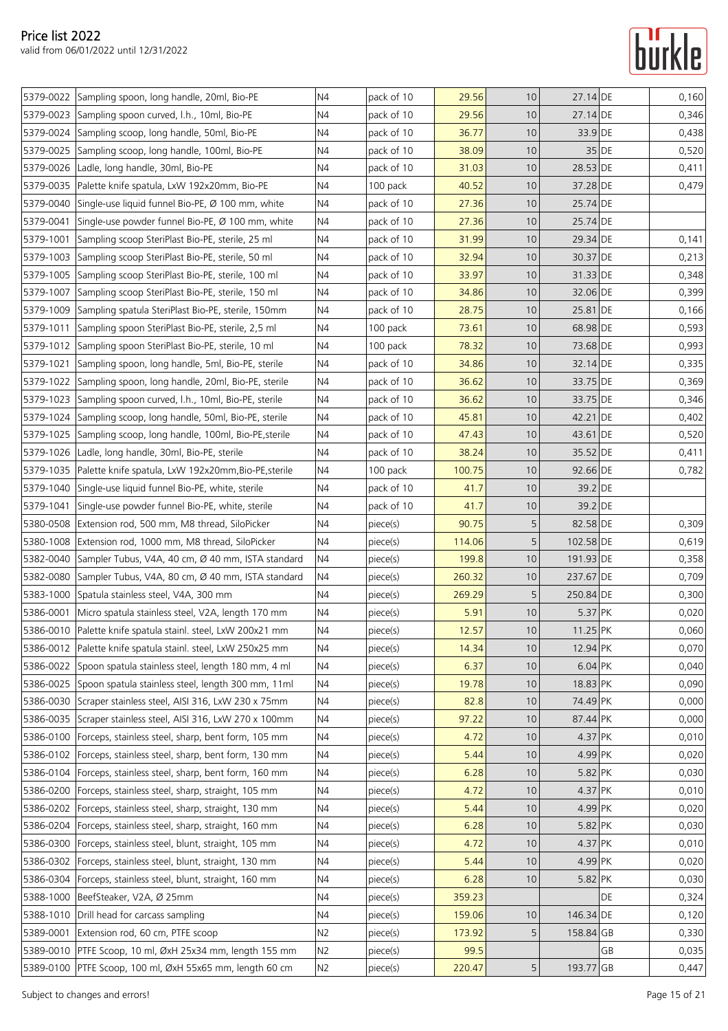# Price list 2022

valid from 06/01/2022 until 12/31/2022

| | | | | | | | | |
|---|---|---|---|---|---|---|---|---|
| 5379-0022 | Sampling spoon, long handle, 20ml, Bio-PE | N4 | pack of 10 | 29.56 | 10 | 27.14 | DE | 0,160 |
| 5379-0023 | Sampling spoon curved, l.h., 10ml, Bio-PE | N4 | pack of 10 | 29.56 | 10 | 27.14 | DE | 0,346 |
| 5379-0024 | Sampling scoop, long handle, 50ml, Bio-PE | N4 | pack of 10 | 36.77 | 10 | 33.9 | DE | 0,438 |
| 5379-0025 | Sampling scoop, long handle, 100ml, Bio-PE | N4 | pack of 10 | 38.09 | 10 | 35 | DE | 0,520 |
| 5379-0026 | Ladle, long handle, 30ml, Bio-PE | N4 | pack of 10 | 31.03 | 10 | 28.53 | DE | 0,411 |
| 5379-0035 | Palette knife spatula, LxW 192x20mm, Bio-PE | N4 | 100 pack | 40.52 | 10 | 37.28 | DE | 0,479 |
| 5379-0040 | Single-use liquid funnel Bio-PE, Ø 100 mm, white | N4 | pack of 10 | 27.36 | 10 | 25.74 | DE | |
| 5379-0041 | Single-use powder funnel Bio-PE, Ø 100 mm, white | N4 | pack of 10 | 27.36 | 10 | 25.74 | DE | |
| 5379-1001 | Sampling scoop SteriPlast Bio-PE, sterile, 25 ml | N4 | pack of 10 | 31.99 | 10 | 29.34 | DE | 0,141 |
| 5379-1003 | Sampling scoop SteriPlast Bio-PE, sterile, 50 ml | N4 | pack of 10 | 32.94 | 10 | 30.37 | DE | 0,213 |
| 5379-1005 | Sampling scoop SteriPlast Bio-PE, sterile, 100 ml | N4 | pack of 10 | 33.97 | 10 | 31.33 | DE | 0,348 |
| 5379-1007 | Sampling scoop SteriPlast Bio-PE, sterile, 150 ml | N4 | pack of 10 | 34.86 | 10 | 32.06 | DE | 0,399 |
| 5379-1009 | Sampling spatula SteriPlast Bio-PE, sterile, 150mm | N4 | pack of 10 | 28.75 | 10 | 25.81 | DE | 0,166 |
| 5379-1011 | Sampling spoon SteriPlast Bio-PE, sterile, 2,5 ml | N4 | 100 pack | 73.61 | 10 | 68.98 | DE | 0,593 |
| 5379-1012 | Sampling spoon SteriPlast Bio-PE, sterile, 10 ml | N4 | 100 pack | 78.32 | 10 | 73.68 | DE | 0,993 |
| 5379-1021 | Sampling spoon, long handle, 5ml, Bio-PE, sterile | N4 | pack of 10 | 34.86 | 10 | 32.14 | DE | 0,335 |
| 5379-1022 | Sampling spoon, long handle, 20ml, Bio-PE, sterile | N4 | pack of 10 | 36.62 | 10 | 33.75 | DE | 0,369 |
| 5379-1023 | Sampling spoon curved, l.h., 10ml, Bio-PE, sterile | N4 | pack of 10 | 36.62 | 10 | 33.75 | DE | 0,346 |
| 5379-1024 | Sampling scoop, long handle, 50ml, Bio-PE, sterile | N4 | pack of 10 | 45.81 | 10 | 42.21 | DE | 0,402 |
| 5379-1025 | Sampling scoop, long handle, 100ml, Bio-PE,sterile | N4 | pack of 10 | 47.43 | 10 | 43.61 | DE | 0,520 |
| 5379-1026 | Ladle, long handle, 30ml, Bio-PE, sterile | N4 | pack of 10 | 38.24 | 10 | 35.52 | DE | 0,411 |
| 5379-1035 | Palette knife spatula, LxW 192x20mm,Bio-PE,sterile | N4 | 100 pack | 100.75 | 10 | 92.66 | DE | 0,782 |
| 5379-1040 | Single-use liquid funnel Bio-PE, white, sterile | N4 | pack of 10 | 41.7 | 10 | 39.2 | DE | |
| 5379-1041 | Single-use powder funnel Bio-PE, white, sterile | N4 | pack of 10 | 41.7 | 10 | 39.2 | DE | |
| 5380-0508 | Extension rod, 500 mm, M8 thread, SiloPicker | N4 | piece(s) | 90.75 | 5 | 82.58 | DE | 0,309 |
| 5380-1008 | Extension rod, 1000 mm, M8 thread, SiloPicker | N4 | piece(s) | 114.06 | 5 | 102.58 | DE | 0,619 |
| 5382-0040 | Sampler Tubus, V4A, 40 cm, Ø 40 mm, ISTA standard | N4 | piece(s) | 199.8 | 10 | 191.93 | DE | 0,358 |
| 5382-0080 | Sampler Tubus, V4A, 80 cm, Ø 40 mm, ISTA standard | N4 | piece(s) | 260.32 | 10 | 237.67 | DE | 0,709 |
| 5383-1000 | Spatula stainless steel, V4A, 300 mm | N4 | piece(s) | 269.29 | 5 | 250.84 | DE | 0,300 |
| 5386-0001 | Micro spatula stainless steel, V2A, length 170 mm | N4 | piece(s) | 5.91 | 10 | 5.37 | PK | 0,020 |
| 5386-0010 | Palette knife spatula stainl. steel, LxW 200x21 mm | N4 | piece(s) | 12.57 | 10 | 11.25 | PK | 0,060 |
| 5386-0012 | Palette knife spatula stainl. steel, LxW 250x25 mm | N4 | piece(s) | 14.34 | 10 | 12.94 | PK | 0,070 |
| 5386-0022 | Spoon spatula stainless steel, length 180 mm, 4 ml | N4 | piece(s) | 6.37 | 10 | 6.04 | PK | 0,040 |
| 5386-0025 | Spoon spatula stainless steel, length 300 mm, 11ml | N4 | piece(s) | 19.78 | 10 | 18.83 | PK | 0,090 |
| 5386-0030 | Scraper stainless steel, AISI 316, LxW 230 x 75mm | N4 | piece(s) | 82.8 | 10 | 74.49 | PK | 0,000 |
| 5386-0035 | Scraper stainless steel, AISI 316, LxW 270 x 100mm | N4 | piece(s) | 97.22 | 10 | 87.44 | PK | 0,000 |
| 5386-0100 | Forceps, stainless steel, sharp, bent form, 105 mm | N4 | piece(s) | 4.72 | 10 | 4.37 | PK | 0,010 |
| 5386-0102 | Forceps, stainless steel, sharp, bent form, 130 mm | N4 | piece(s) | 5.44 | 10 | 4.99 | PK | 0,020 |
| 5386-0104 | Forceps, stainless steel, sharp, bent form, 160 mm | N4 | piece(s) | 6.28 | 10 | 5.82 | PK | 0,030 |
| 5386-0200 | Forceps, stainless steel, sharp, straight, 105 mm | N4 | piece(s) | 4.72 | 10 | 4.37 | PK | 0,010 |
| 5386-0202 | Forceps, stainless steel, sharp, straight, 130 mm | N4 | piece(s) | 5.44 | 10 | 4.99 | PK | 0,020 |
| 5386-0204 | Forceps, stainless steel, sharp, straight, 160 mm | N4 | piece(s) | 6.28 | 10 | 5.82 | PK | 0,030 |
| 5386-0300 | Forceps, stainless steel, blunt, straight, 105 mm | N4 | piece(s) | 4.72 | 10 | 4.37 | PK | 0,010 |
| 5386-0302 | Forceps, stainless steel, blunt, straight, 130 mm | N4 | piece(s) | 5.44 | 10 | 4.99 | PK | 0,020 |
| 5386-0304 | Forceps, stainless steel, blunt, straight, 160 mm | N4 | piece(s) | 6.28 | 10 | 5.82 | PK | 0,030 |
| 5388-1000 | BeefSteaker, V2A, Ø 25mm | N4 | piece(s) | 359.23 | | | DE | 0,324 |
| 5388-1010 | Drill head for carcass sampling | N4 | piece(s) | 159.06 | 10 | 146.34 | DE | 0,120 |
| 5389-0001 | Extension rod, 60 cm, PTFE scoop | N2 | piece(s) | 173.92 | 5 | 158.84 | GB | 0,330 |
| 5389-0010 | PTFE Scoop, 10 ml, ØxH 25x34 mm, length 155 mm | N2 | piece(s) | 99.5 | | | GB | 0,035 |
| 5389-0100 | PTFE Scoop, 100 ml, ØxH 55x65 mm, length 60 cm | N2 | piece(s) | 220.47 | 5 | 193.77 | GB | 0,447 |

Subject to changes and errors!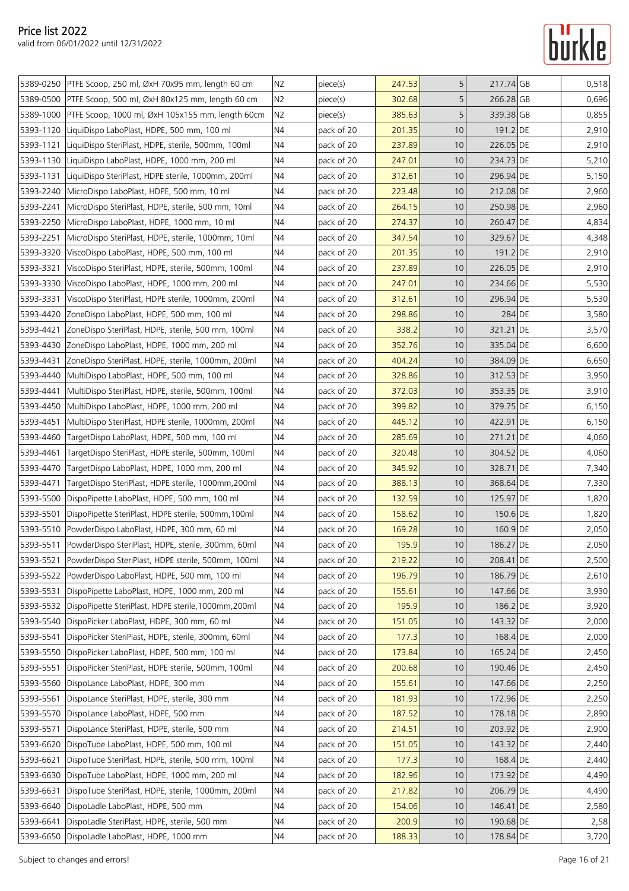# Price list 2022

valid from 06/01/2022 until 12/31/2022

| | | | | | | | | |
|---|---|---|---|---|---|---|---|---|
| 5389-0250 | PTFE Scoop, 250 ml, ØxH 70x95 mm, length 60 cm | N2 | piece(s) | 247.53 | 5 | 217.74 | GB | 0,518 |
| 5389-0500 | PTFE Scoop, 500 ml, ØxH 80x125 mm, length 60 cm | N2 | piece(s) | 302.68 | 5 | 266.28 | GB | 0,696 |
| 5389-1000 | PTFE Scoop, 1000 ml, ØxH 105x155 mm, length 60cm | N2 | piece(s) | 385.63 | 5 | 339.38 | GB | 0,855 |
| 5393-1120 | LiquiDispo LaboPlast, HDPE, 500 mm, 100 ml | N4 | pack of 20 | 201.35 | 10 | 191.2 | DE | 2,910 |
| 5393-1121 | LiquiDispo SteriPlast, HDPE, sterile, 500mm, 100ml | N4 | pack of 20 | 237.89 | 10 | 226.05 | DE | 2,910 |
| 5393-1130 | LiquiDispo LaboPlast, HDPE, 1000 mm, 200 ml | N4 | pack of 20 | 247.01 | 10 | 234.73 | DE | 5,210 |
| 5393-1131 | LiquiDispo SteriPlast, HDPE sterile, 1000mm, 200ml | N4 | pack of 20 | 312.61 | 10 | 296.94 | DE | 5,150 |
| 5393-2240 | MicroDispo LaboPlast, HDPE, 500 mm, 10 ml | N4 | pack of 20 | 223.48 | 10 | 212.08 | DE | 2,960 |
| 5393-2241 | MicroDispo SteriPlast, HDPE, sterile, 500 mm, 10ml | N4 | pack of 20 | 264.15 | 10 | 250.98 | DE | 2,960 |
| 5393-2250 | MicroDispo LaboPlast, HDPE, 1000 mm, 10 ml | N4 | pack of 20 | 274.37 | 10 | 260.47 | DE | 4,834 |
| 5393-2251 | MicroDispo SteriPlast, HDPE, sterile, 1000mm, 10ml | N4 | pack of 20 | 347.54 | 10 | 329.67 | DE | 4,348 |
| 5393-3320 | ViscoDispo LaboPlast, HDPE, 500 mm, 100 ml | N4 | pack of 20 | 201.35 | 10 | 191.2 | DE | 2,910 |
| 5393-3321 | ViscoDispo SteriPlast, HDPE, sterile, 500mm, 100ml | N4 | pack of 20 | 237.89 | 10 | 226.05 | DE | 2,910 |
| 5393-3330 | ViscoDispo LaboPlast, HDPE, 1000 mm, 200 ml | N4 | pack of 20 | 247.01 | 10 | 234.66 | DE | 5,530 |
| 5393-3331 | ViscoDispo SteriPlast, HDPE sterile, 1000mm, 200ml | N4 | pack of 20 | 312.61 | 10 | 296.94 | DE | 5,530 |
| 5393-4420 | ZoneDispo LaboPlast, HDPE, 500 mm, 100 ml | N4 | pack of 20 | 298.86 | 10 | 284 | DE | 3,580 |
| 5393-4421 | ZoneDispo SteriPlast, HDPE, sterile, 500 mm, 100ml | N4 | pack of 20 | 338.2 | 10 | 321.21 | DE | 3,570 |
| 5393-4430 | ZoneDispo LaboPlast, HDPE, 1000 mm, 200 ml | N4 | pack of 20 | 352.76 | 10 | 335.04 | DE | 6,600 |
| 5393-4431 | ZoneDispo SteriPlast, HDPE, sterile, 1000mm, 200ml | N4 | pack of 20 | 404.24 | 10 | 384.09 | DE | 6,650 |
| 5393-4440 | MultiDispo LaboPlast, HDPE, 500 mm, 100 ml | N4 | pack of 20 | 328.86 | 10 | 312.53 | DE | 3,950 |
| 5393-4441 | MultiDispo SteriPlast, HDPE, sterile, 500mm, 100ml | N4 | pack of 20 | 372.03 | 10 | 353.35 | DE | 3,910 |
| 5393-4450 | MultiDispo LaboPlast, HDPE, 1000 mm, 200 ml | N4 | pack of 20 | 399.82 | 10 | 379.75 | DE | 6,150 |
| 5393-4451 | MultiDispo SteriPlast, HDPE sterile, 1000mm, 200ml | N4 | pack of 20 | 445.12 | 10 | 422.91 | DE | 6,150 |
| 5393-4460 | TargetDispo LaboPlast, HDPE, 500 mm, 100 ml | N4 | pack of 20 | 285.69 | 10 | 271.21 | DE | 4,060 |
| 5393-4461 | TargetDispo SteriPlast, HDPE sterile, 500mm, 100ml | N4 | pack of 20 | 320.48 | 10 | 304.52 | DE | 4,060 |
| 5393-4470 | TargetDispo LaboPlast, HDPE, 1000 mm, 200 ml | N4 | pack of 20 | 345.92 | 10 | 328.71 | DE | 7,340 |
| 5393-4471 | TargetDispo SteriPlast, HDPE sterile, 1000mm,200ml | N4 | pack of 20 | 388.13 | 10 | 368.64 | DE | 7,330 |
| 5393-5500 | DispoPipette LaboPlast, HDPE, 500 mm, 100 ml | N4 | pack of 20 | 132.59 | 10 | 125.97 | DE | 1,820 |
| 5393-5501 | DispoPipette SteriPlast, HDPE sterile, 500mm,100ml | N4 | pack of 20 | 158.62 | 10 | 150.6 | DE | 1,820 |
| 5393-5510 | PowderDispo LaboPlast, HDPE, 300 mm, 60 ml | N4 | pack of 20 | 169.28 | 10 | 160.9 | DE | 2,050 |
| 5393-5511 | PowderDispo SteriPlast, HDPE, sterile, 300mm, 60ml | N4 | pack of 20 | 195.9 | 10 | 186.27 | DE | 2,050 |
| 5393-5521 | PowderDispo SteriPlast, HDPE sterile, 500mm, 100ml | N4 | pack of 20 | 219.22 | 10 | 208.41 | DE | 2,500 |
| 5393-5522 | PowderDispo LaboPlast, HDPE, 500 mm, 100 ml | N4 | pack of 20 | 196.79 | 10 | 186.79 | DE | 2,610 |
| 5393-5531 | DispoPipette LaboPlast, HDPE, 1000 mm, 200 ml | N4 | pack of 20 | 155.61 | 10 | 147.66 | DE | 3,930 |
| 5393-5532 | DispoPipette SteriPlast, HDPE sterile,1000mm,200ml | N4 | pack of 20 | 195.9 | 10 | 186.2 | DE | 3,920 |
| 5393-5540 | DispoPicker LaboPlast, HDPE, 300 mm, 60 ml | N4 | pack of 20 | 151.05 | 10 | 143.32 | DE | 2,000 |
| 5393-5541 | DispoPicker SteriPlast, HDPE, sterile, 300mm, 60ml | N4 | pack of 20 | 177.3 | 10 | 168.4 | DE | 2,000 |
| 5393-5550 | DispoPicker LaboPlast, HDPE, 500 mm, 100 ml | N4 | pack of 20 | 173.84 | 10 | 165.24 | DE | 2,450 |
| 5393-5551 | DispoPicker SteriPlast, HDPE sterile, 500mm, 100ml | N4 | pack of 20 | 200.68 | 10 | 190.46 | DE | 2,450 |
| 5393-5560 | DispoLance LaboPlast, HDPE, 300 mm | N4 | pack of 20 | 155.61 | 10 | 147.66 | DE | 2,250 |
| 5393-5561 | DispoLance SteriPlast, HDPE, sterile, 300 mm | N4 | pack of 20 | 181.93 | 10 | 172.96 | DE | 2,250 |
| 5393-5570 | DispoLance LaboPlast, HDPE, 500 mm | N4 | pack of 20 | 187.52 | 10 | 178.18 | DE | 2,890 |
| 5393-5571 | DispoLance SteriPlast, HDPE, sterile, 500 mm | N4 | pack of 20 | 214.51 | 10 | 203.92 | DE | 2,900 |
| 5393-6620 | DispoTube LaboPlast, HDPE, 500 mm, 100 ml | N4 | pack of 20 | 151.05 | 10 | 143.32 | DE | 2,440 |
| 5393-6621 | DispoTube SteriPlast, HDPE, sterile, 500 mm, 100ml | N4 | pack of 20 | 177.3 | 10 | 168.4 | DE | 2,440 |
| 5393-6630 | DispoTube LaboPlast, HDPE, 1000 mm, 200 ml | N4 | pack of 20 | 182.96 | 10 | 173.92 | DE | 4,490 |
| 5393-6631 | DispoTube SteriPlast, HDPE, sterile, 1000mm, 200ml | N4 | pack of 20 | 217.82 | 10 | 206.79 | DE | 4,490 |
| 5393-6640 | DispoLadle LaboPlast, HDPE, 500 mm | N4 | pack of 20 | 154.06 | 10 | 146.41 | DE | 2,580 |
| 5393-6641 | DispoLadle SteriPlast, HDPE, sterile, 500 mm | N4 | pack of 20 | 200.9 | 10 | 190.68 | DE | 2,58 |
| 5393-6650 | DispoLadle LaboPlast, HDPE, 1000 mm | N4 | pack of 20 | 188.33 | 10 | 178.84 | DE | 3,720 |

Subject to changes and errors!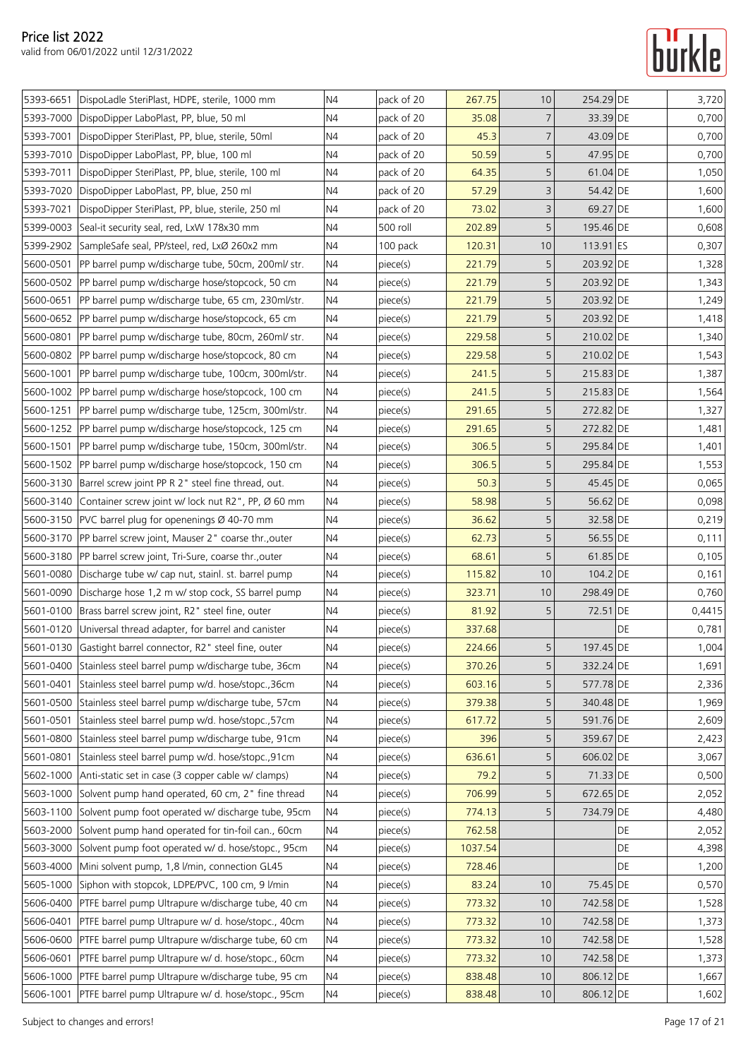# Price list 2022

valid from 06/01/2022 until 12/31/2022

| | | | | | | | | |
|---|---|---|---|---|---|---|---|---|
| 5393-6651 | DispoLadle SteriPlast, HDPE, sterile, 1000 mm | N4 | pack of 20 | 267.75 | 10 | 254.29 | DE | 3,720 |
| 5393-7000 | DispoDipper LaboPlast, PP, blue, 50 ml | N4 | pack of 20 | 35.08 | 7 | 33.39 | DE | 0,700 |
| 5393-7001 | DispoDipper SteriPlast, PP, blue, sterile, 50ml | N4 | pack of 20 | 45.3 | 7 | 43.09 | DE | 0,700 |
| 5393-7010 | DispoDipper LaboPlast, PP, blue, 100 ml | N4 | pack of 20 | 50.59 | 5 | 47.95 | DE | 0,700 |
| 5393-7011 | DispoDipper SteriPlast, PP, blue, sterile, 100 ml | N4 | pack of 20 | 64.35 | 5 | 61.04 | DE | 1,050 |
| 5393-7020 | DispoDipper LaboPlast, PP, blue, 250 ml | N4 | pack of 20 | 57.29 | 3 | 54.42 | DE | 1,600 |
| 5393-7021 | DispoDipper SteriPlast, PP, blue, sterile, 250 ml | N4 | pack of 20 | 73.02 | 3 | 69.27 | DE | 1,600 |
| 5399-0003 | Seal-it security seal, red, LxW 178x30 mm | N4 | 500 roll | 202.89 | 5 | 195.46 | DE | 0,608 |
| 5399-2902 | SampleSafe seal, PP/steel, red, LxØ 260x2 mm | N4 | 100 pack | 120.31 | 10 | 113.91 | ES | 0,307 |
| 5600-0501 | PP barrel pump w/discharge tube, 50cm, 200ml/ str. | N4 | piece(s) | 221.79 | 5 | 203.92 | DE | 1,328 |
| 5600-0502 | PP barrel pump w/discharge hose/stopcock, 50 cm | N4 | piece(s) | 221.79 | 5 | 203.92 | DE | 1,343 |
| 5600-0651 | PP barrel pump w/discharge tube, 65 cm, 230ml/str. | N4 | piece(s) | 221.79 | 5 | 203.92 | DE | 1,249 |
| 5600-0652 | PP barrel pump w/discharge hose/stopcock, 65 cm | N4 | piece(s) | 221.79 | 5 | 203.92 | DE | 1,418 |
| 5600-0801 | PP barrel pump w/discharge tube, 80cm, 260ml/ str. | N4 | piece(s) | 229.58 | 5 | 210.02 | DE | 1,340 |
| 5600-0802 | PP barrel pump w/discharge hose/stopcock, 80 cm | N4 | piece(s) | 229.58 | 5 | 210.02 | DE | 1,543 |
| 5600-1001 | PP barrel pump w/discharge tube, 100cm, 300ml/str. | N4 | piece(s) | 241.5 | 5 | 215.83 | DE | 1,387 |
| 5600-1002 | PP barrel pump w/discharge hose/stopcock, 100 cm | N4 | piece(s) | 241.5 | 5 | 215.83 | DE | 1,564 |
| 5600-1251 | PP barrel pump w/discharge tube, 125cm, 300ml/str. | N4 | piece(s) | 291.65 | 5 | 272.82 | DE | 1,327 |
| 5600-1252 | PP barrel pump w/discharge hose/stopcock, 125 cm | N4 | piece(s) | 291.65 | 5 | 272.82 | DE | 1,481 |
| 5600-1501 | PP barrel pump w/discharge tube, 150cm, 300ml/str. | N4 | piece(s) | 306.5 | 5 | 295.84 | DE | 1,401 |
| 5600-1502 | PP barrel pump w/discharge hose/stopcock, 150 cm | N4 | piece(s) | 306.5 | 5 | 295.84 | DE | 1,553 |
| 5600-3130 | Barrel screw joint PP R 2" steel fine thread, out. | N4 | piece(s) | 50.3 | 5 | 45.45 | DE | 0,065 |
| 5600-3140 | Container screw joint w/ lock nut R2", PP, Ø 60 mm | N4 | piece(s) | 58.98 | 5 | 56.62 | DE | 0,098 |
| 5600-3150 | PVC barrel plug for openenings Ø 40-70 mm | N4 | piece(s) | 36.62 | 5 | 32.58 | DE | 0,219 |
| 5600-3170 | PP barrel screw joint, Mauser 2" coarse thr.,outer | N4 | piece(s) | 62.73 | 5 | 56.55 | DE | 0,111 |
| 5600-3180 | PP barrel screw joint, Tri-Sure, coarse thr.,outer | N4 | piece(s) | 68.61 | 5 | 61.85 | DE | 0,105 |
| 5601-0080 | Discharge tube w/ cap nut, stainl. st. barrel pump | N4 | piece(s) | 115.82 | 10 | 104.2 | DE | 0,161 |
| 5601-0090 | Discharge hose 1,2 m w/ stop cock, SS barrel pump | N4 | piece(s) | 323.71 | 10 | 298.49 | DE | 0,760 |
| 5601-0100 | Brass barrel screw joint, R2" steel fine, outer | N4 | piece(s) | 81.92 | 5 | 72.51 | DE | 0,4415 |
| 5601-0120 | Universal thread adapter, for barrel and canister | N4 | piece(s) | 337.68 | | | DE | 0,781 |
| 5601-0130 | Gastight barrel connector, R2" steel fine, outer | N4 | piece(s) | 224.66 | 5 | 197.45 | DE | 1,004 |
| 5601-0400 | Stainless steel barrel pump w/discharge tube, 36cm | N4 | piece(s) | 370.26 | 5 | 332.24 | DE | 1,691 |
| 5601-0401 | Stainless steel barrel pump w/d. hose/stopc.,36cm | N4 | piece(s) | 603.16 | 5 | 577.78 | DE | 2,336 |
| 5601-0500 | Stainless steel barrel pump w/discharge tube, 57cm | N4 | piece(s) | 379.38 | 5 | 340.48 | DE | 1,969 |
| 5601-0501 | Stainless steel barrel pump w/d. hose/stopc.,57cm | N4 | piece(s) | 617.72 | 5 | 591.76 | DE | 2,609 |
| 5601-0800 | Stainless steel barrel pump w/discharge tube, 91cm | N4 | piece(s) | 396 | 5 | 359.67 | DE | 2,423 |
| 5601-0801 | Stainless steel barrel pump w/d. hose/stopc.,91cm | N4 | piece(s) | 636.61 | 5 | 606.02 | DE | 3,067 |
| 5602-1000 | Anti-static set in case (3 copper cable w/ clamps) | N4 | piece(s) | 79.2 | 5 | 71.33 | DE | 0,500 |
| 5603-1000 | Solvent pump hand operated, 60 cm, 2" fine thread | N4 | piece(s) | 706.99 | 5 | 672.65 | DE | 2,052 |
| 5603-1100 | Solvent pump foot operated w/ discharge tube, 95cm | N4 | piece(s) | 774.13 | 5 | 734.79 | DE | 4,480 |
| 5603-2000 | Solvent pump hand operated for tin-foil can., 60cm | N4 | piece(s) | 762.58 | | | DE | 2,052 |
| 5603-3000 | Solvent pump foot operated w/ d. hose/stopc., 95cm | N4 | piece(s) | 1037.54 | | | DE | 4,398 |
| 5603-4000 | Mini solvent pump, 1,8 l/min, connection GL45 | N4 | piece(s) | 728.46 | | | DE | 1,200 |
| 5605-1000 | Siphon with stopcok, LDPE/PVC, 100 cm, 9 l/min | N4 | piece(s) | 83.24 | 10 | 75.45 | DE | 0,570 |
| 5606-0400 | PTFE barrel pump Ultrapure w/discharge tube, 40 cm | N4 | piece(s) | 773.32 | 10 | 742.58 | DE | 1,528 |
| 5606-0401 | PTFE barrel pump Ultrapure w/ d. hose/stopc., 40cm | N4 | piece(s) | 773.32 | 10 | 742.58 | DE | 1,373 |
| 5606-0600 | PTFE barrel pump Ultrapure w/discharge tube, 60 cm | N4 | piece(s) | 773.32 | 10 | 742.58 | DE | 1,528 |
| 5606-0601 | PTFE barrel pump Ultrapure w/ d. hose/stopc., 60cm | N4 | piece(s) | 773.32 | 10 | 742.58 | DE | 1,373 |
| 5606-1000 | PTFE barrel pump Ultrapure w/discharge tube, 95 cm | N4 | piece(s) | 838.48 | 10 | 806.12 | DE | 1,667 |
| 5606-1001 | PTFE barrel pump Ultrapure w/ d. hose/stopc., 95cm | N4 | piece(s) | 838.48 | 10 | 806.12 | DE | 1,602 |

Subject to changes and errors!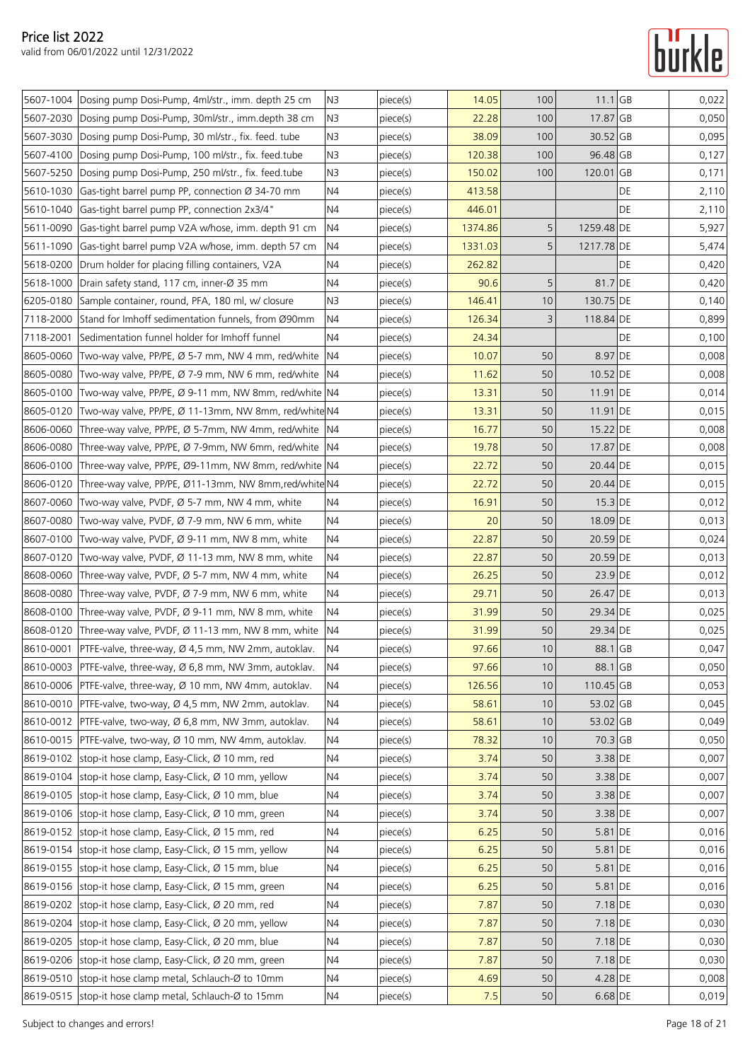# Price list 2022

valid from 06/01/2022 until 12/31/2022

| | | | | | | | | |
|---|---|---|---|---|---|---|---|---|
| 5607-1004 | Dosing pump Dosi-Pump, 4ml/str., imm. depth 25 cm | N3 | piece(s) | 14.05 | 100 | 11.1 | GB | 0,022 |
| 5607-2030 | Dosing pump Dosi-Pump, 30ml/str., imm.depth 38 cm | N3 | piece(s) | 22.28 | 100 | 17.87 | GB | 0,050 |
| 5607-3030 | Dosing pump Dosi-Pump, 30 ml/str., fix. feed. tube | N3 | piece(s) | 38.09 | 100 | 30.52 | GB | 0,095 |
| 5607-4100 | Dosing pump Dosi-Pump, 100 ml/str., fix. feed.tube | N3 | piece(s) | 120.38 | 100 | 96.48 | GB | 0,127 |
| 5607-5250 | Dosing pump Dosi-Pump, 250 ml/str., fix. feed.tube | N3 | piece(s) | 150.02 | 100 | 120.01 | GB | 0,171 |
| 5610-1030 | Gas-tight barrel pump PP, connection Ø 34-70 mm | N4 | piece(s) | 413.58 | | | DE | 2,110 |
| 5610-1040 | Gas-tight barrel pump PP, connection 2x3/4" | N4 | piece(s) | 446.01 | | | DE | 2,110 |
| 5611-0090 | Gas-tight barrel pump V2A w/hose, imm. depth 91 cm | N4 | piece(s) | 1374.86 | 5 | 1259.48 | DE | 5,927 |
| 5611-1090 | Gas-tight barrel pump V2A w/hose, imm. depth 57 cm | N4 | piece(s) | 1331.03 | 5 | 1217.78 | DE | 5,474 |
| 5618-0200 | Drum holder for placing filling containers, V2A | N4 | piece(s) | 262.82 | | | DE | 0,420 |
| 5618-1000 | Drain safety stand, 117 cm, inner-Ø 35 mm | N4 | piece(s) | 90.6 | 5 | 81.7 | DE | 0,420 |
| 6205-0180 | Sample container, round, PFA, 180 ml, w/ closure | N3 | piece(s) | 146.41 | 10 | 130.75 | DE | 0,140 |
| 7118-2000 | Stand for Imhoff sedimentation funnels, from Ø90mm | N4 | piece(s) | 126.34 | 3 | 118.84 | DE | 0,899 |
| 7118-2001 | Sedimentation funnel holder for Imhoff funnel | N4 | piece(s) | 24.34 | | | DE | 0,100 |
| 8605-0060 | Two-way valve, PP/PE, Ø 5-7 mm, NW 4 mm, red/white | N4 | piece(s) | 10.07 | 50 | 8.97 | DE | 0,008 |
| 8605-0080 | Two-way valve, PP/PE, Ø 7-9 mm, NW 6 mm, red/white | N4 | piece(s) | 11.62 | 50 | 10.52 | DE | 0,008 |
| 8605-0100 | Two-way valve, PP/PE, Ø 9-11 mm, NW 8mm, red/white | N4 | piece(s) | 13.31 | 50 | 11.91 | DE | 0,014 |
| 8605-0120 | Two-way valve, PP/PE, Ø 11-13mm, NW 8mm, red/white | N4 | piece(s) | 13.31 | 50 | 11.91 | DE | 0,015 |
| 8606-0060 | Three-way valve, PP/PE, Ø 5-7mm, NW 4mm, red/white | N4 | piece(s) | 16.77 | 50 | 15.22 | DE | 0,008 |
| 8606-0080 | Three-way valve, PP/PE, Ø 7-9mm, NW 6mm, red/white | N4 | piece(s) | 19.78 | 50 | 17.87 | DE | 0,008 |
| 8606-0100 | Three-way valve, PP/PE, Ø9-11mm, NW 8mm, red/white | N4 | piece(s) | 22.72 | 50 | 20.44 | DE | 0,015 |
| 8606-0120 | Three-way valve, PP/PE, Ø11-13mm, NW 8mm,red/white | N4 | piece(s) | 22.72 | 50 | 20.44 | DE | 0,015 |
| 8607-0060 | Two-way valve, PVDF, Ø 5-7 mm, NW 4 mm, white | N4 | piece(s) | 16.91 | 50 | 15.3 | DE | 0,012 |
| 8607-0080 | Two-way valve, PVDF, Ø 7-9 mm, NW 6 mm, white | N4 | piece(s) | 20 | 50 | 18.09 | DE | 0,013 |
| 8607-0100 | Two-way valve, PVDF, Ø 9-11 mm, NW 8 mm, white | N4 | piece(s) | 22.87 | 50 | 20.59 | DE | 0,024 |
| 8607-0120 | Two-way valve, PVDF, Ø 11-13 mm, NW 8 mm, white | N4 | piece(s) | 22.87 | 50 | 20.59 | DE | 0,013 |
| 8608-0060 | Three-way valve, PVDF, Ø 5-7 mm, NW 4 mm, white | N4 | piece(s) | 26.25 | 50 | 23.9 | DE | 0,012 |
| 8608-0080 | Three-way valve, PVDF, Ø 7-9 mm, NW 6 mm, white | N4 | piece(s) | 29.71 | 50 | 26.47 | DE | 0,013 |
| 8608-0100 | Three-way valve, PVDF, Ø 9-11 mm, NW 8 mm, white | N4 | piece(s) | 31.99 | 50 | 29.34 | DE | 0,025 |
| 8608-0120 | Three-way valve, PVDF, Ø 11-13 mm, NW 8 mm, white | N4 | piece(s) | 31.99 | 50 | 29.34 | DE | 0,025 |
| 8610-0001 | PTFE-valve, three-way, Ø 4,5 mm, NW 2mm, autoklav. | N4 | piece(s) | 97.66 | 10 | 88.1 | GB | 0,047 |
| 8610-0003 | PTFE-valve, three-way, Ø 6,8 mm, NW 3mm, autoklav. | N4 | piece(s) | 97.66 | 10 | 88.1 | GB | 0,050 |
| 8610-0006 | PTFE-valve, three-way, Ø 10 mm, NW 4mm, autoklav. | N4 | piece(s) | 126.56 | 10 | 110.45 | GB | 0,053 |
| 8610-0010 | PTFE-valve, two-way, Ø 4,5 mm, NW 2mm, autoklav. | N4 | piece(s) | 58.61 | 10 | 53.02 | GB | 0,045 |
| 8610-0012 | PTFE-valve, two-way, Ø 6,8 mm, NW 3mm, autoklav. | N4 | piece(s) | 58.61 | 10 | 53.02 | GB | 0,049 |
| 8610-0015 | PTFE-valve, two-way, Ø 10 mm, NW 4mm, autoklav. | N4 | piece(s) | 78.32 | 10 | 70.3 | GB | 0,050 |
| 8619-0102 | stop-it hose clamp, Easy-Click, Ø 10 mm, red | N4 | piece(s) | 3.74 | 50 | 3.38 | DE | 0,007 |
| 8619-0104 | stop-it hose clamp, Easy-Click, Ø 10 mm, yellow | N4 | piece(s) | 3.74 | 50 | 3.38 | DE | 0,007 |
| 8619-0105 | stop-it hose clamp, Easy-Click, Ø 10 mm, blue | N4 | piece(s) | 3.74 | 50 | 3.38 | DE | 0,007 |
| 8619-0106 | stop-it hose clamp, Easy-Click, Ø 10 mm, green | N4 | piece(s) | 3.74 | 50 | 3.38 | DE | 0,007 |
| 8619-0152 | stop-it hose clamp, Easy-Click, Ø 15 mm, red | N4 | piece(s) | 6.25 | 50 | 5.81 | DE | 0,016 |
| 8619-0154 | stop-it hose clamp, Easy-Click, Ø 15 mm, yellow | N4 | piece(s) | 6.25 | 50 | 5.81 | DE | 0,016 |
| 8619-0155 | stop-it hose clamp, Easy-Click, Ø 15 mm, blue | N4 | piece(s) | 6.25 | 50 | 5.81 | DE | 0,016 |
| 8619-0156 | stop-it hose clamp, Easy-Click, Ø 15 mm, green | N4 | piece(s) | 6.25 | 50 | 5.81 | DE | 0,016 |
| 8619-0202 | stop-it hose clamp, Easy-Click, Ø 20 mm, red | N4 | piece(s) | 7.87 | 50 | 7.18 | DE | 0,030 |
| 8619-0204 | stop-it hose clamp, Easy-Click, Ø 20 mm, yellow | N4 | piece(s) | 7.87 | 50 | 7.18 | DE | 0,030 |
| 8619-0205 | stop-it hose clamp, Easy-Click, Ø 20 mm, blue | N4 | piece(s) | 7.87 | 50 | 7.18 | DE | 0,030 |
| 8619-0206 | stop-it hose clamp, Easy-Click, Ø 20 mm, green | N4 | piece(s) | 7.87 | 50 | 7.18 | DE | 0,030 |
| 8619-0510 | stop-it hose clamp metal, Schlauch-Ø to 10mm | N4 | piece(s) | 4.69 | 50 | 4.28 | DE | 0,008 |
| 8619-0515 | stop-it hose clamp metal, Schlauch-Ø to 15mm | N4 | piece(s) | 7.5 | 50 | 6.68 | DE | 0,019 |

Subject to changes and errors!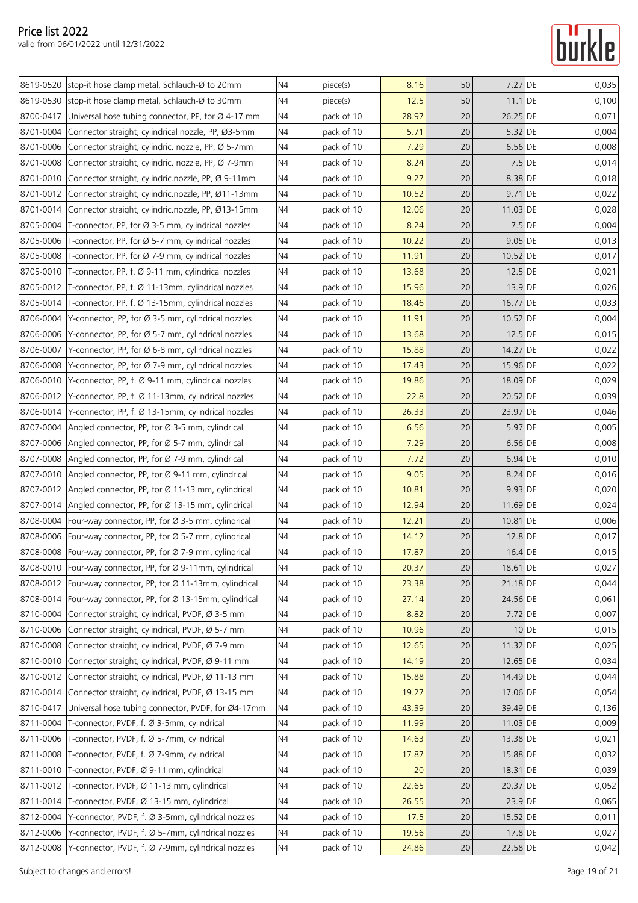# Price list 2022

valid from 06/01/2022 until 12/31/2022

| | | | | | | | | |
|---|---|---|---|---|---|---|---|---|
| 8619-0520 | stop-it hose clamp metal, Schlauch-Ø to 20mm | N4 | piece(s) | 8.16 | 50 | 7.27 | DE | 0,035 |
| 8619-0530 | stop-it hose clamp metal, Schlauch-Ø to 30mm | N4 | piece(s) | 12.5 | 50 | 11.1 | DE | 0,100 |
| 8700-0417 | Universal hose tubing connector, PP, for Ø 4-17 mm | N4 | pack of 10 | 28.97 | 20 | 26.25 | DE | 0,071 |
| 8701-0004 | Connector straight, cylindrical nozzle, PP, Ø3-5mm | N4 | pack of 10 | 5.71 | 20 | 5.32 | DE | 0,004 |
| 8701-0006 | Connector straight, cylindric. nozzle, PP, Ø 5-7mm | N4 | pack of 10 | 7.29 | 20 | 6.56 | DE | 0,008 |
| 8701-0008 | Connector straight, cylindric. nozzle, PP, Ø 7-9mm | N4 | pack of 10 | 8.24 | 20 | 7.5 | DE | 0,014 |
| 8701-0010 | Connector straight, cylindric.nozzle, PP, Ø 9-11mm | N4 | pack of 10 | 9.27 | 20 | 8.38 | DE | 0,018 |
| 8701-0012 | Connector straight, cylindric.nozzle, PP, Ø11-13mm | N4 | pack of 10 | 10.52 | 20 | 9.71 | DE | 0,022 |
| 8701-0014 | Connector straight, cylindric.nozzle, PP, Ø13-15mm | N4 | pack of 10 | 12.06 | 20 | 11.03 | DE | 0,028 |
| 8705-0004 | T-connector, PP, for Ø 3-5 mm, cylindrical nozzles | N4 | pack of 10 | 8.24 | 20 | 7.5 | DE | 0,004 |
| 8705-0006 | T-connector, PP, for Ø 5-7 mm, cylindrical nozzles | N4 | pack of 10 | 10.22 | 20 | 9.05 | DE | 0,013 |
| 8705-0008 | T-connector, PP, for Ø 7-9 mm, cylindrical nozzles | N4 | pack of 10 | 11.91 | 20 | 10.52 | DE | 0,017 |
| 8705-0010 | T-connector, PP, f. Ø 9-11 mm, cylindrical nozzles | N4 | pack of 10 | 13.68 | 20 | 12.5 | DE | 0,021 |
| 8705-0012 | T-connector, PP, f. Ø 11-13mm, cylindrical nozzles | N4 | pack of 10 | 15.96 | 20 | 13.9 | DE | 0,026 |
| 8705-0014 | T-connector, PP, f. Ø 13-15mm, cylindrical nozzles | N4 | pack of 10 | 18.46 | 20 | 16.77 | DE | 0,033 |
| 8706-0004 | Y-connector, PP, for Ø 3-5 mm, cylindrical nozzles | N4 | pack of 10 | 11.91 | 20 | 10.52 | DE | 0,004 |
| 8706-0006 | Y-connector, PP, for Ø 5-7 mm, cylindrical nozzles | N4 | pack of 10 | 13.68 | 20 | 12.5 | DE | 0,015 |
| 8706-0007 | Y-connector, PP, for Ø 6-8 mm, cylindrical nozzles | N4 | pack of 10 | 15.88 | 20 | 14.27 | DE | 0,022 |
| 8706-0008 | Y-connector, PP, for Ø 7-9 mm, cylindrical nozzles | N4 | pack of 10 | 17.43 | 20 | 15.96 | DE | 0,022 |
| 8706-0010 | Y-connector, PP, f. Ø 9-11 mm, cylindrical nozzles | N4 | pack of 10 | 19.86 | 20 | 18.09 | DE | 0,029 |
| 8706-0012 | Y-connector, PP, f. Ø 11-13mm, cylindrical nozzles | N4 | pack of 10 | 22.8 | 20 | 20.52 | DE | 0,039 |
| 8706-0014 | Y-connector, PP, f. Ø 13-15mm, cylindrical nozzles | N4 | pack of 10 | 26.33 | 20 | 23.97 | DE | 0,046 |
| 8707-0004 | Angled connector, PP, for Ø 3-5 mm, cylindrical | N4 | pack of 10 | 6.56 | 20 | 5.97 | DE | 0,005 |
| 8707-0006 | Angled connector, PP, for Ø 5-7 mm, cylindrical | N4 | pack of 10 | 7.29 | 20 | 6.56 | DE | 0,008 |
| 8707-0008 | Angled connector, PP, for Ø 7-9 mm, cylindrical | N4 | pack of 10 | 7.72 | 20 | 6.94 | DE | 0,010 |
| 8707-0010 | Angled connector, PP, for Ø 9-11 mm, cylindrical | N4 | pack of 10 | 9.05 | 20 | 8.24 | DE | 0,016 |
| 8707-0012 | Angled connector, PP, for Ø 11-13 mm, cylindrical | N4 | pack of 10 | 10.81 | 20 | 9.93 | DE | 0,020 |
| 8707-0014 | Angled connector, PP, for Ø 13-15 mm, cylindrical | N4 | pack of 10 | 12.94 | 20 | 11.69 | DE | 0,024 |
| 8708-0004 | Four-way connector, PP, for Ø 3-5 mm, cylindrical | N4 | pack of 10 | 12.21 | 20 | 10.81 | DE | 0,006 |
| 8708-0006 | Four-way connector, PP, for Ø 5-7 mm, cylindrical | N4 | pack of 10 | 14.12 | 20 | 12.8 | DE | 0,017 |
| 8708-0008 | Four-way connector, PP, for Ø 7-9 mm, cylindrical | N4 | pack of 10 | 17.87 | 20 | 16.4 | DE | 0,015 |
| 8708-0010 | Four-way connector, PP, for Ø 9-11mm, cylindrical | N4 | pack of 10 | 20.37 | 20 | 18.61 | DE | 0,027 |
| 8708-0012 | Four-way connector, PP, for Ø 11-13mm, cylindrical | N4 | pack of 10 | 23.38 | 20 | 21.18 | DE | 0,044 |
| 8708-0014 | Four-way connector, PP, for Ø 13-15mm, cylindrical | N4 | pack of 10 | 27.14 | 20 | 24.56 | DE | 0,061 |
| 8710-0004 | Connector straight, cylindrical, PVDF, Ø 3-5 mm | N4 | pack of 10 | 8.82 | 20 | 7.72 | DE | 0,007 |
| 8710-0006 | Connector straight, cylindrical, PVDF, Ø 5-7 mm | N4 | pack of 10 | 10.96 | 20 | 10 | DE | 0,015 |
| 8710-0008 | Connector straight, cylindrical, PVDF, Ø 7-9 mm | N4 | pack of 10 | 12.65 | 20 | 11.32 | DE | 0,025 |
| 8710-0010 | Connector straight, cylindrical, PVDF, Ø 9-11 mm | N4 | pack of 10 | 14.19 | 20 | 12.65 | DE | 0,034 |
| 8710-0012 | Connector straight, cylindrical, PVDF, Ø 11-13 mm | N4 | pack of 10 | 15.88 | 20 | 14.49 | DE | 0,044 |
| 8710-0014 | Connector straight, cylindrical, PVDF, Ø 13-15 mm | N4 | pack of 10 | 19.27 | 20 | 17.06 | DE | 0,054 |
| 8710-0417 | Universal hose tubing connector, PVDF, for Ø4-17mm | N4 | pack of 10 | 43.39 | 20 | 39.49 | DE | 0,136 |
| 8711-0004 | T-connector, PVDF, f. Ø 3-5mm, cylindrical | N4 | pack of 10 | 11.99 | 20 | 11.03 | DE | 0,009 |
| 8711-0006 | T-connector, PVDF, f. Ø 5-7mm, cylindrical | N4 | pack of 10 | 14.63 | 20 | 13.38 | DE | 0,021 |
| 8711-0008 | T-connector, PVDF, f. Ø 7-9mm, cylindrical | N4 | pack of 10 | 17.87 | 20 | 15.88 | DE | 0,032 |
| 8711-0010 | T-connector, PVDF, Ø 9-11 mm, cylindrical | N4 | pack of 10 | 20 | 20 | 18.31 | DE | 0,039 |
| 8711-0012 | T-connector, PVDF, Ø 11-13 mm, cylindrical | N4 | pack of 10 | 22.65 | 20 | 20.37 | DE | 0,052 |
| 8711-0014 | T-connector, PVDF, Ø 13-15 mm, cylindrical | N4 | pack of 10 | 26.55 | 20 | 23.9 | DE | 0,065 |
| 8712-0004 | Y-connector, PVDF, f. Ø 3-5mm, cylindrical nozzles | N4 | pack of 10 | 17.5 | 20 | 15.52 | DE | 0,011 |
| 8712-0006 | Y-connector, PVDF, f. Ø 5-7mm, cylindrical nozzles | N4 | pack of 10 | 19.56 | 20 | 17.8 | DE | 0,027 |
| 8712-0008 | Y-connector, PVDF, f. Ø 7-9mm, cylindrical nozzles | N4 | pack of 10 | 24.86 | 20 | 22.58 | DE | 0,042 |

Subject to changes and errors!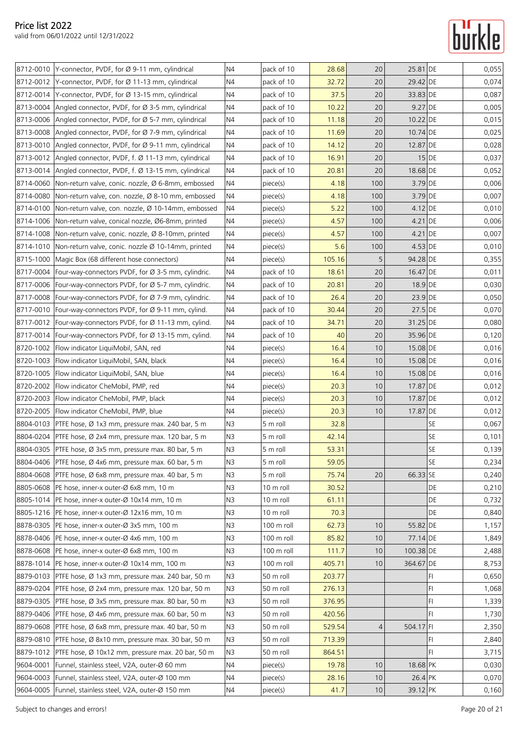| | | | | | | | | |
|---|---|---|---|---|---|---|---|---|
| 8712-0010 | Y-connector, PVDF, for Ø 9-11 mm, cylindrical | N4 | pack of 10 | 28.68 | 20 | 25.81 | DE | 0,055 |
| 8712-0012 | Y-connector, PVDF, for Ø 11-13 mm, cylindrical | N4 | pack of 10 | 32.72 | 20 | 29.42 | DE | 0,074 |
| 8712-0014 | Y-connector, PVDF, for Ø 13-15 mm, cylindrical | N4 | pack of 10 | 37.5 | 20 | 33.83 | DE | 0,087 |
| 8713-0004 | Angled connector, PVDF, for Ø 3-5 mm, cylindrical | N4 | pack of 10 | 10.22 | 20 | 9.27 | DE | 0,005 |
| 8713-0006 | Angled connector, PVDF, for Ø 5-7 mm, cylindrical | N4 | pack of 10 | 11.18 | 20 | 10.22 | DE | 0,015 |
| 8713-0008 | Angled connector, PVDF, for Ø 7-9 mm, cylindrical | N4 | pack of 10 | 11.69 | 20 | 10.74 | DE | 0,025 |
| 8713-0010 | Angled connector, PVDF, for Ø 9-11 mm, cylindrical | N4 | pack of 10 | 14.12 | 20 | 12.87 | DE | 0,028 |
| 8713-0012 | Angled connector, PVDF, f. Ø 11-13 mm, cylindrical | N4 | pack of 10 | 16.91 | 20 | 15 | DE | 0,037 |
| 8713-0014 | Angled connector, PVDF, f. Ø 13-15 mm, cylindrical | N4 | pack of 10 | 20.81 | 20 | 18.68 | DE | 0,052 |
| 8714-0060 | Non-return valve, conic. nozzle, Ø 6-8mm, embossed | N4 | piece(s) | 4.18 | 100 | 3.79 | DE | 0,006 |
| 8714-0080 | Non-return valve, con. nozzle, Ø 8-10 mm, embossed | N4 | piece(s) | 4.18 | 100 | 3.79 | DE | 0,007 |
| 8714-0100 | Non-return valve, con. nozzle, Ø 10-14mm, embossed | N4 | piece(s) | 5.22 | 100 | 4.12 | DE | 0,010 |
| 8714-1006 | Non-return valve, conical nozzle, Ø6-8mm, printed | N4 | piece(s) | 4.57 | 100 | 4.21 | DE | 0,006 |
| 8714-1008 | Non-return valve, conic. nozzle, Ø 8-10mm, printed | N4 | piece(s) | 4.57 | 100 | 4.21 | DE | 0,007 |
| 8714-1010 | Non-return valve, conic. nozzle Ø 10-14mm, printed | N4 | piece(s) | 5.6 | 100 | 4.53 | DE | 0,010 |
| 8715-1000 | Magic Box (68 different hose connectors) | N4 | piece(s) | 105.16 | 5 | 94.28 | DE | 0,355 |
| 8717-0004 | Four-way-connectors PVDF, for Ø 3-5 mm, cylindric. | N4 | pack of 10 | 18.61 | 20 | 16.47 | DE | 0,011 |
| 8717-0006 | Four-way-connectors PVDF, for Ø 5-7 mm, cylindric. | N4 | pack of 10 | 20.81 | 20 | 18.9 | DE | 0,030 |
| 8717-0008 | Four-way-connectors PVDF, for Ø 7-9 mm, cylindric. | N4 | pack of 10 | 26.4 | 20 | 23.9 | DE | 0,050 |
| 8717-0010 | Four-way-connectors PVDF, for Ø 9-11 mm, cylind. | N4 | pack of 10 | 30.44 | 20 | 27.5 | DE | 0,070 |
| 8717-0012 | Four-way-connectors PVDF, for Ø 11-13 mm, cylind. | N4 | pack of 10 | 34.71 | 20 | 31.25 | DE | 0,080 |
| 8717-0014 | Four-way-connectors PVDF, for Ø 13-15 mm, cylind. | N4 | pack of 10 | 40 | 20 | 35.96 | DE | 0,120 |
| 8720-1002 | Flow indicator LiquiMobil, SAN, red | N4 | piece(s) | 16.4 | 10 | 15.08 | DE | 0,016 |
| 8720-1003 | Flow indicator LiquiMobil, SAN, black | N4 | piece(s) | 16.4 | 10 | 15.08 | DE | 0,016 |
| 8720-1005 | Flow indicator LiquiMobil, SAN, blue | N4 | piece(s) | 16.4 | 10 | 15.08 | DE | 0,016 |
| 8720-2002 | Flow indicator CheMobil, PMP, red | N4 | piece(s) | 20.3 | 10 | 17.87 | DE | 0,012 |
| 8720-2003 | Flow indicator CheMobil, PMP, black | N4 | piece(s) | 20.3 | 10 | 17.87 | DE | 0,012 |
| 8720-2005 | Flow indicator CheMobil, PMP, blue | N4 | piece(s) | 20.3 | 10 | 17.87 | DE | 0,012 |
| 8804-0103 | PTFE hose, Ø 1x3 mm, pressure max. 240 bar, 5 m | N3 | 5 m roll | 32.8 | | | SE | 0,067 |
| 8804-0204 | PTFE hose, Ø 2x4 mm, pressure max. 120 bar, 5 m | N3 | 5 m roll | 42.14 | | | SE | 0,101 |
| 8804-0305 | PTFE hose, Ø 3x5 mm, pressure max. 80 bar, 5 m | N3 | 5 m roll | 53.31 | | | SE | 0,139 |
| 8804-0406 | PTFE hose, Ø 4x6 mm, pressure max. 60 bar, 5 m | N3 | 5 m roll | 59.05 | | | SE | 0,234 |
| 8804-0608 | PTFE hose, Ø 6x8 mm, pressure max. 40 bar, 5 m | N3 | 5 m roll | 75.74 | 20 | 66.33 | SE | 0,240 |
| 8805-0608 | PE hose, inner-x outer-Ø 6x8 mm, 10 m | N3 | 10 m roll | 30.52 | | | DE | 0,210 |
| 8805-1014 | PE hose, inner-x outer-Ø 10x14 mm, 10 m | N3 | 10 m roll | 61.11 | | | DE | 0,732 |
| 8805-1216 | PE hose, inner-x outer-Ø 12x16 mm, 10 m | N3 | 10 m roll | 70.3 | | | DE | 0,840 |
| 8878-0305 | PE hose, inner-x outer-Ø 3x5 mm, 100 m | N3 | 100 m roll | 62.73 | 10 | 55.82 | DE | 1,157 |
| 8878-0406 | PE hose, inner-x outer-Ø 4x6 mm, 100 m | N3 | 100 m roll | 85.82 | 10 | 77.14 | DE | 1,849 |
| 8878-0608 | PE hose, inner-x outer-Ø 6x8 mm, 100 m | N3 | 100 m roll | 111.7 | 10 | 100.38 | DE | 2,488 |
| 8878-1014 | PE hose, inner-x outer-Ø 10x14 mm, 100 m | N3 | 100 m roll | 405.71 | 10 | 364.67 | DE | 8,753 |
| 8879-0103 | PTFE hose, Ø 1x3 mm, pressure max. 240 bar, 50 m | N3 | 50 m roll | 203.77 | | | FI | 0,650 |
| 8879-0204 | PTFE hose, Ø 2x4 mm, pressure max. 120 bar, 50 m | N3 | 50 m roll | 276.13 | | | FI | 1,068 |
| 8879-0305 | PTFE hose, Ø 3x5 mm, pressure max. 80 bar, 50 m | N3 | 50 m roll | 376.95 | | | FI | 1,339 |
| 8879-0406 | PTFE hose, Ø 4x6 mm, pressure max. 60 bar, 50 m | N3 | 50 m roll | 420.56 | | | FI | 1,730 |
| 8879-0608 | PTFE hose, Ø 6x8 mm, pressure max. 40 bar, 50 m | N3 | 50 m roll | 529.54 | 4 | 504.17 | FI | 2,350 |
| 8879-0810 | PTFE hose, Ø 8x10 mm, pressure max. 30 bar, 50 m | N3 | 50 m roll | 713.39 | | | FI | 2,840 |
| 8879-1012 | PTFE hose, Ø 10x12 mm, pressure max. 20 bar, 50 m | N3 | 50 m roll | 864.51 | | | FI | 3,715 |
| 9604-0001 | Funnel, stainless steel, V2A, outer-Ø 60 mm | N4 | piece(s) | 19.78 | 10 | 18.68 | PK | 0,030 |
| 9604-0003 | Funnel, stainless steel, V2A, outer-Ø 100 mm | N4 | piece(s) | 28.16 | 10 | 26.4 | PK | 0,070 |
| 9604-0005 | Funnel, stainless steel, V2A, outer-Ø 150 mm | N4 | piece(s) | 41.7 | 10 | 39.12 | PK | 0,160 |

Subject to changes and errors!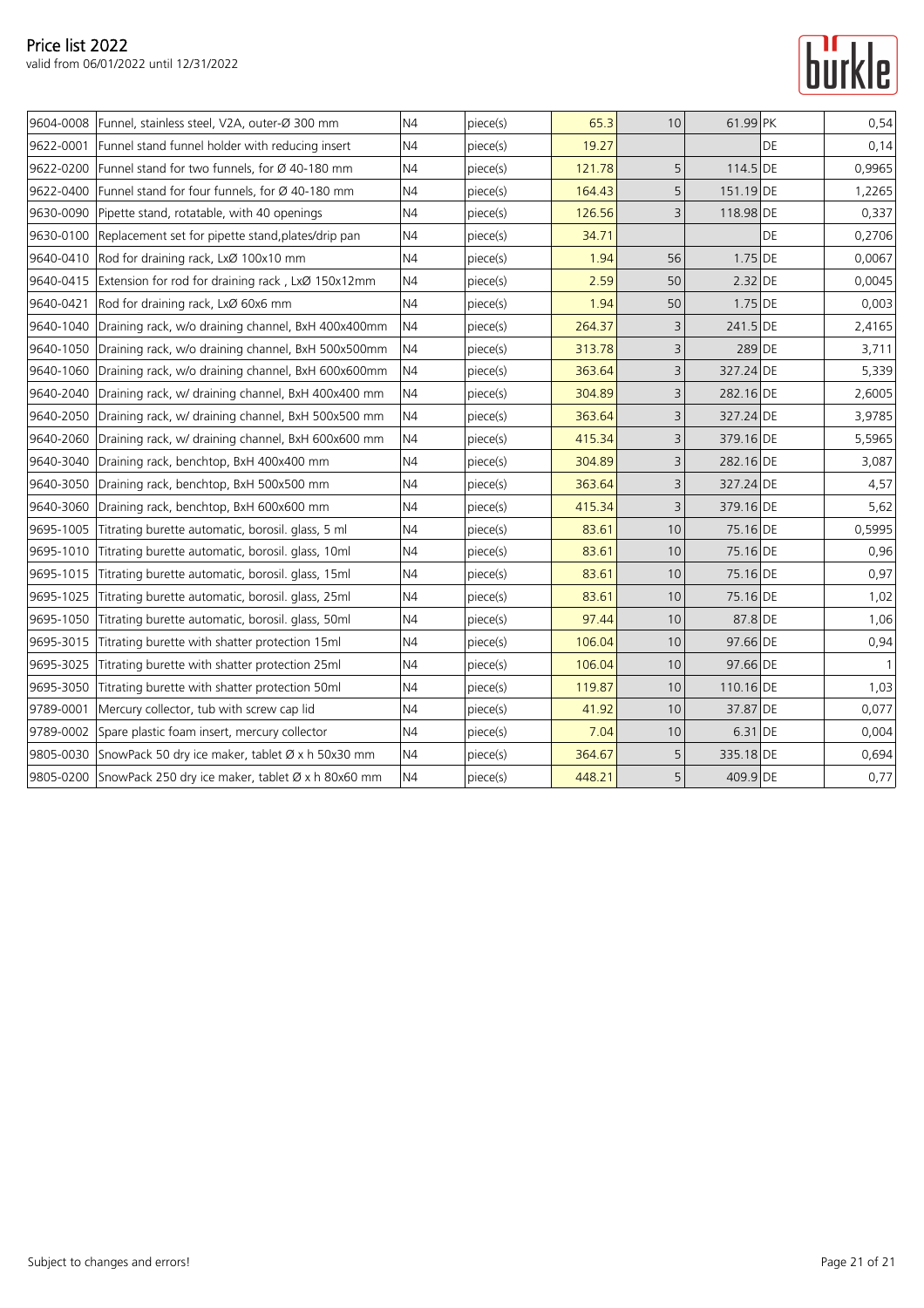# Price list 2022

valid from 06/01/2022 until 12/31/2022

| | | | | | | | | |
|---|---|---|---|---|---|---|---|---|
| 9604-0008 | Funnel, stainless steel, V2A, outer-Ø 300 mm | N4 | piece(s) | 65.3 | 10 | 61.99 | PK | 0,54 |
| 9622-0001 | Funnel stand funnel holder with reducing insert | N4 | piece(s) | 19.27 | | | DE | 0,14 |
| 9622-0200 | Funnel stand for two funnels, for Ø 40-180 mm | N4 | piece(s) | 121.78 | 5 | 114.5 | DE | 0,9965 |
| 9622-0400 | Funnel stand for four funnels, for Ø 40-180 mm | N4 | piece(s) | 164.43 | 5 | 151.19 | DE | 1,2265 |
| 9630-0090 | Pipette stand, rotatable, with 40 openings | N4 | piece(s) | 126.56 | 3 | 118.98 | DE | 0,337 |
| 9630-0100 | Replacement set for pipette stand,plates/drip pan | N4 | piece(s) | 34.71 | | | DE | 0,2706 |
| 9640-0410 | Rod for draining rack, LxØ 100x10 mm | N4 | piece(s) | 1.94 | 56 | 1.75 | DE | 0,0067 |
| 9640-0415 | Extension for rod for draining rack , LxØ 150x12mm | N4 | piece(s) | 2.59 | 50 | 2.32 | DE | 0,0045 |
| 9640-0421 | Rod for draining rack, LxØ 60x6 mm | N4 | piece(s) | 1.94 | 50 | 1.75 | DE | 0,003 |
| 9640-1040 | Draining rack, w/o draining channel, BxH 400x400mm | N4 | piece(s) | 264.37 | 3 | 241.5 | DE | 2,4165 |
| 9640-1050 | Draining rack, w/o draining channel, BxH 500x500mm | N4 | piece(s) | 313.78 | 3 | 289 | DE | 3,711 |
| 9640-1060 | Draining rack, w/o draining channel, BxH 600x600mm | N4 | piece(s) | 363.64 | 3 | 327.24 | DE | 5,339 |
| 9640-2040 | Draining rack, w/ draining channel, BxH 400x400 mm | N4 | piece(s) | 304.89 | 3 | 282.16 | DE | 2,6005 |
| 9640-2050 | Draining rack, w/ draining channel, BxH 500x500 mm | N4 | piece(s) | 363.64 | 3 | 327.24 | DE | 3,9785 |
| 9640-2060 | Draining rack, w/ draining channel, BxH 600x600 mm | N4 | piece(s) | 415.34 | 3 | 379.16 | DE | 5,5965 |
| 9640-3040 | Draining rack, benchtop, BxH 400x400 mm | N4 | piece(s) | 304.89 | 3 | 282.16 | DE | 3,087 |
| 9640-3050 | Draining rack, benchtop, BxH 500x500 mm | N4 | piece(s) | 363.64 | 3 | 327.24 | DE | 4,57 |
| 9640-3060 | Draining rack, benchtop, BxH 600x600 mm | N4 | piece(s) | 415.34 | 3 | 379.16 | DE | 5,62 |
| 9695-1005 | Titrating burette automatic, borosil. glass, 5 ml | N4 | piece(s) | 83.61 | 10 | 75.16 | DE | 0,5995 |
| 9695-1010 | Titrating burette automatic, borosil. glass, 10ml | N4 | piece(s) | 83.61 | 10 | 75.16 | DE | 0,96 |
| 9695-1015 | Titrating burette automatic, borosil. glass, 15ml | N4 | piece(s) | 83.61 | 10 | 75.16 | DE | 0,97 |
| 9695-1025 | Titrating burette automatic, borosil. glass, 25ml | N4 | piece(s) | 83.61 | 10 | 75.16 | DE | 1,02 |
| 9695-1050 | Titrating burette automatic, borosil. glass, 50ml | N4 | piece(s) | 97.44 | 10 | 87.8 | DE | 1,06 |
| 9695-3015 | Titrating burette with shatter protection 15ml | N4 | piece(s) | 106.04 | 10 | 97.66 | DE | 0,94 |
| 9695-3025 | Titrating burette with shatter protection 25ml | N4 | piece(s) | 106.04 | 10 | 97.66 | DE | 1 |
| 9695-3050 | Titrating burette with shatter protection 50ml | N4 | piece(s) | 119.87 | 10 | 110.16 | DE | 1,03 |
| 9789-0001 | Mercury collector, tub with screw cap lid | N4 | piece(s) | 41.92 | 10 | 37.87 | DE | 0,077 |
| 9789-0002 | Spare plastic foam insert, mercury collector | N4 | piece(s) | 7.04 | 10 | 6.31 | DE | 0,004 |
| 9805-0030 | SnowPack 50 dry ice maker, tablet Ø x h 50x30 mm | N4 | piece(s) | 364.67 | 5 | 335.18 | DE | 0,694 |
| 9805-0200 | SnowPack 250 dry ice maker, tablet Ø x h 80x60 mm | N4 | piece(s) | 448.21 | 5 | 409.9 | DE | 0,77 |

Subject to changes and errors!